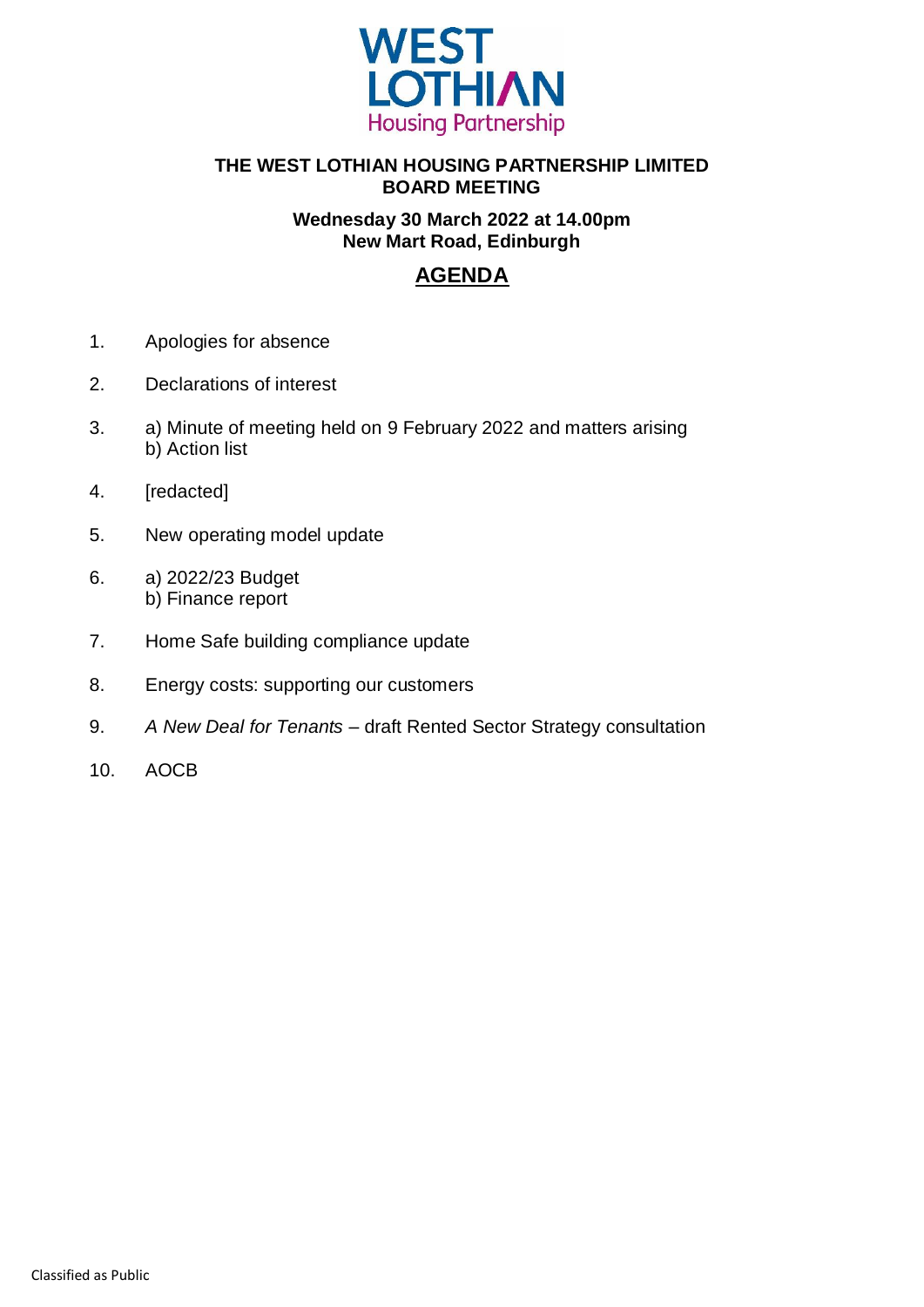WEST LOTHIAN
Housing Partnership

**THE WEST LOTHIAN HOUSING PARTNERSHIP LIMITED**
**BOARD MEETING**

**Wednesday 30 March 2022 at 14.00pm**
**New Mart Road, Edinburgh**

## AGENDA

1. Apologies for absence

2. Declarations of interest

3. a) Minute of meeting held on 9 February 2022 and matters arising
   b) Action list

4. [redacted]

5. New operating model update

6. a) 2022/23 Budget
   b) Finance report

7. Home Safe building compliance update

8. Energy costs: supporting our customers

9. *A New Deal for Tenants* – draft Rented Sector Strategy consultation

10. AOCB

Classified as Public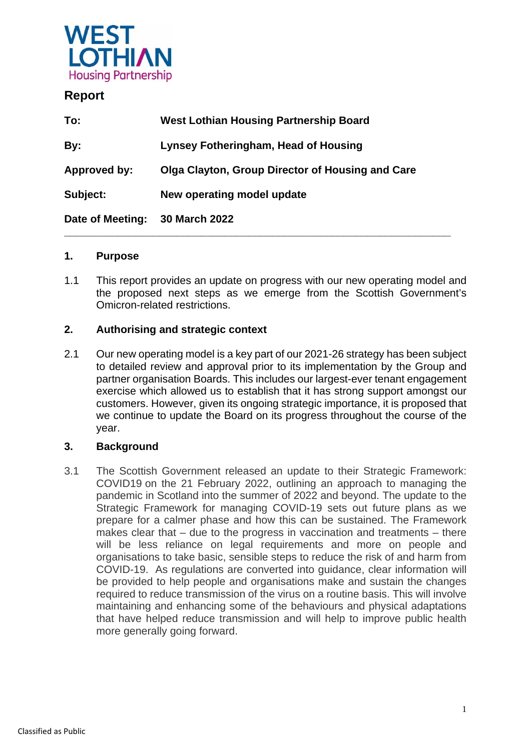**WEST LOTHIAN**
Housing Partnership

# Report

| | |
|---|---|
| **To:** | **West Lothian Housing Partnership Board** |
| **By:** | **Lynsey Fotheringham, Head of Housing** |
| **Approved by:** | **Olga Clayton, Group Director of Housing and Care** |
| **Subject:** | **New operating model update** |
| **Date of Meeting:** | **30 March 2022** |

---

## 1. Purpose

1.1 This report provides an update on progress with our new operating model and the proposed next steps as we emerge from the Scottish Government's Omicron-related restrictions.

## 2. Authorising and strategic context

2.1 Our new operating model is a key part of our 2021-26 strategy has been subject to detailed review and approval prior to its implementation by the Group and partner organisation Boards. This includes our largest-ever tenant engagement exercise which allowed us to establish that it has strong support amongst our customers. However, given its ongoing strategic importance, it is proposed that we continue to update the Board on its progress throughout the course of the year.

## 3. Background

3.1 The Scottish Government released an update to their Strategic Framework: COVID19 on the 21 February 2022, outlining an approach to managing the pandemic in Scotland into the summer of 2022 and beyond. The update to the Strategic Framework for managing COVID-19 sets out future plans as we prepare for a calmer phase and how this can be sustained. The Framework makes clear that – due to the progress in vaccination and treatments – there will be less reliance on legal requirements and more on people and organisations to take basic, sensible steps to reduce the risk of and harm from COVID-19. As regulations are converted into guidance, clear information will be provided to help people and organisations make and sustain the changes required to reduce transmission of the virus on a routine basis. This will involve maintaining and enhancing some of the behaviours and physical adaptations that have helped reduce transmission and will help to improve public health more generally going forward.

Classified as Public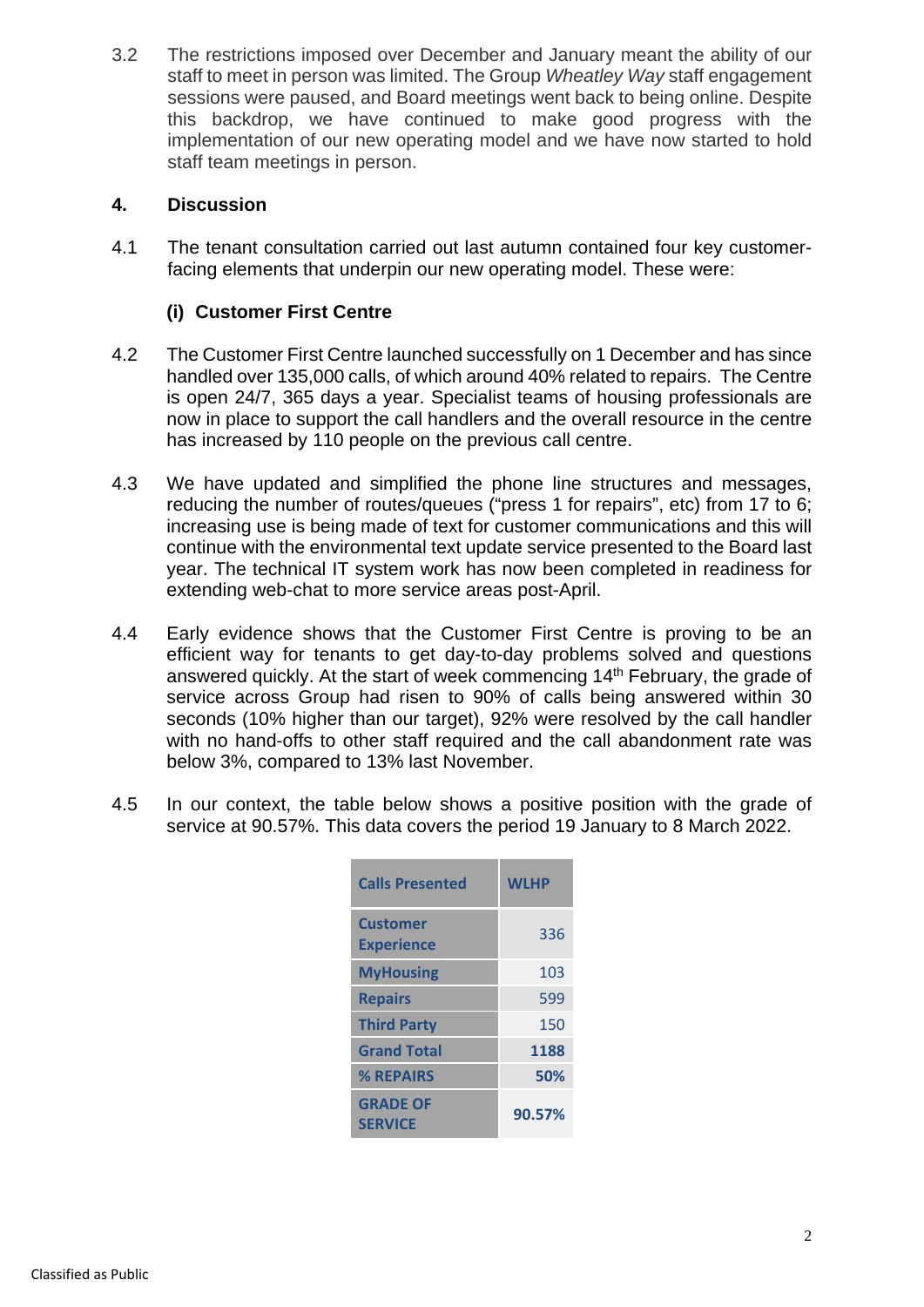3.2 The restrictions imposed over December and January meant the ability of our staff to meet in person was limited. The Group *Wheatley Way* staff engagement sessions were paused, and Board meetings went back to being online. Despite this backdrop, we have continued to make good progress with the implementation of our new operating model and we have now started to hold staff team meetings in person.

## 4. Discussion

4.1 The tenant consultation carried out last autumn contained four key customer-facing elements that underpin our new operating model. These were:

### (i) Customer First Centre

4.2 The Customer First Centre launched successfully on 1 December and has since handled over 135,000 calls, of which around 40% related to repairs. The Centre is open 24/7, 365 days a year. Specialist teams of housing professionals are now in place to support the call handlers and the overall resource in the centre has increased by 110 people on the previous call centre.

4.3 We have updated and simplified the phone line structures and messages, reducing the number of routes/queues ("press 1 for repairs", etc) from 17 to 6; increasing use is being made of text for customer communications and this will continue with the environmental text update service presented to the Board last year. The technical IT system work has now been completed in readiness for extending web-chat to more service areas post-April.

4.4 Early evidence shows that the Customer First Centre is proving to be an efficient way for tenants to get day-to-day problems solved and questions answered quickly. At the start of week commencing 14th February, the grade of service across Group had risen to 90% of calls being answered within 30 seconds (10% higher than our target), 92% were resolved by the call handler with no hand-offs to other staff required and the call abandonment rate was below 3%, compared to 13% last November.

4.5 In our context, the table below shows a positive position with the grade of service at 90.57%. This data covers the period 19 January to 8 March 2022.

| Calls Presented | WLHP |
|---|---|
| Customer Experience | 336 |
| MyHousing | 103 |
| Repairs | 599 |
| Third Party | 150 |
| **Grand Total** | **1188** |
| **% REPAIRS** | **50%** |
| **GRADE OF SERVICE** | **90.57%** |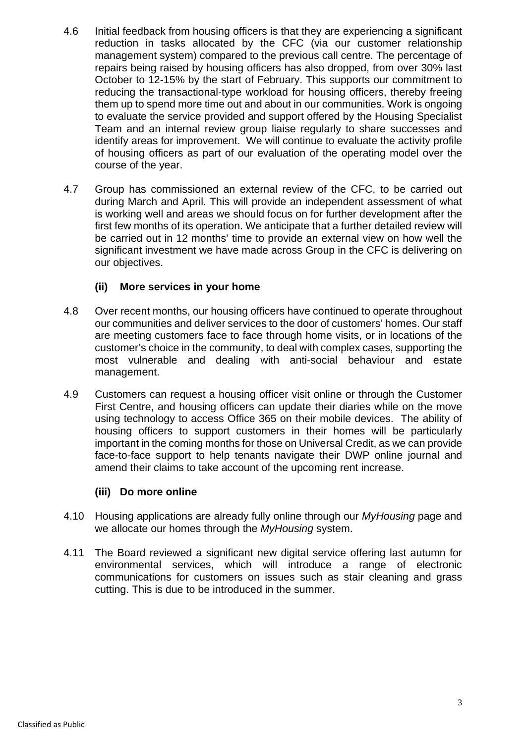4.6 Initial feedback from housing officers is that they are experiencing a significant reduction in tasks allocated by the CFC (via our customer relationship management system) compared to the previous call centre. The percentage of repairs being raised by housing officers has also dropped, from over 30% last October to 12-15% by the start of February. This supports our commitment to reducing the transactional-type workload for housing officers, thereby freeing them up to spend more time out and about in our communities. Work is ongoing to evaluate the service provided and support offered by the Housing Specialist Team and an internal review group liaise regularly to share successes and identify areas for improvement. We will continue to evaluate the activity profile of housing officers as part of our evaluation of the operating model over the course of the year.

4.7 Group has commissioned an external review of the CFC, to be carried out during March and April. This will provide an independent assessment of what is working well and areas we should focus on for further development after the first few months of its operation. We anticipate that a further detailed review will be carried out in 12 months' time to provide an external view on how well the significant investment we have made across Group in the CFC is delivering on our objectives.

**(ii) More services in your home**

4.8 Over recent months, our housing officers have continued to operate throughout our communities and deliver services to the door of customers' homes. Our staff are meeting customers face to face through home visits, or in locations of the customer's choice in the community, to deal with complex cases, supporting the most vulnerable and dealing with anti-social behaviour and estate management.

4.9 Customers can request a housing officer visit online or through the Customer First Centre, and housing officers can update their diaries while on the move using technology to access Office 365 on their mobile devices. The ability of housing officers to support customers in their homes will be particularly important in the coming months for those on Universal Credit, as we can provide face-to-face support to help tenants navigate their DWP online journal and amend their claims to take account of the upcoming rent increase.

**(iii) Do more online**

4.10 Housing applications are already fully online through our *MyHousing* page and we allocate our homes through the *MyHousing* system.

4.11 The Board reviewed a significant new digital service offering last autumn for environmental services, which will introduce a range of electronic communications for customers on issues such as stair cleaning and grass cutting. This is due to be introduced in the summer.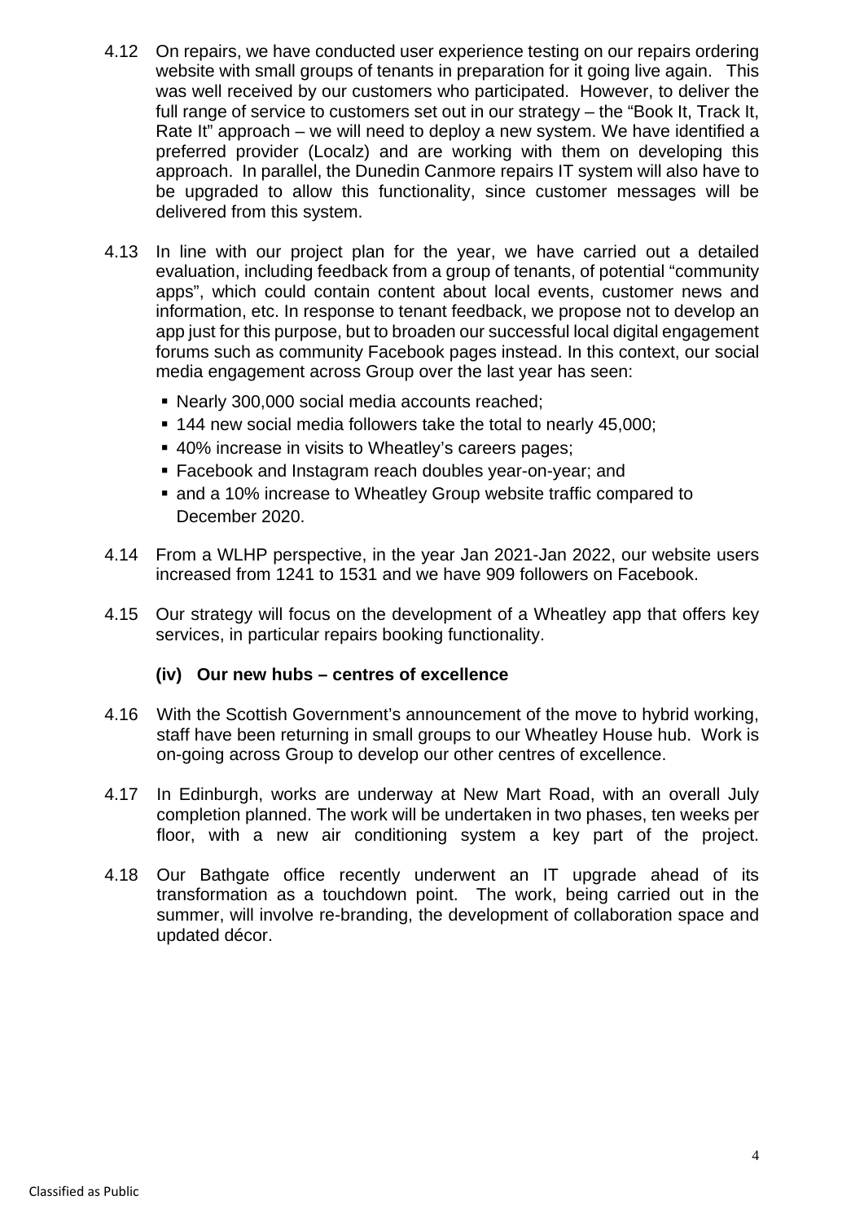4.12 On repairs, we have conducted user experience testing on our repairs ordering website with small groups of tenants in preparation for it going live again. This was well received by our customers who participated. However, to deliver the full range of service to customers set out in our strategy – the "Book It, Track It, Rate It" approach – we will need to deploy a new system. We have identified a preferred provider (Localz) and are working with them on developing this approach. In parallel, the Dunedin Canmore repairs IT system will also have to be upgraded to allow this functionality, since customer messages will be delivered from this system.

4.13 In line with our project plan for the year, we have carried out a detailed evaluation, including feedback from a group of tenants, of potential "community apps", which could contain content about local events, customer news and information, etc. In response to tenant feedback, we propose not to develop an app just for this purpose, but to broaden our successful local digital engagement forums such as community Facebook pages instead. In this context, our social media engagement across Group over the last year has seen:

- Nearly 300,000 social media accounts reached;
- 144 new social media followers take the total to nearly 45,000;
- 40% increase in visits to Wheatley's careers pages;
- Facebook and Instagram reach doubles year-on-year; and
- and a 10% increase to Wheatley Group website traffic compared to December 2020.

4.14 From a WLHP perspective, in the year Jan 2021-Jan 2022, our website users increased from 1241 to 1531 and we have 909 followers on Facebook.

4.15 Our strategy will focus on the development of a Wheatley app that offers key services, in particular repairs booking functionality.

### (iv) Our new hubs – centres of excellence

4.16 With the Scottish Government's announcement of the move to hybrid working, staff have been returning in small groups to our Wheatley House hub. Work is on-going across Group to develop our other centres of excellence.

4.17 In Edinburgh, works are underway at New Mart Road, with an overall July completion planned. The work will be undertaken in two phases, ten weeks per floor, with a new air conditioning system a key part of the project.

4.18 Our Bathgate office recently underwent an IT upgrade ahead of its transformation as a touchdown point. The work, being carried out in the summer, will involve re-branding, the development of collaboration space and updated décor.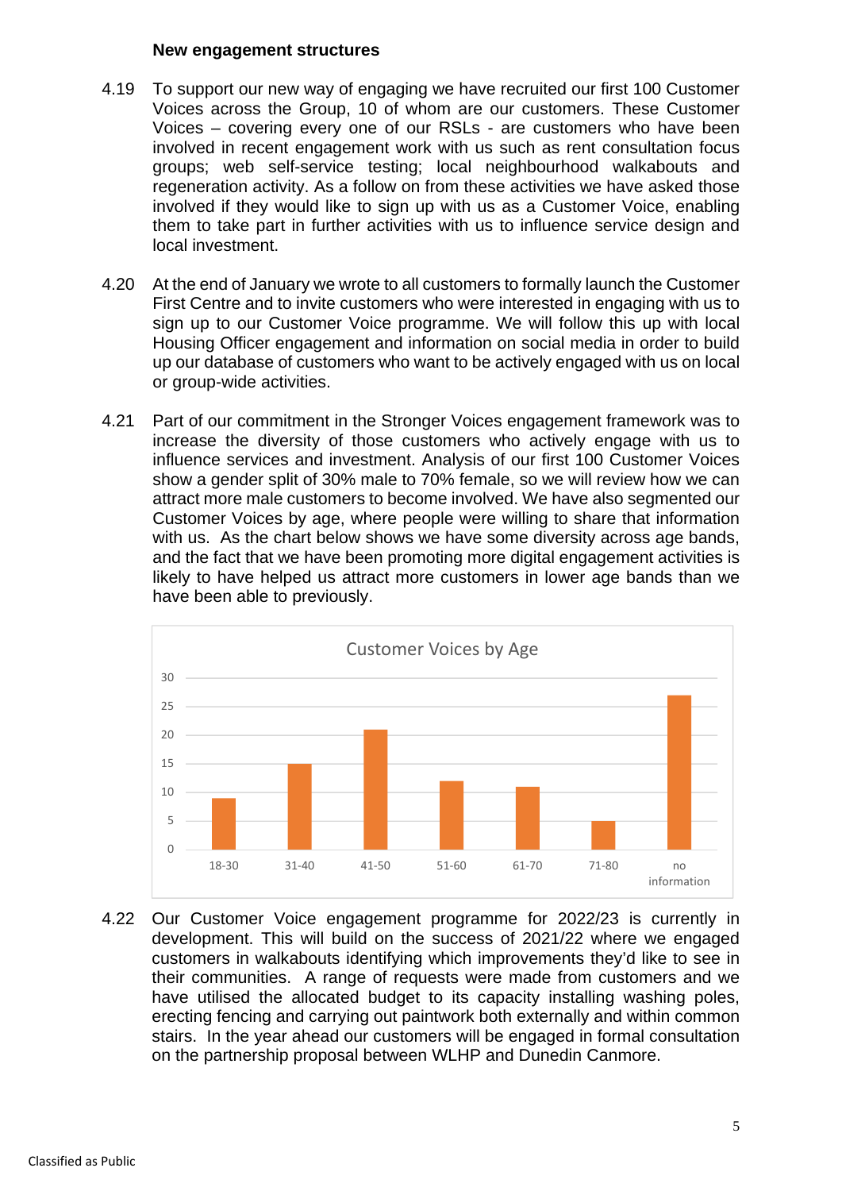**New engagement structures**

4.19 To support our new way of engaging we have recruited our first 100 Customer Voices across the Group, 10 of whom are our customers. These Customer Voices – covering every one of our RSLs - are customers who have been involved in recent engagement work with us such as rent consultation focus groups; web self-service testing; local neighbourhood walkabouts and regeneration activity. As a follow on from these activities we have asked those involved if they would like to sign up with us as a Customer Voice, enabling them to take part in further activities with us to influence service design and local investment.

4.20 At the end of January we wrote to all customers to formally launch the Customer First Centre and to invite customers who were interested in engaging with us to sign up to our Customer Voice programme. We will follow this up with local Housing Officer engagement and information on social media in order to build up our database of customers who want to be actively engaged with us on local or group-wide activities.

4.21 Part of our commitment in the Stronger Voices engagement framework was to increase the diversity of those customers who actively engage with us to influence services and investment. Analysis of our first 100 Customer Voices show a gender split of 30% male to 70% female, so we will review how we can attract more male customers to become involved. We have also segmented our Customer Voices by age, where people were willing to share that information with us. As the chart below shows we have some diversity across age bands, and the fact that we have been promoting more digital engagement activities is likely to have helped us attract more customers in lower age bands than we have been able to previously.

**Customer Voices by Age**

| Age band | Customer Voices |
|---|---|
| 18-30 | 9 |
| 31-40 | 15 |
| 41-50 | 21 |
| 51-60 | 12 |
| 61-70 | 11 |
| 71-80 | 5 |
| no information | 27 |

4.22 Our Customer Voice engagement programme for 2022/23 is currently in development. This will build on the success of 2021/22 where we engaged customers in walkabouts identifying which improvements they'd like to see in their communities. A range of requests were made from customers and we have utilised the allocated budget to its capacity installing washing poles, erecting fencing and carrying out paintwork both externally and within common stairs. In the year ahead our customers will be engaged in formal consultation on the partnership proposal between WLHP and Dunedin Canmore.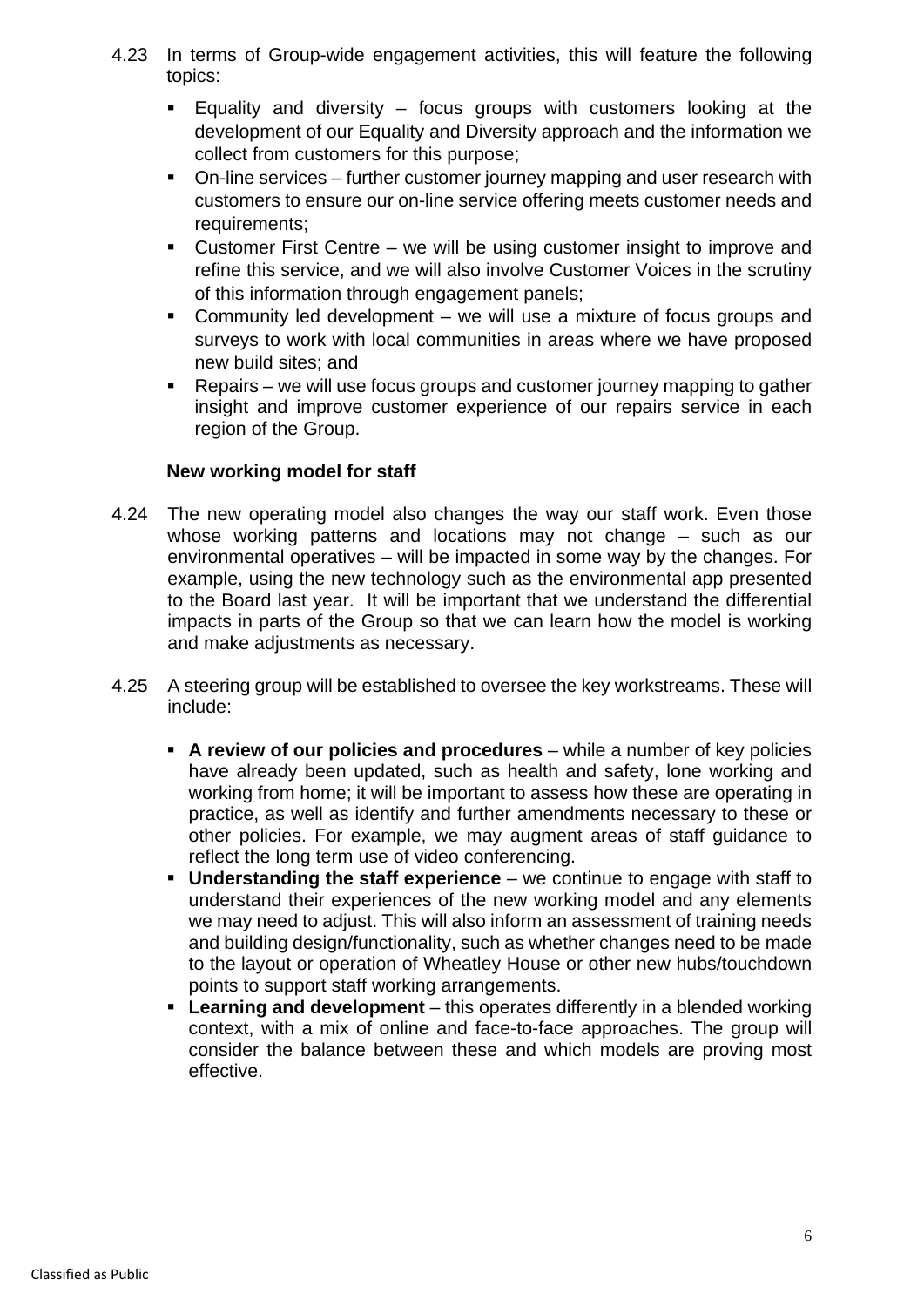4.23 In terms of Group-wide engagement activities, this will feature the following topics:

- Equality and diversity – focus groups with customers looking at the development of our Equality and Diversity approach and the information we collect from customers for this purpose;
- On-line services – further customer journey mapping and user research with customers to ensure our on-line service offering meets customer needs and requirements;
- Customer First Centre – we will be using customer insight to improve and refine this service, and we will also involve Customer Voices in the scrutiny of this information through engagement panels;
- Community led development – we will use a mixture of focus groups and surveys to work with local communities in areas where we have proposed new build sites; and
- Repairs – we will use focus groups and customer journey mapping to gather insight and improve customer experience of our repairs service in each region of the Group.

**New working model for staff**

4.24 The new operating model also changes the way our staff work. Even those whose working patterns and locations may not change – such as our environmental operatives – will be impacted in some way by the changes. For example, using the new technology such as the environmental app presented to the Board last year. It will be important that we understand the differential impacts in parts of the Group so that we can learn how the model is working and make adjustments as necessary.

4.25 A steering group will be established to oversee the key workstreams. These will include:

- **A review of our policies and procedures** – while a number of key policies have already been updated, such as health and safety, lone working and working from home; it will be important to assess how these are operating in practice, as well as identify and further amendments necessary to these or other policies. For example, we may augment areas of staff guidance to reflect the long term use of video conferencing.
- **Understanding the staff experience** – we continue to engage with staff to understand their experiences of the new working model and any elements we may need to adjust. This will also inform an assessment of training needs and building design/functionality, such as whether changes need to be made to the layout or operation of Wheatley House or other new hubs/touchdown points to support staff working arrangements.
- **Learning and development** – this operates differently in a blended working context, with a mix of online and face-to-face approaches. The group will consider the balance between these and which models are proving most effective.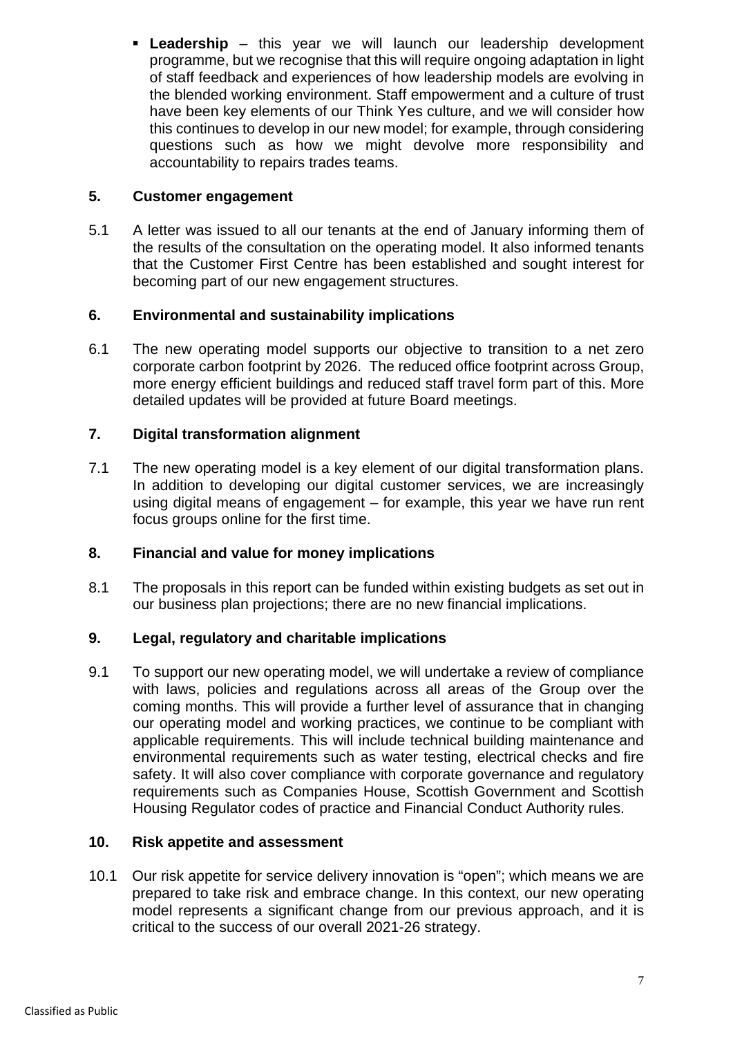- **Leadership** – this year we will launch our leadership development programme, but we recognise that this will require ongoing adaptation in light of staff feedback and experiences of how leadership models are evolving in the blended working environment. Staff empowerment and a culture of trust have been key elements of our Think Yes culture, and we will consider how this continues to develop in our new model; for example, through considering questions such as how we might devolve more responsibility and accountability to repairs trades teams.

## 5. Customer engagement

5.1 A letter was issued to all our tenants at the end of January informing them of the results of the consultation on the operating model. It also informed tenants that the Customer First Centre has been established and sought interest for becoming part of our new engagement structures.

## 6. Environmental and sustainability implications

6.1 The new operating model supports our objective to transition to a net zero corporate carbon footprint by 2026. The reduced office footprint across Group, more energy efficient buildings and reduced staff travel form part of this. More detailed updates will be provided at future Board meetings.

## 7. Digital transformation alignment

7.1 The new operating model is a key element of our digital transformation plans. In addition to developing our digital customer services, we are increasingly using digital means of engagement – for example, this year we have run rent focus groups online for the first time.

## 8. Financial and value for money implications

8.1 The proposals in this report can be funded within existing budgets as set out in our business plan projections; there are no new financial implications.

## 9. Legal, regulatory and charitable implications

9.1 To support our new operating model, we will undertake a review of compliance with laws, policies and regulations across all areas of the Group over the coming months. This will provide a further level of assurance that in changing our operating model and working practices, we continue to be compliant with applicable requirements. This will include technical building maintenance and environmental requirements such as water testing, electrical checks and fire safety. It will also cover compliance with corporate governance and regulatory requirements such as Companies House, Scottish Government and Scottish Housing Regulator codes of practice and Financial Conduct Authority rules.

## 10. Risk appetite and assessment

10.1 Our risk appetite for service delivery innovation is "open"; which means we are prepared to take risk and embrace change. In this context, our new operating model represents a significant change from our previous approach, and it is critical to the success of our overall 2021-26 strategy.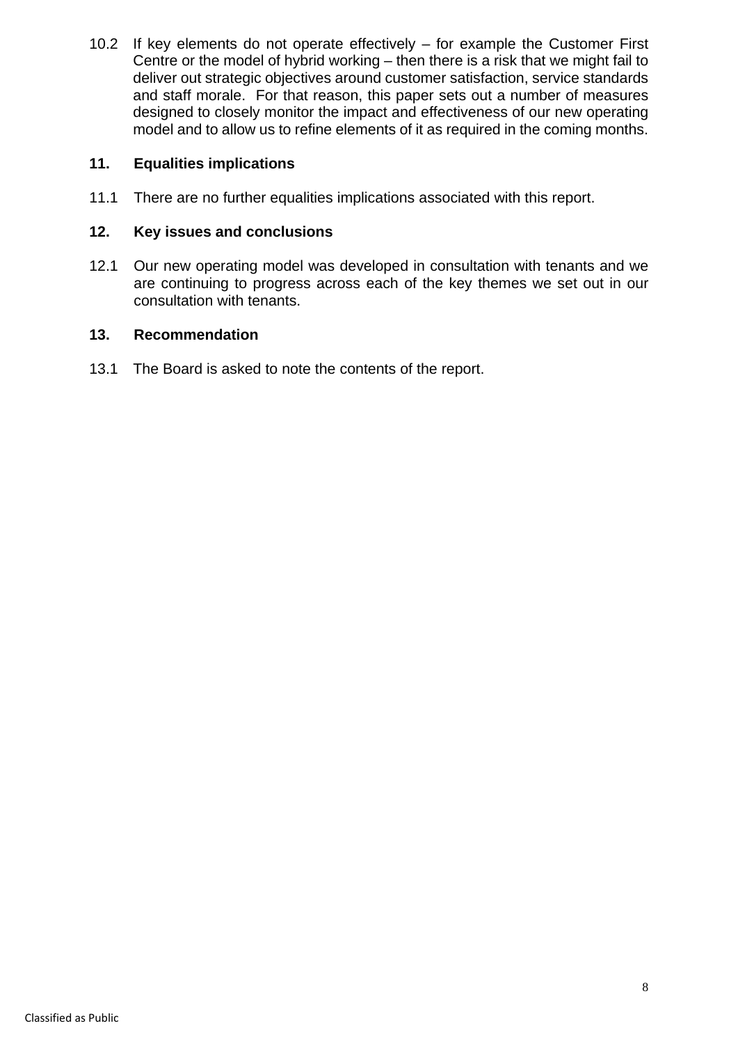10.2 If key elements do not operate effectively – for example the Customer First Centre or the model of hybrid working – then there is a risk that we might fail to deliver out strategic objectives around customer satisfaction, service standards and staff morale. For that reason, this paper sets out a number of measures designed to closely monitor the impact and effectiveness of our new operating model and to allow us to refine elements of it as required in the coming months.

## 11. Equalities implications

11.1 There are no further equalities implications associated with this report.

## 12. Key issues and conclusions

12.1 Our new operating model was developed in consultation with tenants and we are continuing to progress across each of the key themes we set out in our consultation with tenants.

## 13. Recommendation

13.1 The Board is asked to note the contents of the report.

Classified as Public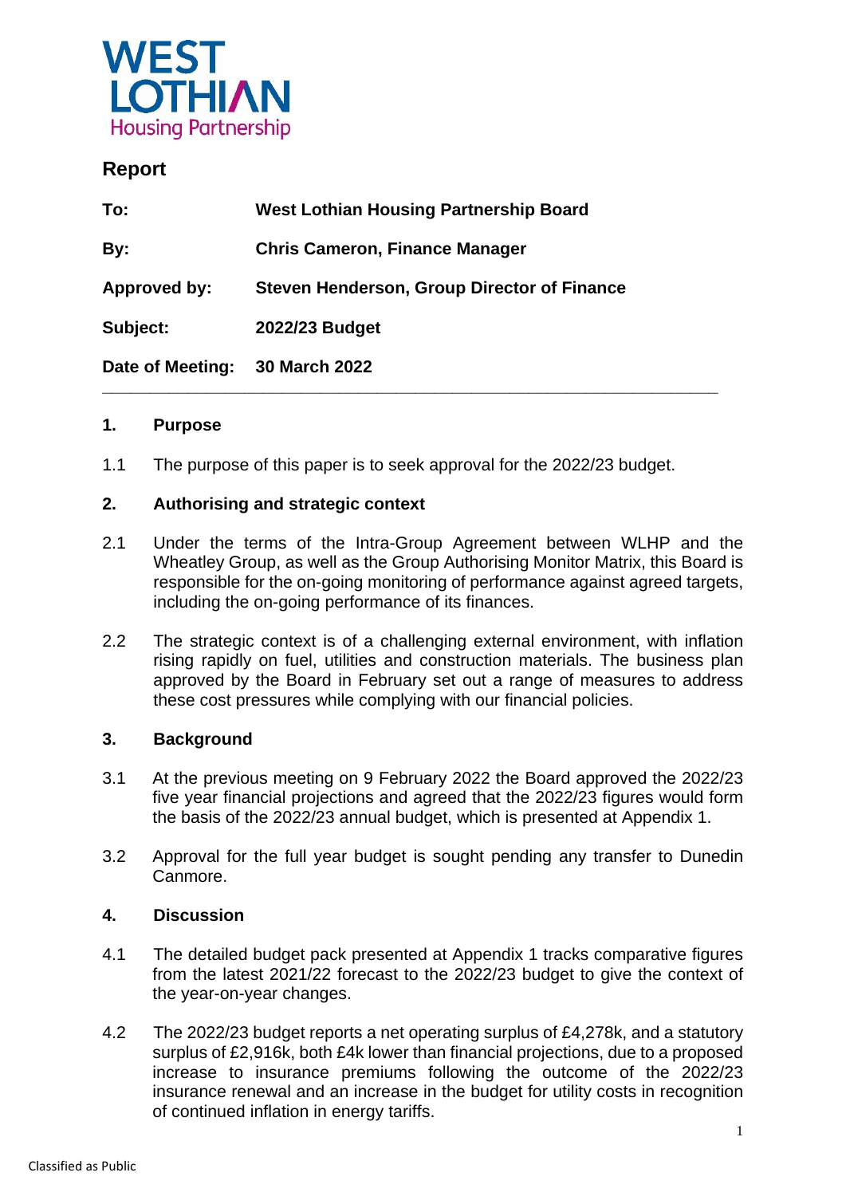WEST LOTHIAN
Housing Partnership

## Report

| | |
|---|---|
| **To:** | **West Lothian Housing Partnership Board** |
| **By:** | **Chris Cameron, Finance Manager** |
| **Approved by:** | **Steven Henderson, Group Director of Finance** |
| **Subject:** | **2022/23 Budget** |
| **Date of Meeting:** | **30 March 2022** |

---

### 1. Purpose

1.1 The purpose of this paper is to seek approval for the 2022/23 budget.

### 2. Authorising and strategic context

2.1 Under the terms of the Intra-Group Agreement between WLHP and the Wheatley Group, as well as the Group Authorising Monitor Matrix, this Board is responsible for the on-going monitoring of performance against agreed targets, including the on-going performance of its finances.

2.2 The strategic context is of a challenging external environment, with inflation rising rapidly on fuel, utilities and construction materials. The business plan approved by the Board in February set out a range of measures to address these cost pressures while complying with our financial policies.

### 3. Background

3.1 At the previous meeting on 9 February 2022 the Board approved the 2022/23 five year financial projections and agreed that the 2022/23 figures would form the basis of the 2022/23 annual budget, which is presented at Appendix 1.

3.2 Approval for the full year budget is sought pending any transfer to Dunedin Canmore.

### 4. Discussion

4.1 The detailed budget pack presented at Appendix 1 tracks comparative figures from the latest 2021/22 forecast to the 2022/23 budget to give the context of the year-on-year changes.

4.2 The 2022/23 budget reports a net operating surplus of £4,278k, and a statutory surplus of £2,916k, both £4k lower than financial projections, due to a proposed increase to insurance premiums following the outcome of the 2022/23 insurance renewal and an increase in the budget for utility costs in recognition of continued inflation in energy tariffs.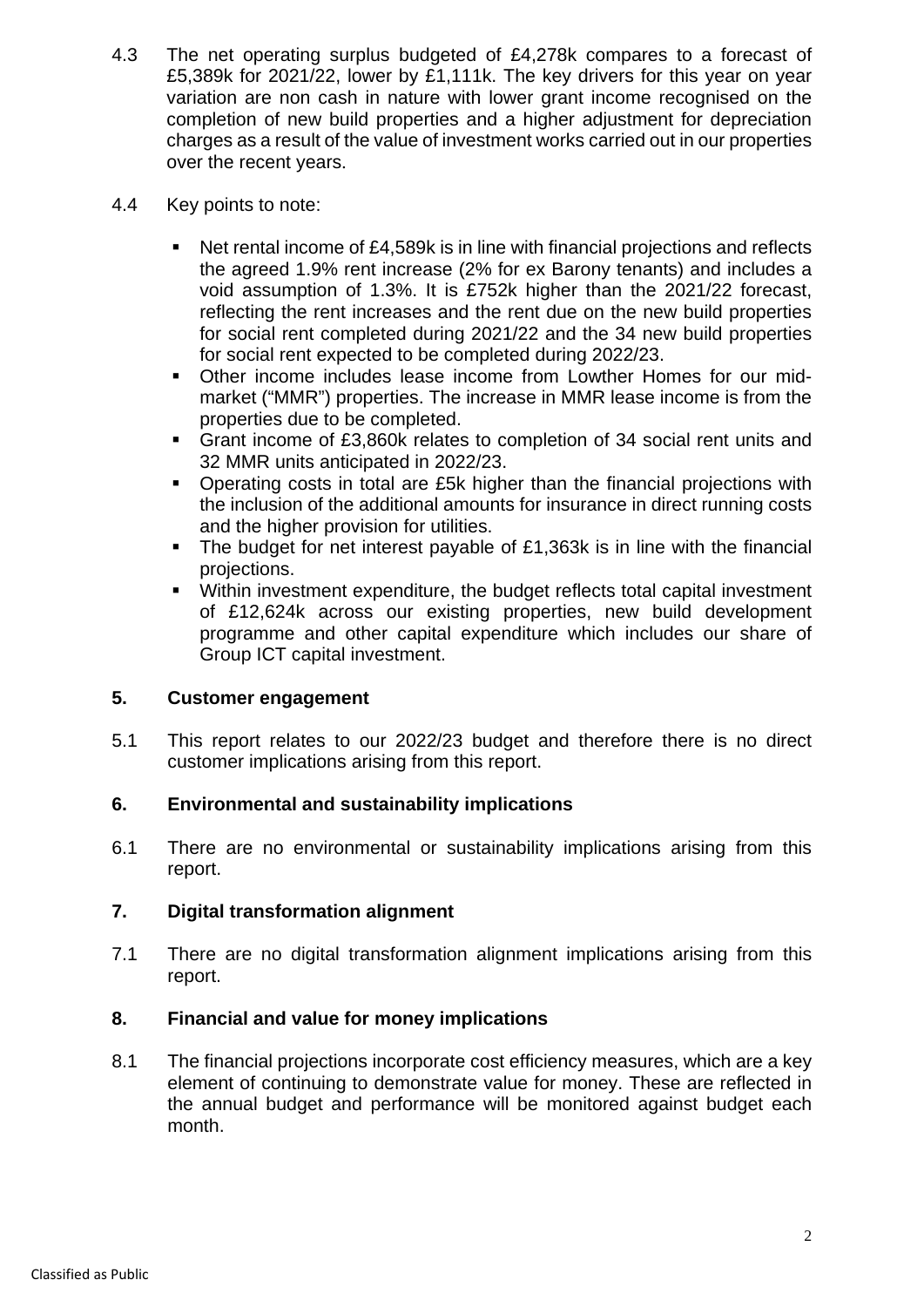4.3 The net operating surplus budgeted of £4,278k compares to a forecast of £5,389k for 2021/22, lower by £1,111k. The key drivers for this year on year variation are non cash in nature with lower grant income recognised on the completion of new build properties and a higher adjustment for depreciation charges as a result of the value of investment works carried out in our properties over the recent years.

4.4 Key points to note:

- Net rental income of £4,589k is in line with financial projections and reflects the agreed 1.9% rent increase (2% for ex Barony tenants) and includes a void assumption of 1.3%. It is £752k higher than the 2021/22 forecast, reflecting the rent increases and the rent due on the new build properties for social rent completed during 2021/22 and the 34 new build properties for social rent expected to be completed during 2022/23.
- Other income includes lease income from Lowther Homes for our mid-market ("MMR") properties. The increase in MMR lease income is from the properties due to be completed.
- Grant income of £3,860k relates to completion of 34 social rent units and 32 MMR units anticipated in 2022/23.
- Operating costs in total are £5k higher than the financial projections with the inclusion of the additional amounts for insurance in direct running costs and the higher provision for utilities.
- The budget for net interest payable of £1,363k is in line with the financial projections.
- Within investment expenditure, the budget reflects total capital investment of £12,624k across our existing properties, new build development programme and other capital expenditure which includes our share of Group ICT capital investment.

## 5. Customer engagement

5.1 This report relates to our 2022/23 budget and therefore there is no direct customer implications arising from this report.

## 6. Environmental and sustainability implications

6.1 There are no environmental or sustainability implications arising from this report.

## 7. Digital transformation alignment

7.1 There are no digital transformation alignment implications arising from this report.

## 8. Financial and value for money implications

8.1 The financial projections incorporate cost efficiency measures, which are a key element of continuing to demonstrate value for money. These are reflected in the annual budget and performance will be monitored against budget each month.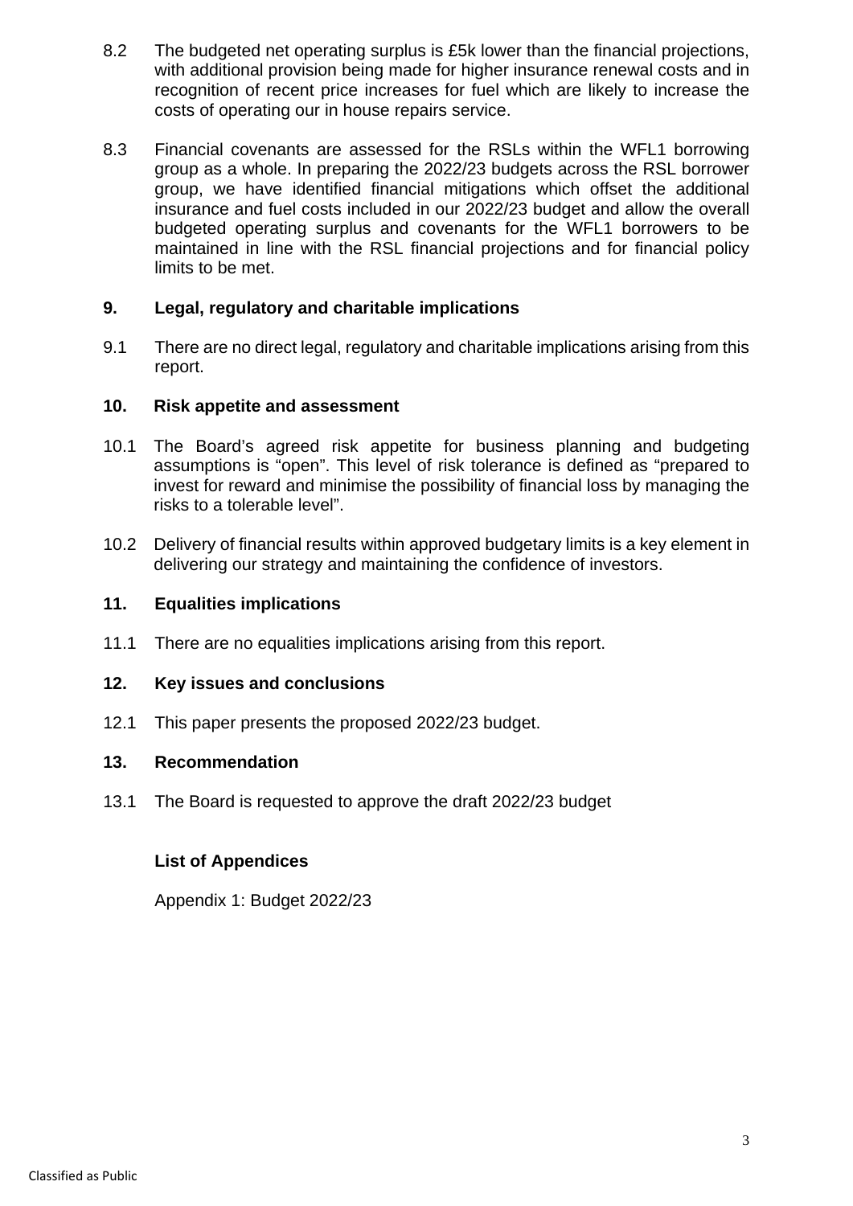8.2 The budgeted net operating surplus is £5k lower than the financial projections, with additional provision being made for higher insurance renewal costs and in recognition of recent price increases for fuel which are likely to increase the costs of operating our in house repairs service.

8.3 Financial covenants are assessed for the RSLs within the WFL1 borrowing group as a whole. In preparing the 2022/23 budgets across the RSL borrower group, we have identified financial mitigations which offset the additional insurance and fuel costs included in our 2022/23 budget and allow the overall budgeted operating surplus and covenants for the WFL1 borrowers to be maintained in line with the RSL financial projections and for financial policy limits to be met.

## 9. Legal, regulatory and charitable implications

9.1 There are no direct legal, regulatory and charitable implications arising from this report.

## 10. Risk appetite and assessment

10.1 The Board's agreed risk appetite for business planning and budgeting assumptions is "open". This level of risk tolerance is defined as "prepared to invest for reward and minimise the possibility of financial loss by managing the risks to a tolerable level".

10.2 Delivery of financial results within approved budgetary limits is a key element in delivering our strategy and maintaining the confidence of investors.

## 11. Equalities implications

11.1 There are no equalities implications arising from this report.

## 12. Key issues and conclusions

12.1 This paper presents the proposed 2022/23 budget.

## 13. Recommendation

13.1 The Board is requested to approve the draft 2022/23 budget

**List of Appendices**

Appendix 1: Budget 2022/23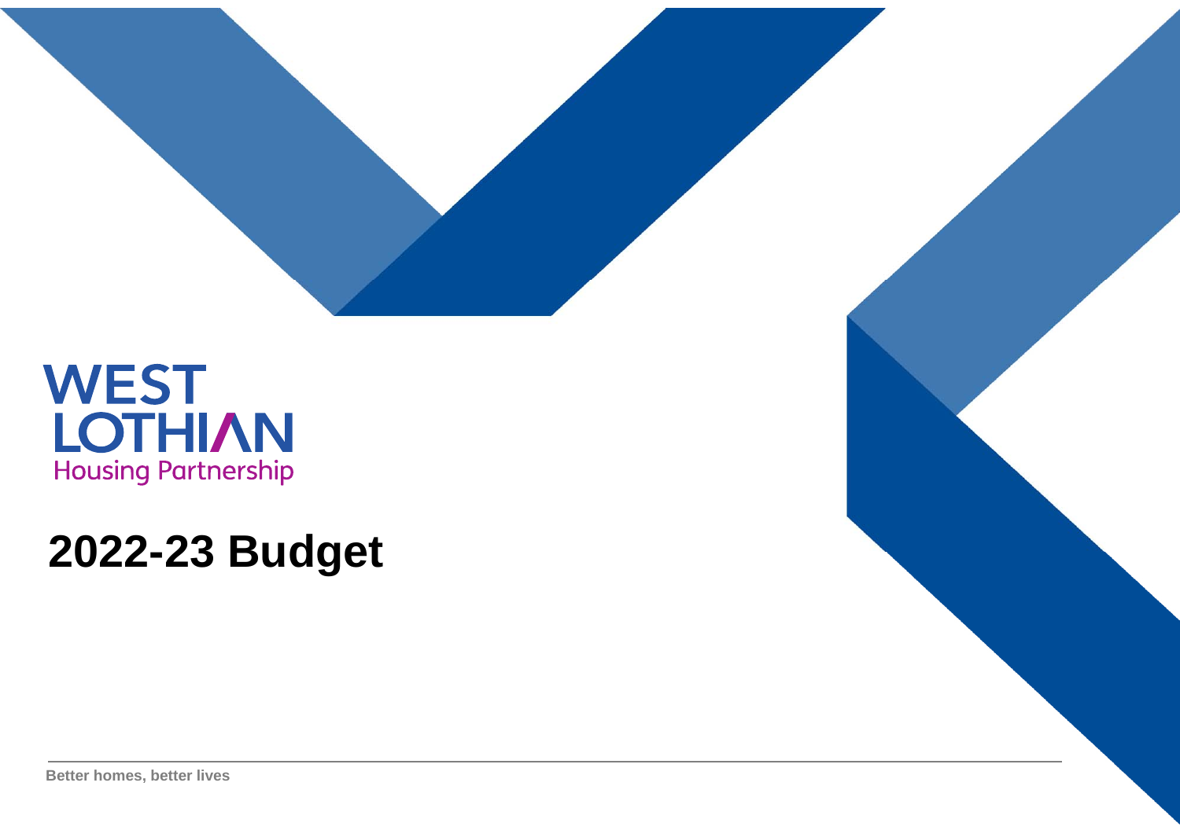WEST LOTHIAN

Housing Partnership

# 2022-23 Budget

Better homes, better lives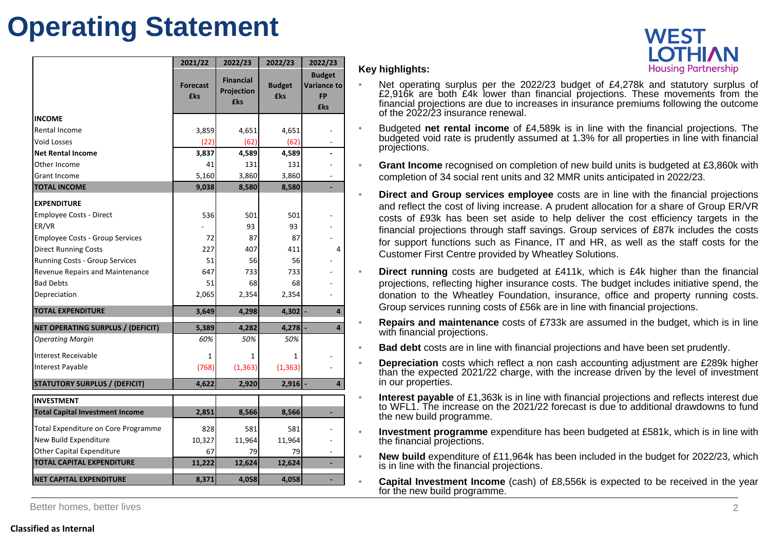# Operating Statement

| | 2021/22 | 2022/23 | 2022/23 | 2022/23 |
|---|---|---|---|---|
| | Forecast £ks | Financial Projection £ks | Budget £ks | Budget Variance to FP £ks |
| **INCOME** | | | | |
| Rental Income | 3,859 | 4,651 | 4,651 | - |
| Void Losses | (22) | (62) | (62) | - |
| **Net Rental Income** | **3,837** | **4,589** | **4,589** | **-** |
| Other Income | 41 | 131 | 131 | - |
| Grant Income | 5,160 | 3,860 | 3,860 | - |
| **TOTAL INCOME** | **9,038** | **8,580** | **8,580** | **-** |
| **EXPENDITURE** | | | | |
| Employee Costs - Direct | 536 | 501 | 501 | - |
| ER/VR | - | 93 | 93 | - |
| Employee Costs - Group Services | 72 | 87 | 87 | - |
| Direct Running Costs | 227 | 407 | 411 | 4 |
| Running Costs - Group Services | 51 | 56 | 56 | - |
| Revenue Repairs and Maintenance | 647 | 733 | 733 | - |
| Bad Debts | 51 | 68 | 68 | - |
| Depreciation | 2,065 | 2,354 | 2,354 | - |
| **TOTAL EXPENDITURE** | **3,649** | **4,298** | **4,302** | **- 4** |
| **NET OPERATING SURPLUS / (DEFICIT)** | **5,389** | **4,282** | **4,278** | **- 4** |
| *Operating Margin* | *60%* | *50%* | *50%* | |
| Interest Receivable | 1 | 1 | 1 | - |
| Interest Payable | (768) | (1,363) | (1,363) | - |
| **STATUTORY SURPLUS / (DEFICIT)** | **4,622** | **2,920** | **2,916** | **- 4** |
| **INVESTMENT** | | | | |
| **Total Capital Investment Income** | **2,851** | **8,566** | **8,566** | **-** |
| Total Expenditure on Core Programme | 828 | 581 | 581 | - |
| New Build Expenditure | 10,327 | 11,964 | 11,964 | - |
| Other Capital Expenditure | 67 | 79 | 79 | - |
| **TOTAL CAPITAL EXPENDITURE** | **11,222** | **12,624** | **12,624** | **-** |
| **NET CAPITAL EXPENDITURE** | **8,371** | **4,058** | **4,058** | **-** |

**Key highlights:**

- Net operating surplus per the 2022/23 budget of £4,278k and statutory surplus of £2,916k are both £4k lower than financial projections. These movements from the financial projections are due to increases in insurance premiums following the outcome of the 2022/23 insurance renewal.
- Budgeted **net rental income** of £4,589k is in line with the financial projections. The budgeted void rate is prudently assumed at 1.3% for all properties in line with financial projections.
- **Grant Income** recognised on completion of new build units is budgeted at £3,860k with completion of 34 social rent units and 32 MMR units anticipated in 2022/23.
- **Direct and Group services employee** costs are in line with the financial projections and reflect the cost of living increase. A prudent allocation for a share of Group ER/VR costs of £93k has been set aside to help deliver the cost efficiency targets in the financial projections through staff savings. Group services of £87k includes the costs for support functions such as Finance, IT and HR, as well as the staff costs for the Customer First Centre provided by Wheatley Solutions.
- **Direct running** costs are budgeted at £411k, which is £4k higher than the financial projections, reflecting higher insurance costs. The budget includes initiative spend, the donation to the Wheatley Foundation, insurance, office and property running costs. Group services running costs of £56k are in line with financial projections.
- **Repairs and maintenance** costs of £733k are assumed in the budget, which is in line with financial projections.
- **Bad debt** costs are in line with financial projections and have been set prudently.
- **Depreciation** costs which reflect a non cash accounting adjustment are £289k higher than the expected 2021/22 charge, with the increase driven by the level of investment in our properties.
- **Interest payable** of £1,363k is in line with financial projections and reflects interest due to WFL1. The increase on the 2021/22 forecast is due to additional drawdowns to fund the new build programme.
- **Investment programme** expenditure has been budgeted at £581k, which is in line with the financial projections.
- **New build** expenditure of £11,964k has been included in the budget for 2022/23, which is in line with the financial projections.
- **Capital Investment Income** (cash) of £8,556k is expected to be received in the year for the new build programme.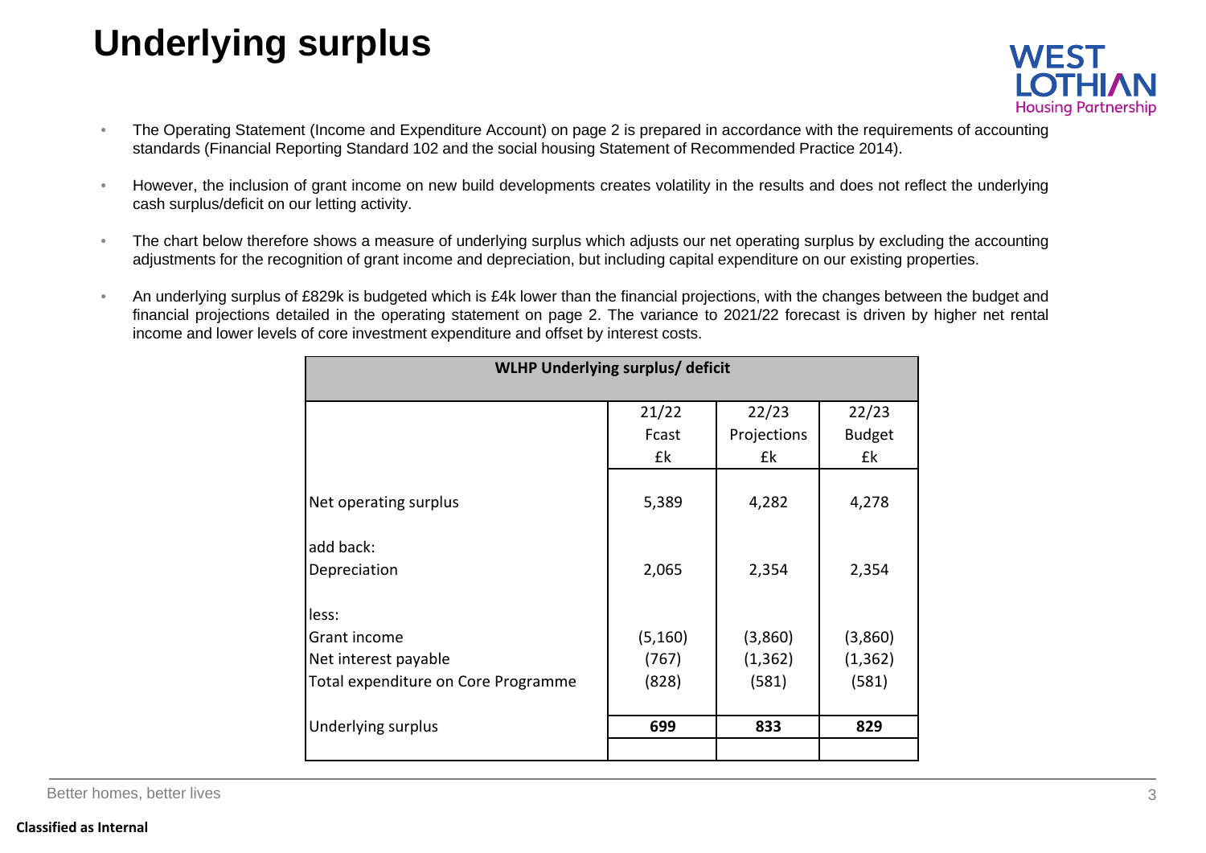# Underlying surplus

- The Operating Statement (Income and Expenditure Account) on page 2 is prepared in accordance with the requirements of accounting standards (Financial Reporting Standard 102 and the social housing Statement of Recommended Practice 2014).
- However, the inclusion of grant income on new build developments creates volatility in the results and does not reflect the underlying cash surplus/deficit on our letting activity.
- The chart below therefore shows a measure of underlying surplus which adjusts our net operating surplus by excluding the accounting adjustments for the recognition of grant income and depreciation, but including capital expenditure on our existing properties.
- An underlying surplus of £829k is budgeted which is £4k lower than the financial projections, with the changes between the budget and financial projections detailed in the operating statement on page 2. The variance to 2021/22 forecast is driven by higher net rental income and lower levels of core investment expenditure and offset by interest costs.

| WLHP Underlying surplus/ deficit | | | |
|---|---|---|---|
| | 21/22 Fcast £k | 22/23 Projections £k | 22/23 Budget £k |
| Net operating surplus | 5,389 | 4,282 | 4,278 |
| add back: | | | |
| Depreciation | 2,065 | 2,354 | 2,354 |
| less: | | | |
| Grant income | (5,160) | (3,860) | (3,860) |
| Net interest payable | (767) | (1,362) | (1,362) |
| Total expenditure on Core Programme | (828) | (581) | (581) |
| Underlying surplus | **699** | **833** | **829** |

Better homes, better lives

**Classified as Internal**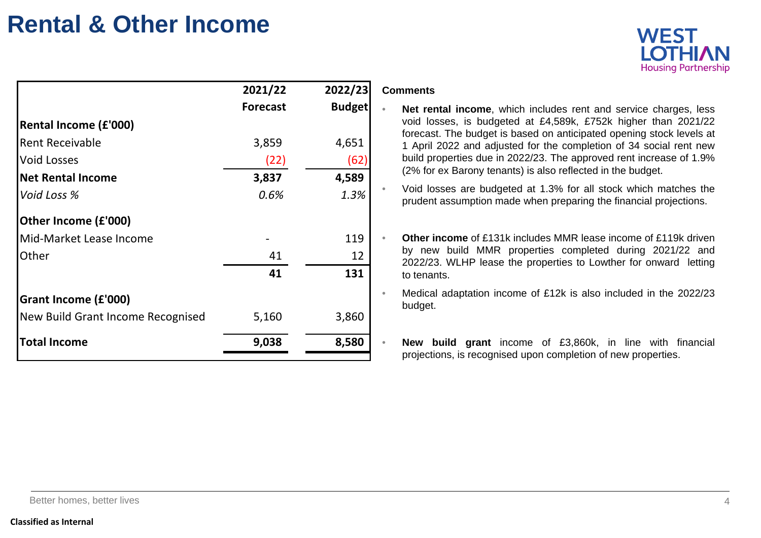# Rental & Other Income

| | 2021/22 Forecast | 2022/23 Budget |
|---|---|---|
| **Rental Income (£'000)** | | |
| Rent Receivable | 3,859 | 4,651 |
| Void Losses | (22) | (62) |
| **Net Rental Income** | **3,837** | **4,589** |
| *Void Loss %* | *0.6%* | *1.3%* |
| **Other Income (£'000)** | | |
| Mid-Market Lease Income | - | 119 |
| Other | 41 | 12 |
| | **41** | **131** |
| **Grant Income (£'000)** | | |
| New Build Grant Income Recognised | 5,160 | 3,860 |
| **Total Income** | **9,038** | **8,580** |

**Comments**

- **Net rental income**, which includes rent and service charges, less void losses, is budgeted at £4,589k, £752k higher than 2021/22 forecast. The budget is based on anticipated opening stock levels at 1 April 2022 and adjusted for the completion of 34 social rent new build properties due in 2022/23. The approved rent increase of 1.9% (2% for ex Barony tenants) is also reflected in the budget.
- Void losses are budgeted at 1.3% for all stock which matches the prudent assumption made when preparing the financial projections.
- **Other income** of £131k includes MMR lease income of £119k driven by new build MMR properties completed during 2021/22 and 2022/23. WLHP lease the properties to Lowther for onward letting to tenants.
- Medical adaptation income of £12k is also included in the 2022/23 budget.
- **New build grant** income of £3,860k, in line with financial projections, is recognised upon completion of new properties.

Better homes, better lives

Classified as Internal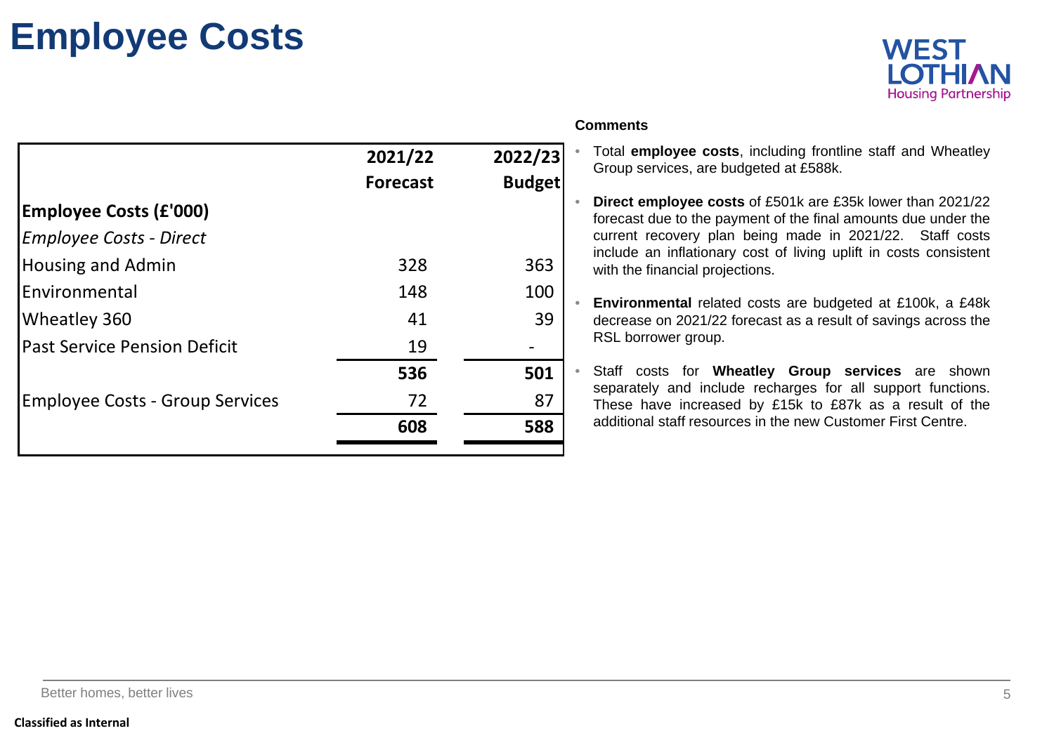# Employee Costs

| | 2021/22 Forecast | 2022/23 Budget |
|---|---|---|
| **Employee Costs (£'000)** | | |
| *Employee Costs - Direct* | | |
| Housing and Admin | 328 | 363 |
| Environmental | 148 | 100 |
| Wheatley 360 | 41 | 39 |
| Past Service Pension Deficit | 19 | - |
| | **536** | **501** |
| Employee Costs - Group Services | 72 | 87 |
| | **608** | **588** |

**Comments**

- Total **employee costs**, including frontline staff and Wheatley Group services, are budgeted at £588k.
- **Direct employee costs** of £501k are £35k lower than 2021/22 forecast due to the payment of the final amounts due under the current recovery plan being made in 2021/22. Staff costs include an inflationary cost of living uplift in costs consistent with the financial projections.
- **Environmental** related costs are budgeted at £100k, a £48k decrease on 2021/22 forecast as a result of savings across the RSL borrower group.
- Staff costs for **Wheatley Group services** are shown separately and include recharges for all support functions. These have increased by £15k to £87k as a result of the additional staff resources in the new Customer First Centre.

Better homes, better lives

**Classified as Internal**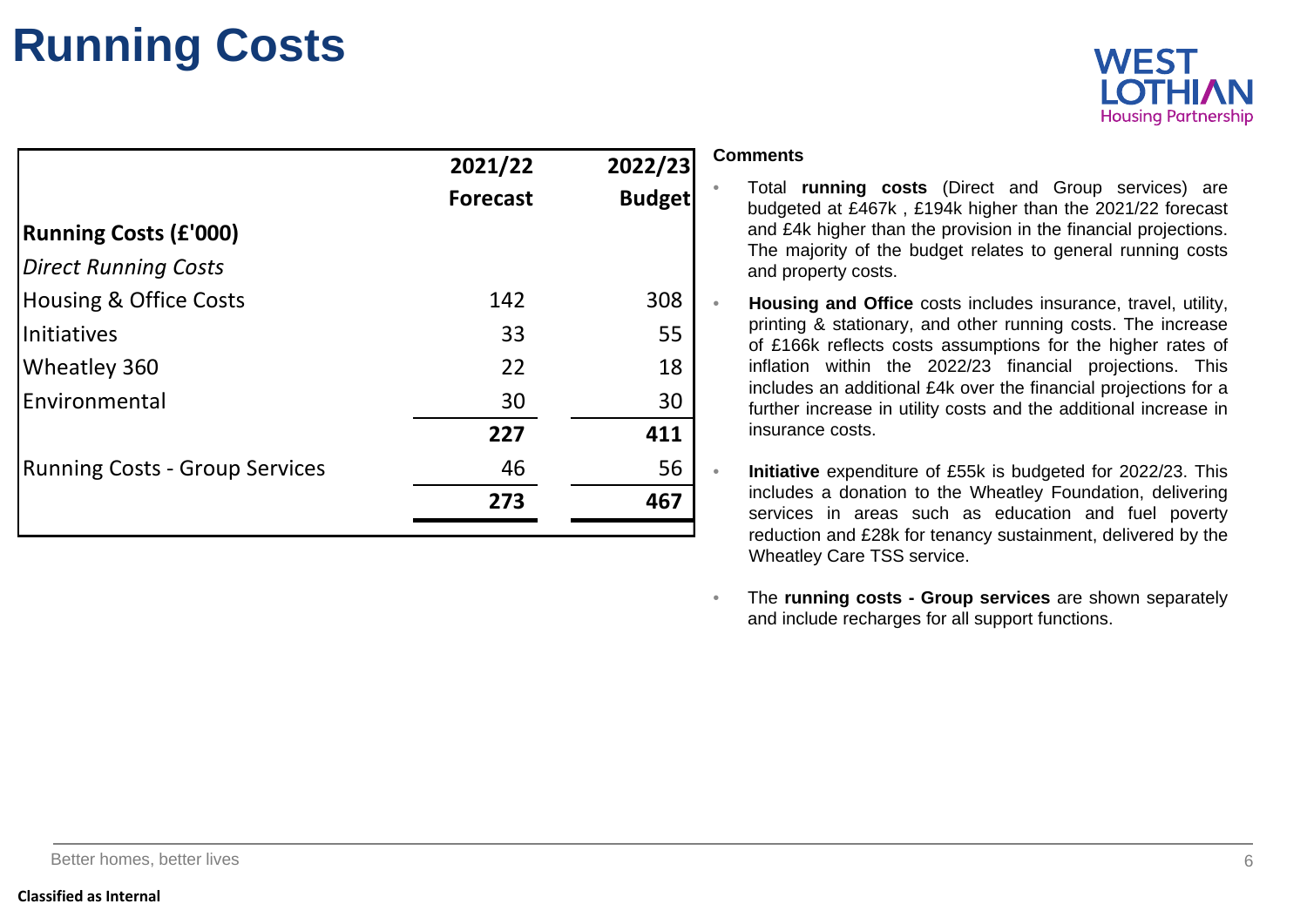# Running Costs

| Running Costs (£'000) | 2021/22 Forecast | 2022/23 Budget |
|---|---|---|
| *Direct Running Costs* | | |
| Housing & Office Costs | 142 | 308 |
| Initiatives | 33 | 55 |
| Wheatley 360 | 22 | 18 |
| Environmental | 30 | 30 |
| | **227** | **411** |
| Running Costs - Group Services | 46 | 56 |
| | **273** | **467** |

**Comments**

- Total **running costs** (Direct and Group services) are budgeted at £467k , £194k higher than the 2021/22 forecast and £4k higher than the provision in the financial projections. The majority of the budget relates to general running costs and property costs.
- **Housing and Office** costs includes insurance, travel, utility, printing & stationary, and other running costs. The increase of £166k reflects costs assumptions for the higher rates of inflation within the 2022/23 financial projections. This includes an additional £4k over the financial projections for a further increase in utility costs and the additional increase in insurance costs.
- **Initiative** expenditure of £55k is budgeted for 2022/23. This includes a donation to the Wheatley Foundation, delivering services in areas such as education and fuel poverty reduction and £28k for tenancy sustainment, delivered by the Wheatley Care TSS service.
- The **running costs - Group services** are shown separately and include recharges for all support functions.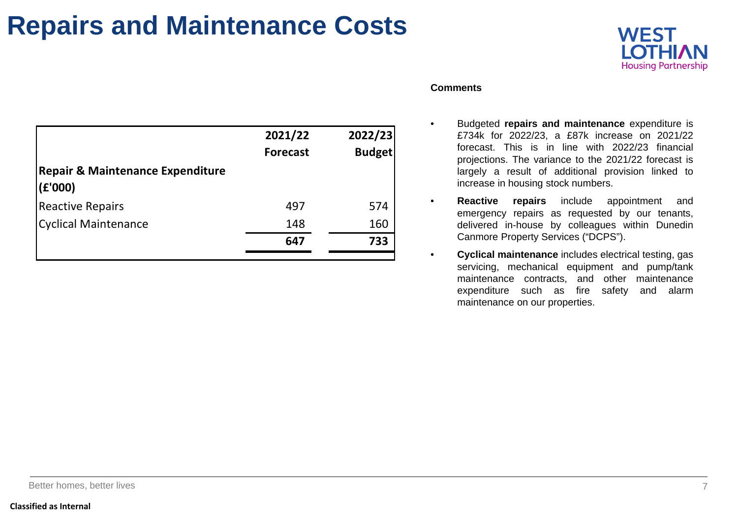# Repairs and Maintenance Costs

| Repair & Maintenance Expenditure (£'000) | 2021/22 Forecast | 2022/23 Budget |
|---|---|---|
| Reactive Repairs | 497 | 574 |
| Cyclical Maintenance | 148 | 160 |
| | **647** | **733** |

**Comments**

- Budgeted **repairs and maintenance** expenditure is £734k for 2022/23, a £87k increase on 2021/22 forecast. This is in line with 2022/23 financial projections. The variance to the 2021/22 forecast is largely a result of additional provision linked to increase in housing stock numbers.
- **Reactive repairs** include appointment and emergency repairs as requested by our tenants, delivered in-house by colleagues within Dunedin Canmore Property Services ("DCPS").
- **Cyclical maintenance** includes electrical testing, gas servicing, mechanical equipment and pump/tank maintenance contracts, and other maintenance expenditure such as fire safety and alarm maintenance on our properties.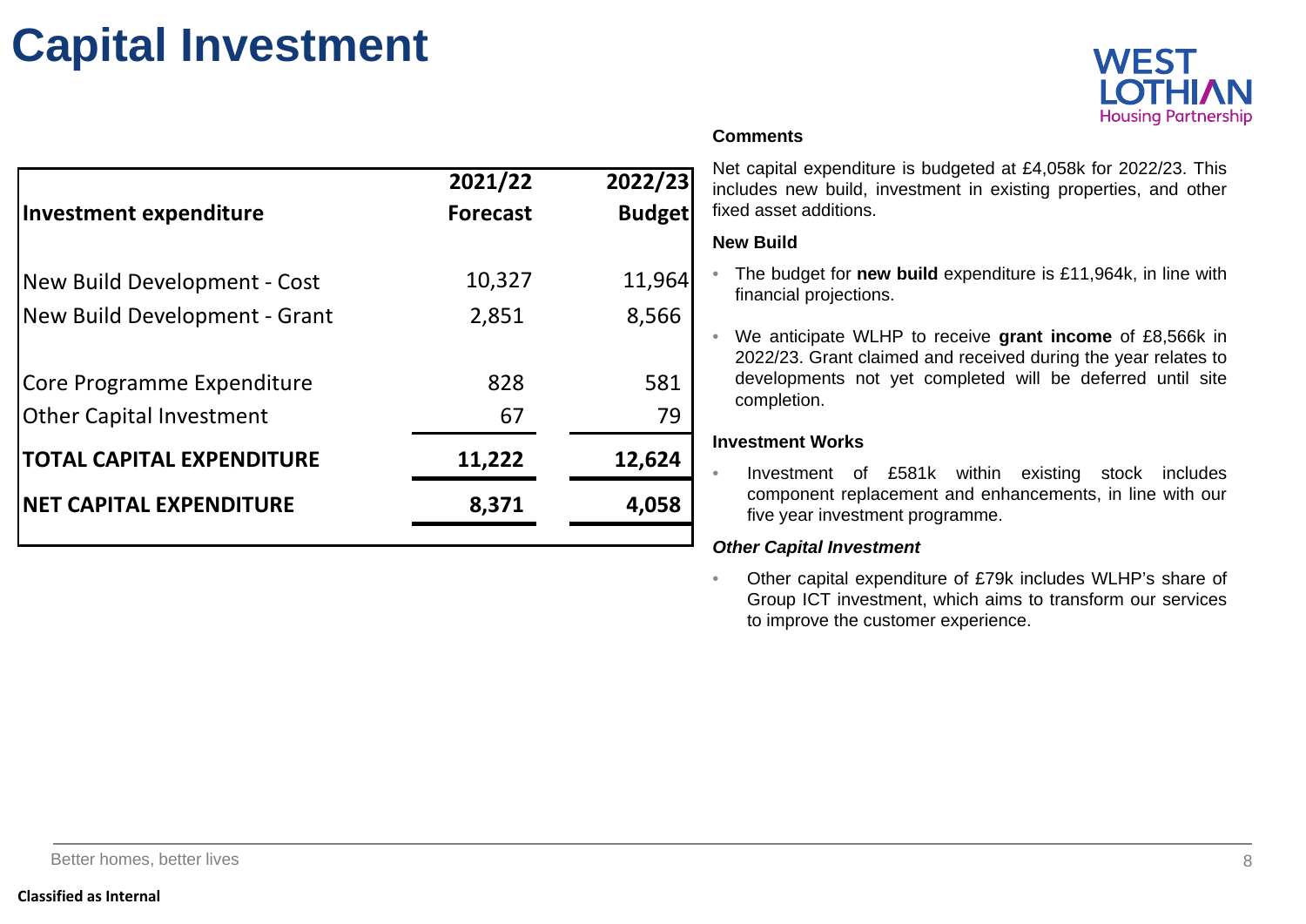# Capital Investment

| Investment expenditure | 2021/22 Forecast | 2022/23 Budget |
|---|---|---|
| New Build Development - Cost | 10,327 | 11,964 |
| New Build Development - Grant | 2,851 | 8,566 |
| Core Programme Expenditure | 828 | 581 |
| Other Capital Investment | 67 | 79 |
| **TOTAL CAPITAL EXPENDITURE** | **11,222** | **12,624** |
| **NET CAPITAL EXPENDITURE** | **8,371** | **4,058** |

**Comments**

Net capital expenditure is budgeted at £4,058k for 2022/23. This includes new build, investment in existing properties, and other fixed asset additions.

**New Build**

- The budget for **new build** expenditure is £11,964k, in line with financial projections.
- We anticipate WLHP to receive **grant income** of £8,566k in 2022/23. Grant claimed and received during the year relates to developments not yet completed will be deferred until site completion.

**Investment Works**

- Investment of £581k within existing stock includes component replacement and enhancements, in line with our five year investment programme.

***Other Capital Investment***

- Other capital expenditure of £79k includes WLHP's share of Group ICT investment, which aims to transform our services to improve the customer experience.

Classified as Internal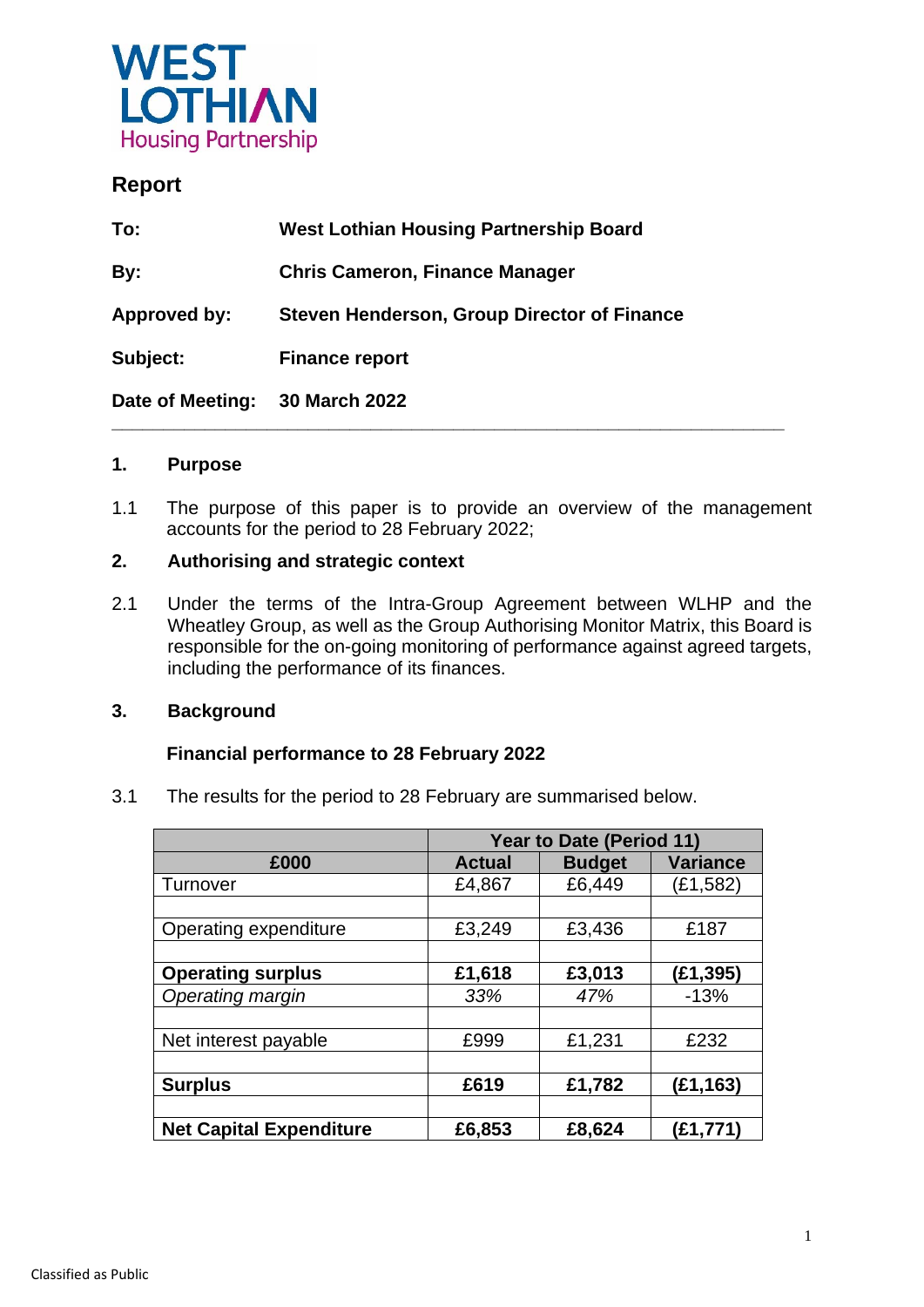WEST LOTHIAN
Housing Partnership

# Report

| | |
|---|---|
| **To:** | **West Lothian Housing Partnership Board** |
| **By:** | **Chris Cameron, Finance Manager** |
| **Approved by:** | **Steven Henderson, Group Director of Finance** |
| **Subject:** | **Finance report** |
| **Date of Meeting:** | **30 March 2022** |

---

## 1. Purpose

1.1 The purpose of this paper is to provide an overview of the management accounts for the period to 28 February 2022;

## 2. Authorising and strategic context

2.1 Under the terms of the Intra-Group Agreement between WLHP and the Wheatley Group, as well as the Group Authorising Monitor Matrix, this Board is responsible for the on-going monitoring of performance against agreed targets, including the performance of its finances.

## 3. Background

**Financial performance to 28 February 2022**

3.1 The results for the period to 28 February are summarised below.

| | Year to Date (Period 11) | | |
|---|---|---|---|
| **£000** | **Actual** | **Budget** | **Variance** |
| Turnover | £4,867 | £6,449 | (£1,582) |
| | | | |
| Operating expenditure | £3,249 | £3,436 | £187 |
| | | | |
| **Operating surplus** | **£1,618** | **£3,013** | **(£1,395)** |
| *Operating margin* | *33%* | *47%* | -13% |
| | | | |
| Net interest payable | £999 | £1,231 | £232 |
| | | | |
| **Surplus** | **£619** | **£1,782** | **(£1,163)** |
| | | | |
| **Net Capital Expenditure** | **£6,853** | **£8,624** | **(£1,771)** |

Classified as Public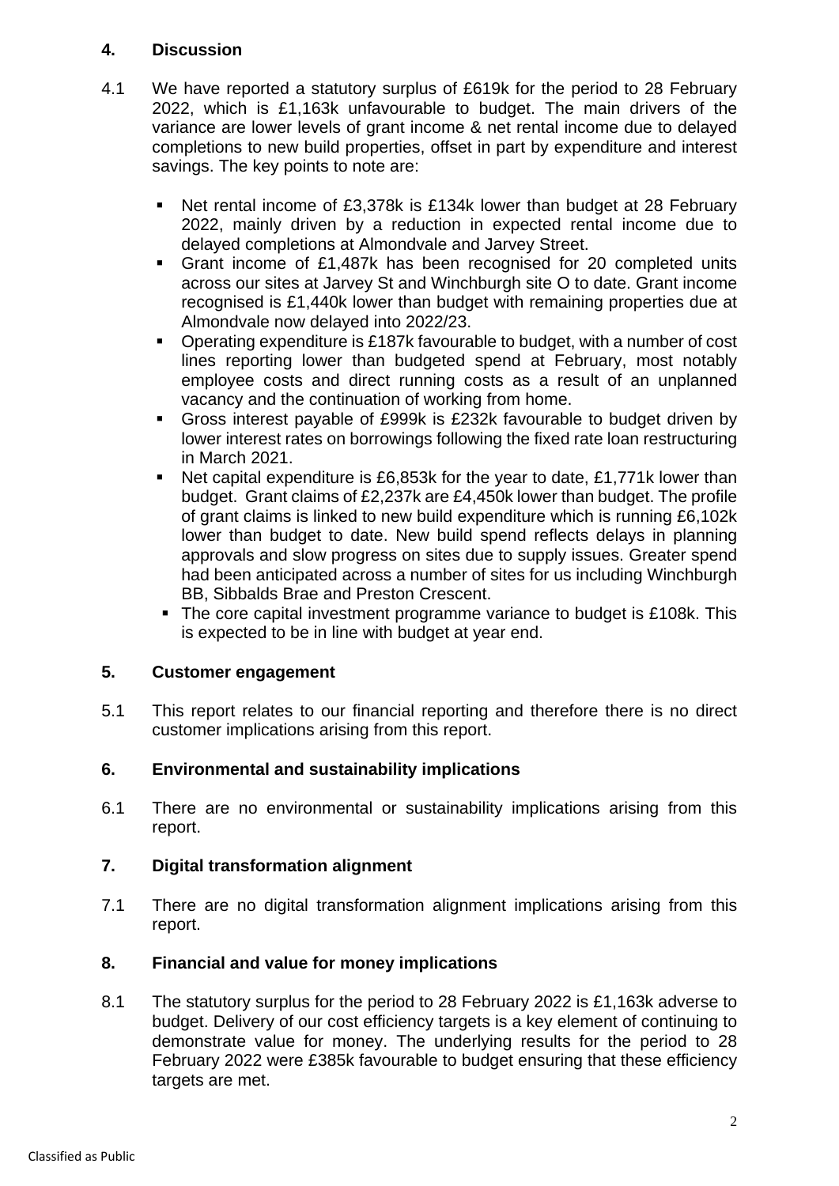## 4. Discussion

4.1 We have reported a statutory surplus of £619k for the period to 28 February 2022, which is £1,163k unfavourable to budget. The main drivers of the variance are lower levels of grant income & net rental income due to delayed completions to new build properties, offset in part by expenditure and interest savings. The key points to note are:

- Net rental income of £3,378k is £134k lower than budget at 28 February 2022, mainly driven by a reduction in expected rental income due to delayed completions at Almondvale and Jarvey Street.
- Grant income of £1,487k has been recognised for 20 completed units across our sites at Jarvey St and Winchburgh site O to date. Grant income recognised is £1,440k lower than budget with remaining properties due at Almondvale now delayed into 2022/23.
- Operating expenditure is £187k favourable to budget, with a number of cost lines reporting lower than budgeted spend at February, most notably employee costs and direct running costs as a result of an unplanned vacancy and the continuation of working from home.
- Gross interest payable of £999k is £232k favourable to budget driven by lower interest rates on borrowings following the fixed rate loan restructuring in March 2021.
- Net capital expenditure is £6,853k for the year to date, £1,771k lower than budget. Grant claims of £2,237k are £4,450k lower than budget. The profile of grant claims is linked to new build expenditure which is running £6,102k lower than budget to date. New build spend reflects delays in planning approvals and slow progress on sites due to supply issues. Greater spend had been anticipated across a number of sites for us including Winchburgh BB, Sibbalds Brae and Preston Crescent.
- The core capital investment programme variance to budget is £108k. This is expected to be in line with budget at year end.

## 5. Customer engagement

5.1 This report relates to our financial reporting and therefore there is no direct customer implications arising from this report.

## 6. Environmental and sustainability implications

6.1 There are no environmental or sustainability implications arising from this report.

## 7. Digital transformation alignment

7.1 There are no digital transformation alignment implications arising from this report.

## 8. Financial and value for money implications

8.1 The statutory surplus for the period to 28 February 2022 is £1,163k adverse to budget. Delivery of our cost efficiency targets is a key element of continuing to demonstrate value for money. The underlying results for the period to 28 February 2022 were £385k favourable to budget ensuring that these efficiency targets are met.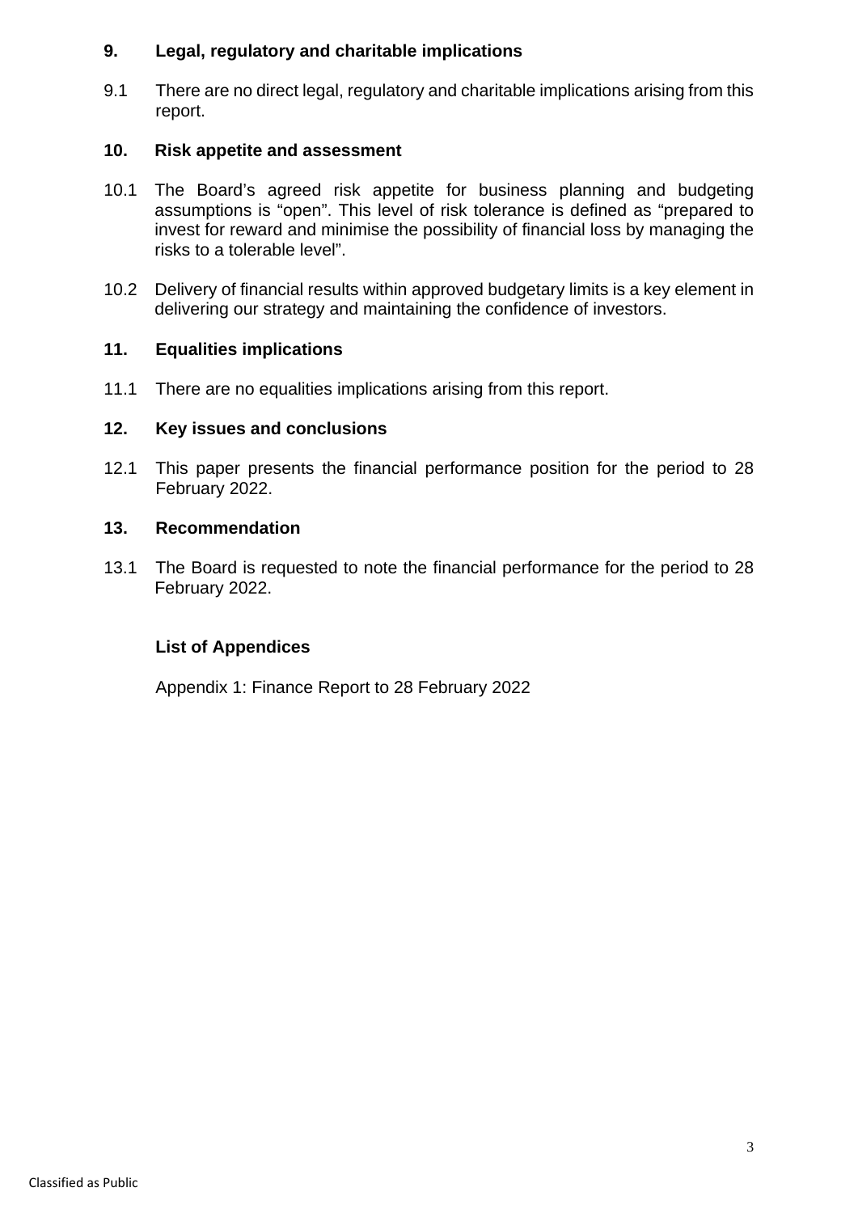## 9. Legal, regulatory and charitable implications

9.1 There are no direct legal, regulatory and charitable implications arising from this report.

## 10. Risk appetite and assessment

10.1 The Board's agreed risk appetite for business planning and budgeting assumptions is "open". This level of risk tolerance is defined as "prepared to invest for reward and minimise the possibility of financial loss by managing the risks to a tolerable level".

10.2 Delivery of financial results within approved budgetary limits is a key element in delivering our strategy and maintaining the confidence of investors.

## 11. Equalities implications

11.1 There are no equalities implications arising from this report.

## 12. Key issues and conclusions

12.1 This paper presents the financial performance position for the period to 28 February 2022.

## 13. Recommendation

13.1 The Board is requested to note the financial performance for the period to 28 February 2022.

**List of Appendices**

Appendix 1: Finance Report to 28 February 2022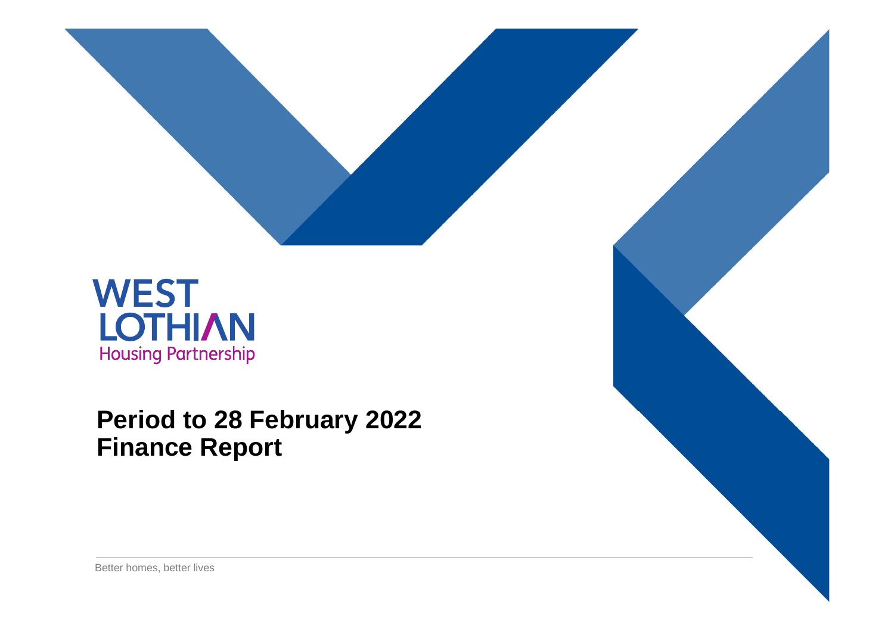WEST LOTHIAN
Housing Partnership

# Period to 28 February 2022
# Finance Report

Better homes, better lives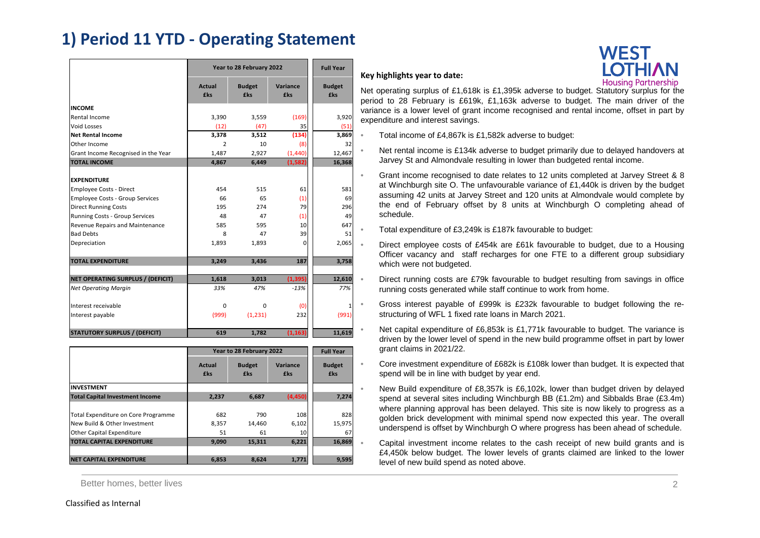# 1) Period 11 YTD - Operating Statement

| | Year to 28 February 2022 | | | Full Year |
|---|---|---|---|---|
| | Actual £ks | Budget £ks | Variance £ks | Budget £ks |
| **INCOME** | | | | |
| Rental Income | 3,390 | 3,559 | (169) | 3,920 |
| Void Losses | (12) | (47) | 35 | (51) |
| **Net Rental Income** | **3,378** | **3,512** | **(134)** | **3,869** |
| Other Income | 2 | 10 | (8) | 32 |
| Grant Income Recognised in the Year | 1,487 | 2,927 | (1,440) | 12,467 |
| **TOTAL INCOME** | **4,867** | **6,449** | **(1,582)** | **16,368** |
| **EXPENDITURE** | | | | |
| Employee Costs - Direct | 454 | 515 | 61 | 581 |
| Employee Costs - Group Services | 66 | 65 | (1) | 69 |
| Direct Running Costs | 195 | 274 | 79 | 296 |
| Running Costs - Group Services | 48 | 47 | (1) | 49 |
| Revenue Repairs and Maintenance | 585 | 595 | 10 | 647 |
| Bad Debts | 8 | 47 | 39 | 51 |
| Depreciation | 1,893 | 1,893 | 0 | 2,065 |
| **TOTAL EXPENDITURE** | **3,249** | **3,436** | **187** | **3,758** |
| **NET OPERATING SURPLUS / (DEFICIT)** | **1,618** | **3,013** | **(1,395)** | **12,610** |
| *Net Operating Margin* | *33%* | *47%* | *-13%* | *77%* |
| Interest receivable | 0 | 0 | (0) | 1 |
| Interest payable | (999) | (1,231) | 232 | (991) |
| **STATUTORY SURPLUS / (DEFICIT)** | **619** | **1,782** | **(1,163)** | **11,619** |

| | Year to 28 February 2022 | | | Full Year |
|---|---|---|---|---|
| | Actual £ks | Budget £ks | Variance £ks | Budget £ks |
| **INVESTMENT** | | | | |
| **Total Capital Investment Income** | **2,237** | **6,687** | **(4,450)** | **7,274** |
| Total Expenditure on Core Programme | 682 | 790 | 108 | 828 |
| New Build & Other Investment | 8,357 | 14,460 | 6,102 | 15,975 |
| Other Capital Expenditure | 51 | 61 | 10 | 67 |
| **TOTAL CAPITAL EXPENDITURE** | **9,090** | **15,311** | **6,221** | **16,869** |
| **NET CAPITAL EXPENDITURE** | **6,853** | **8,624** | **1,771** | **9,595** |

**Key highlights year to date:**

Net operating surplus of £1,618k is £1,395k adverse to budget. Statutory surplus for the period to 28 February is £619k, £1,163k adverse to budget. The main driver of the variance is a lower level of grant income recognised and rental income, offset in part by expenditure and interest savings.

- Total income of £4,867k is £1,582k adverse to budget:
- Net rental income is £134k adverse to budget primarily due to delayed handovers at Jarvey St and Almondvale resulting in lower than budgeted rental income.
- Grant income recognised to date relates to 12 units completed at Jarvey Street & 8 at Winchburgh site O. The unfavourable variance of £1,440k is driven by the budget assuming 42 units at Jarvey Street and 120 units at Almondvale would complete by the end of February offset by 8 units at Winchburgh O completing ahead of schedule.
- Total expenditure of £3,249k is £187k favourable to budget:
- Direct employee costs of £454k are £61k favourable to budget, due to a Housing Officer vacancy and staff recharges for one FTE to a different group subsidiary which were not budgeted.
- Direct running costs are £79k favourable to budget resulting from savings in office running costs generated while staff continue to work from home.
- Gross interest payable of £999k is £232k favourable to budget following the re-structuring of WFL 1 fixed rate loans in March 2021.
- Net capital expenditure of £6,853k is £1,771k favourable to budget. The variance is driven by the lower level of spend in the new build programme offset in part by lower grant claims in 2021/22.
- Core investment expenditure of £682k is £108k lower than budget. It is expected that spend will be in line with budget by year end.
- New Build expenditure of £8,357k is £6,102k, lower than budget driven by delayed spend at several sites including Winchburgh BB (£1.2m) and Sibbalds Brae (£3.4m) where planning approval has been delayed. This site is now likely to progress as a golden brick development with minimal spend now expected this year. The overall underspend is offset by Winchburgh O where progress has been ahead of schedule.
- Capital investment income relates to the cash receipt of new build grants and is £4,450k below budget. The lower levels of grants claimed are linked to the lower level of new build spend as noted above.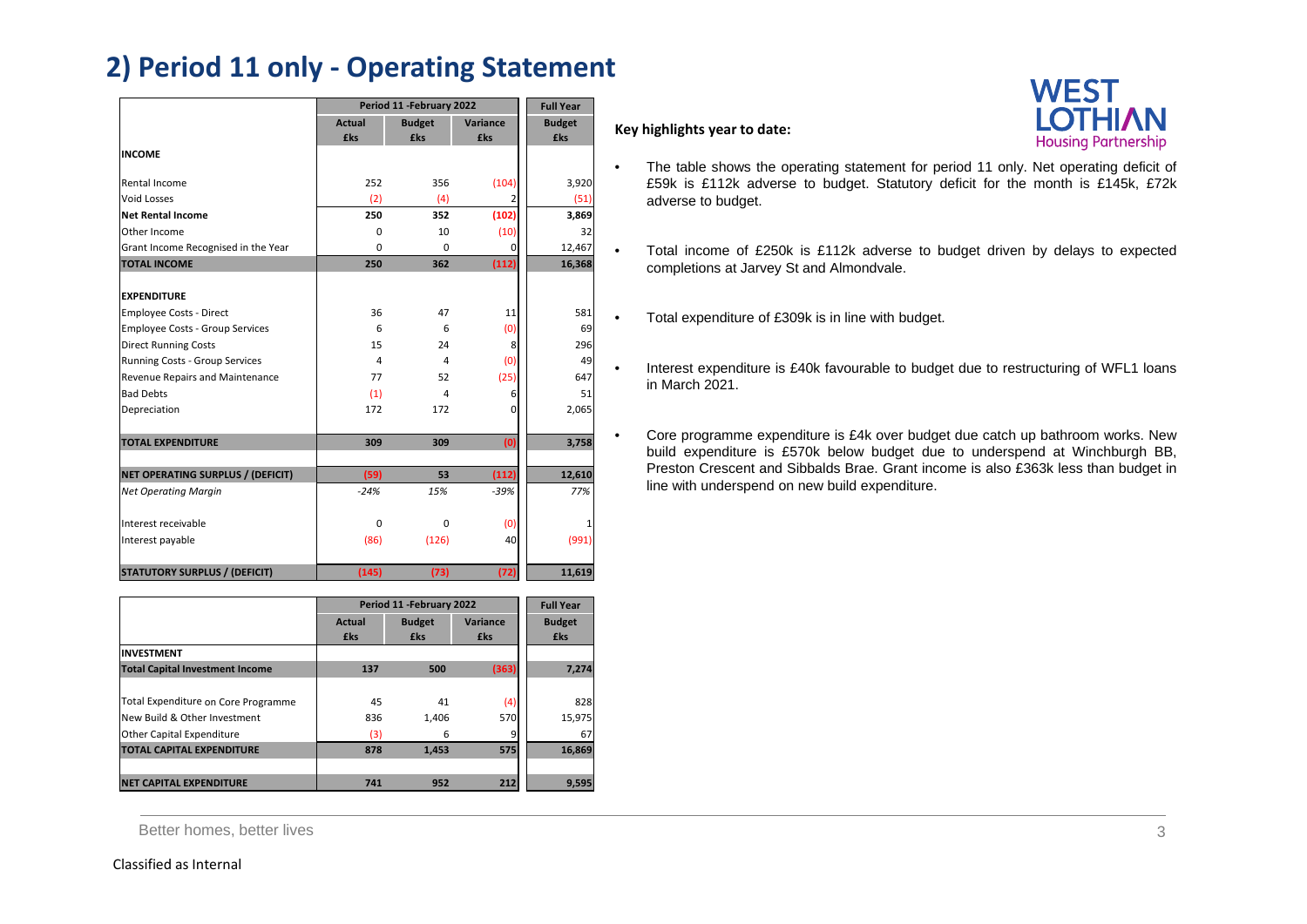# 2) Period 11 only - Operating Statement

| | Period 11 -February 2022 | | | Full Year |
|---|---|---|---|---|
| | Actual £ks | Budget £ks | Variance £ks | Budget £ks |
| **INCOME** | | | | |
| Rental Income | 252 | 356 | (104) | 3,920 |
| Void Losses | (2) | (4) | 2 | (51) |
| **Net Rental Income** | **250** | **352** | **(102)** | **3,869** |
| Other Income | 0 | 10 | (10) | 32 |
| Grant Income Recognised in the Year | 0 | 0 | 0 | 12,467 |
| **TOTAL INCOME** | **250** | **362** | **(112)** | **16,368** |
| **EXPENDITURE** | | | | |
| Employee Costs - Direct | 36 | 47 | 11 | 581 |
| Employee Costs - Group Services | 6 | 6 | (0) | 69 |
| Direct Running Costs | 15 | 24 | 8 | 296 |
| Running Costs - Group Services | 4 | 4 | (0) | 49 |
| Revenue Repairs and Maintenance | 77 | 52 | (25) | 647 |
| Bad Debts | (1) | 4 | 6 | 51 |
| Depreciation | 172 | 172 | 0 | 2,065 |
| **TOTAL EXPENDITURE** | **309** | **309** | **(0)** | **3,758** |
| **NET OPERATING SURPLUS / (DEFICIT)** | **(59)** | **53** | **(112)** | **12,610** |
| *Net Operating Margin* | *-24%* | *15%* | *-39%* | *77%* |
| Interest receivable | 0 | 0 | (0) | 1 |
| Interest payable | (86) | (126) | 40 | (991) |
| **STATUTORY SURPLUS / (DEFICIT)** | **(145)** | **(73)** | **(72)** | **11,619** |

| | Period 11 -February 2022 | | | Full Year |
|---|---|---|---|---|
| | Actual £ks | Budget £ks | Variance £ks | Budget £ks |
| **INVESTMENT** | | | | |
| **Total Capital Investment Income** | **137** | **500** | **(363)** | **7,274** |
| Total Expenditure on Core Programme | 45 | 41 | (4) | 828 |
| New Build & Other Investment | 836 | 1,406 | 570 | 15,975 |
| Other Capital Expenditure | (3) | 6 | 9 | 67 |
| **TOTAL CAPITAL EXPENDITURE** | **878** | **1,453** | **575** | **16,869** |
| **NET CAPITAL EXPENDITURE** | **741** | **952** | **212** | **9,595** |

**Key highlights year to date:**

- The table shows the operating statement for period 11 only. Net operating deficit of £59k is £112k adverse to budget. Statutory deficit for the month is £145k, £72k adverse to budget.
- Total income of £250k is £112k adverse to budget driven by delays to expected completions at Jarvey St and Almondvale.
- Total expenditure of £309k is in line with budget.
- Interest expenditure is £40k favourable to budget due to restructuring of WFL1 loans in March 2021.
- Core programme expenditure is £4k over budget due catch up bathroom works. New build expenditure is £570k below budget due to underspend at Winchburgh BB, Preston Crescent and Sibbalds Brae. Grant income is also £363k less than budget in line with underspend on new build expenditure.

Better homes, better lives

Classified as Internal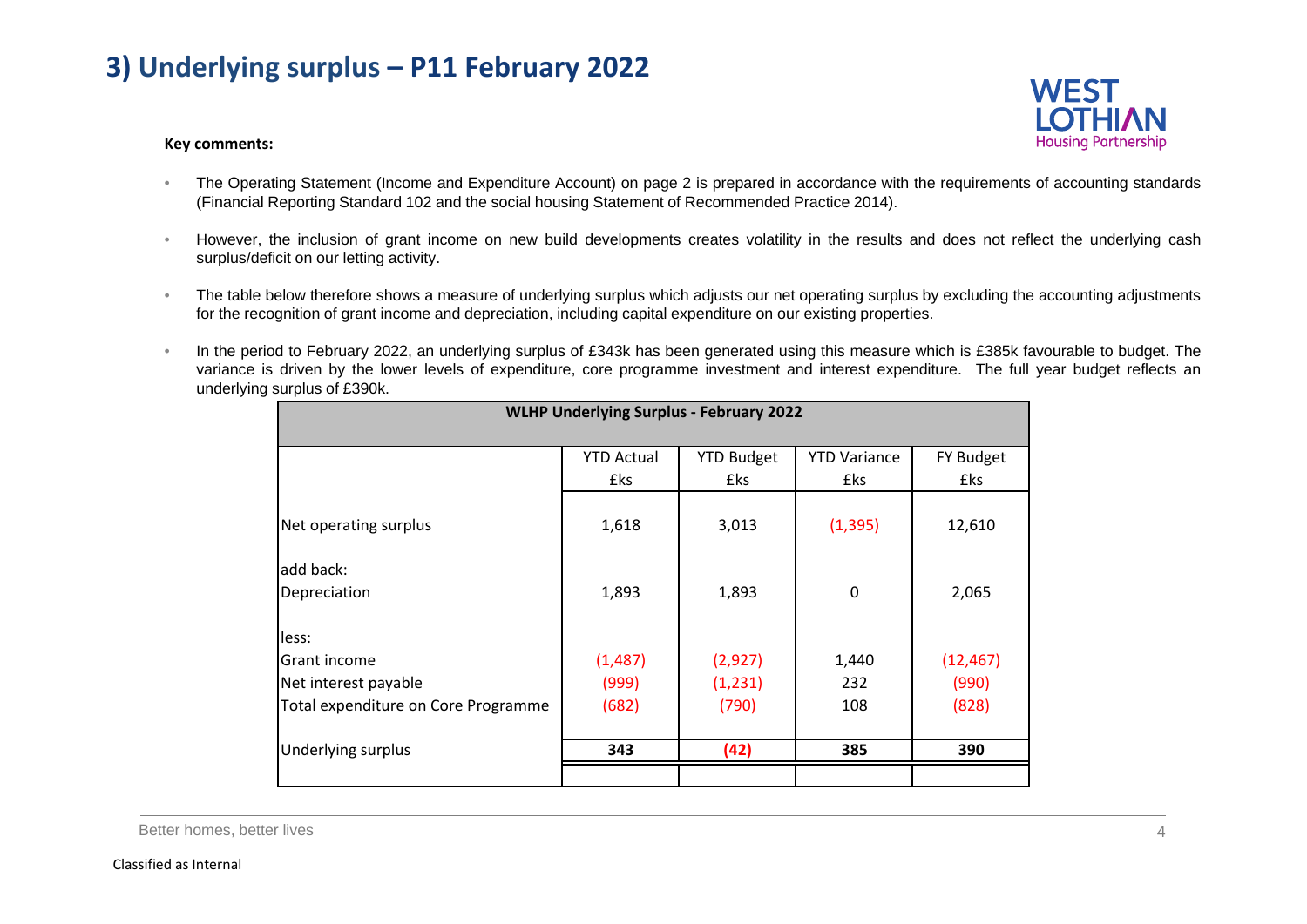# 3) Underlying surplus – P11 February 2022

**Key comments:**

- The Operating Statement (Income and Expenditure Account) on page 2 is prepared in accordance with the requirements of accounting standards (Financial Reporting Standard 102 and the social housing Statement of Recommended Practice 2014).
- However, the inclusion of grant income on new build developments creates volatility in the results and does not reflect the underlying cash surplus/deficit on our letting activity.
- The table below therefore shows a measure of underlying surplus which adjusts our net operating surplus by excluding the accounting adjustments for the recognition of grant income and depreciation, including capital expenditure on our existing properties.
- In the period to February 2022, an underlying surplus of £343k has been generated using this measure which is £385k favourable to budget. The variance is driven by the lower levels of expenditure, core programme investment and interest expenditure. The full year budget reflects an underlying surplus of £390k.

**WLHP Underlying Surplus - February 2022**

| | YTD Actual £ks | YTD Budget £ks | YTD Variance £ks | FY Budget £ks |
|---|---|---|---|---|
| Net operating surplus | 1,618 | 3,013 | (1,395) | 12,610 |
| add back: | | | | |
| Depreciation | 1,893 | 1,893 | 0 | 2,065 |
| less: | | | | |
| Grant income | (1,487) | (2,927) | 1,440 | (12,467) |
| Net interest payable | (999) | (1,231) | 232 | (990) |
| Total expenditure on Core Programme | (682) | (790) | 108 | (828) |
| **Underlying surplus** | **343** | **(42)** | **385** | **390** |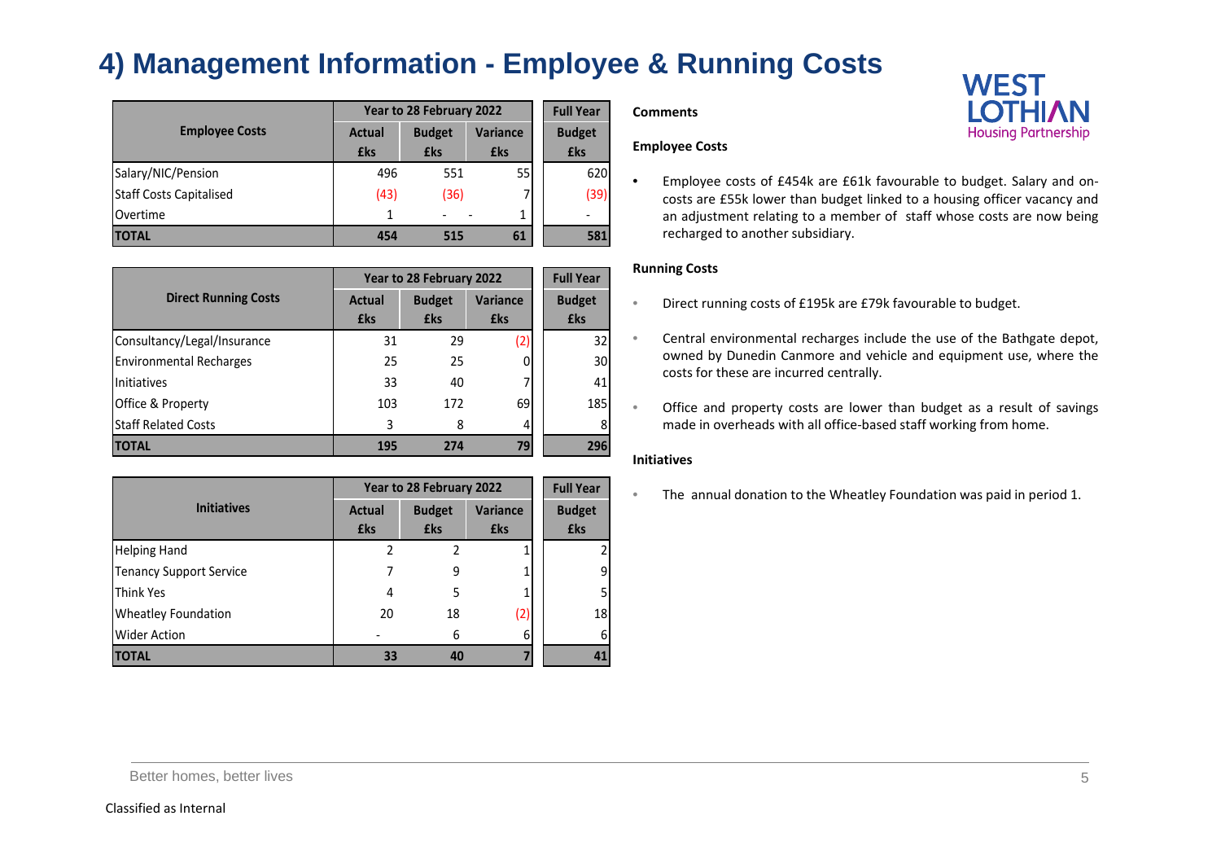# 4) Management Information - Employee & Running Costs

| Employee Costs | Year to 28 February 2022 | | | Full Year |
|---|---|---|---|---|
| | Actual £ks | Budget £ks | Variance £ks | Budget £ks |
| Salary/NIC/Pension | 496 | 551 | 55 | 620 |
| Staff Costs Capitalised | (43) | (36) | 7 | (39) |
| Overtime | 1 | - | 1 | - |
| **TOTAL** | **454** | **515** | **61** | **581** |

| Direct Running Costs | Year to 28 February 2022 | | | Full Year |
|---|---|---|---|---|
| | Actual £ks | Budget £ks | Variance £ks | Budget £ks |
| Consultancy/Legal/Insurance | 31 | 29 | (2) | 32 |
| Environmental Recharges | 25 | 25 | 0 | 30 |
| Initiatives | 33 | 40 | 7 | 41 |
| Office & Property | 103 | 172 | 69 | 185 |
| Staff Related Costs | 3 | 8 | 4 | 8 |
| **TOTAL** | **195** | **274** | **79** | **296** |

| Initiatives | Year to 28 February 2022 | | | Full Year |
|---|---|---|---|---|
| | Actual £ks | Budget £ks | Variance £ks | Budget £ks |
| Helping Hand | 2 | 2 | 1 | 2 |
| Tenancy Support Service | 7 | 9 | 1 | 9 |
| Think Yes | 4 | 5 | 1 | 5 |
| Wheatley Foundation | 20 | 18 | (2) | 18 |
| Wider Action | - | 6 | 6 | 6 |
| **TOTAL** | **33** | **40** | **7** | **41** |

**Comments**

**Employee Costs**

- Employee costs of £454k are £61k favourable to budget. Salary and on-costs are £55k lower than budget linked to a housing officer vacancy and an adjustment relating to a member of staff whose costs are now being recharged to another subsidiary.

**Running Costs**

- Direct running costs of £195k are £79k favourable to budget.
- Central environmental recharges include the use of the Bathgate depot, owned by Dunedin Canmore and vehicle and equipment use, where the costs for these are incurred centrally.
- Office and property costs are lower than budget as a result of savings made in overheads with all office-based staff working from home.

**Initiatives**

- The annual donation to the Wheatley Foundation was paid in period 1.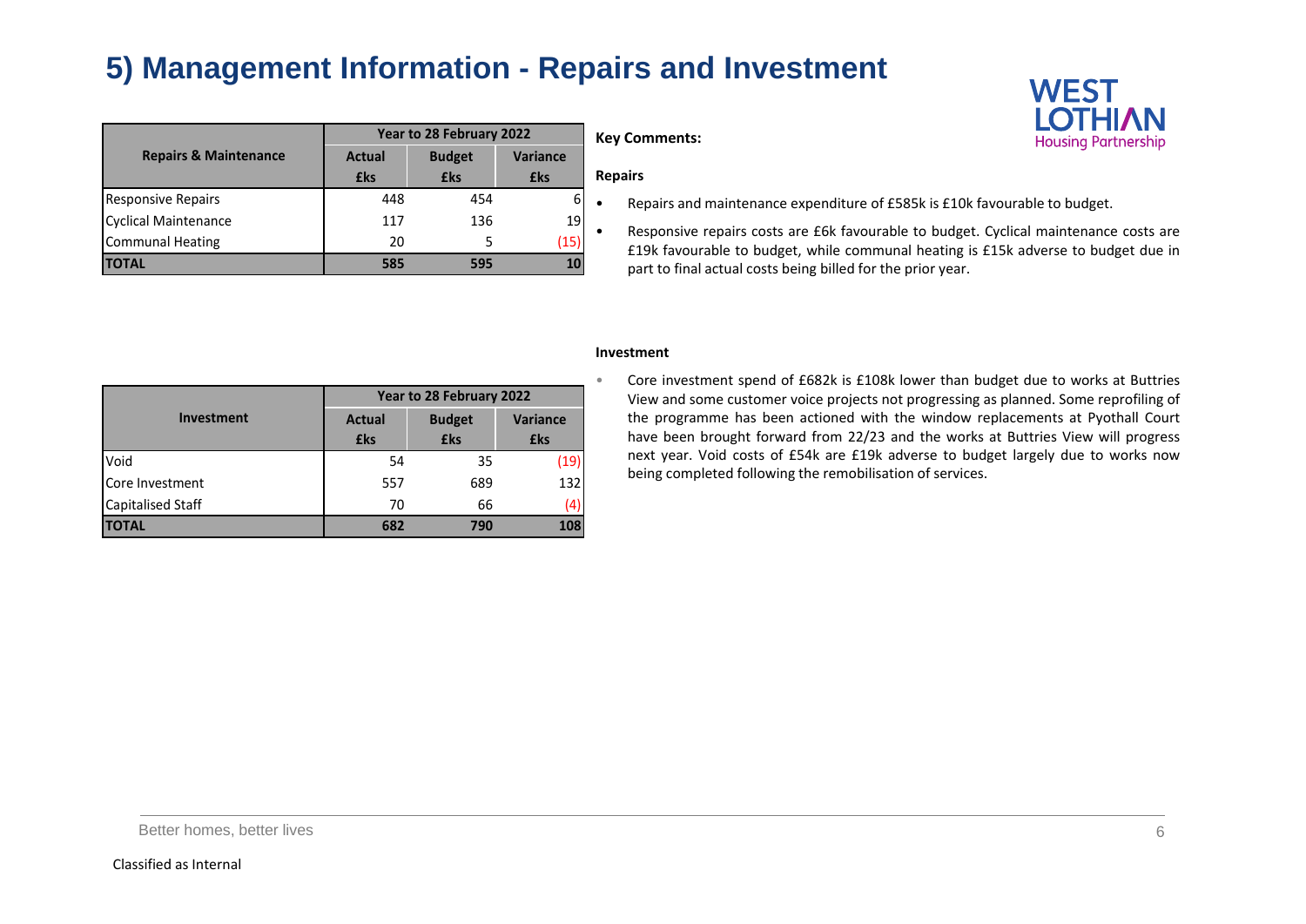# 5) Management Information - Repairs and Investment

| Repairs & Maintenance | Year to 28 February 2022 | | |
|---|---|---|---|
| | Actual £ks | Budget £ks | Variance £ks |
| Responsive Repairs | 448 | 454 | 6 |
| Cyclical Maintenance | 117 | 136 | 19 |
| Communal Heating | 20 | 5 | (15) |
| **TOTAL** | **585** | **595** | **10** |

| Investment | Year to 28 February 2022 | | |
|---|---|---|---|
| | Actual £ks | Budget £ks | Variance £ks |
| Void | 54 | 35 | (19) |
| Core Investment | 557 | 689 | 132 |
| Capitalised Staff | 70 | 66 | (4) |
| **TOTAL** | **682** | **790** | **108** |

**Key Comments:**

**Repairs**

- Repairs and maintenance expenditure of £585k is £10k favourable to budget.
- Responsive repairs costs are £6k favourable to budget. Cyclical maintenance costs are £19k favourable to budget, while communal heating is £15k adverse to budget due in part to final actual costs being billed for the prior year.

**Investment**

- Core investment spend of £682k is £108k lower than budget due to works at Buttries View and some customer voice projects not progressing as planned. Some reprofiling of the programme has been actioned with the window replacements at Pyothall Court have been brought forward from 22/23 and the works at Buttries View will progress next year. Void costs of £54k are £19k adverse to budget largely due to works now being completed following the remobilisation of services.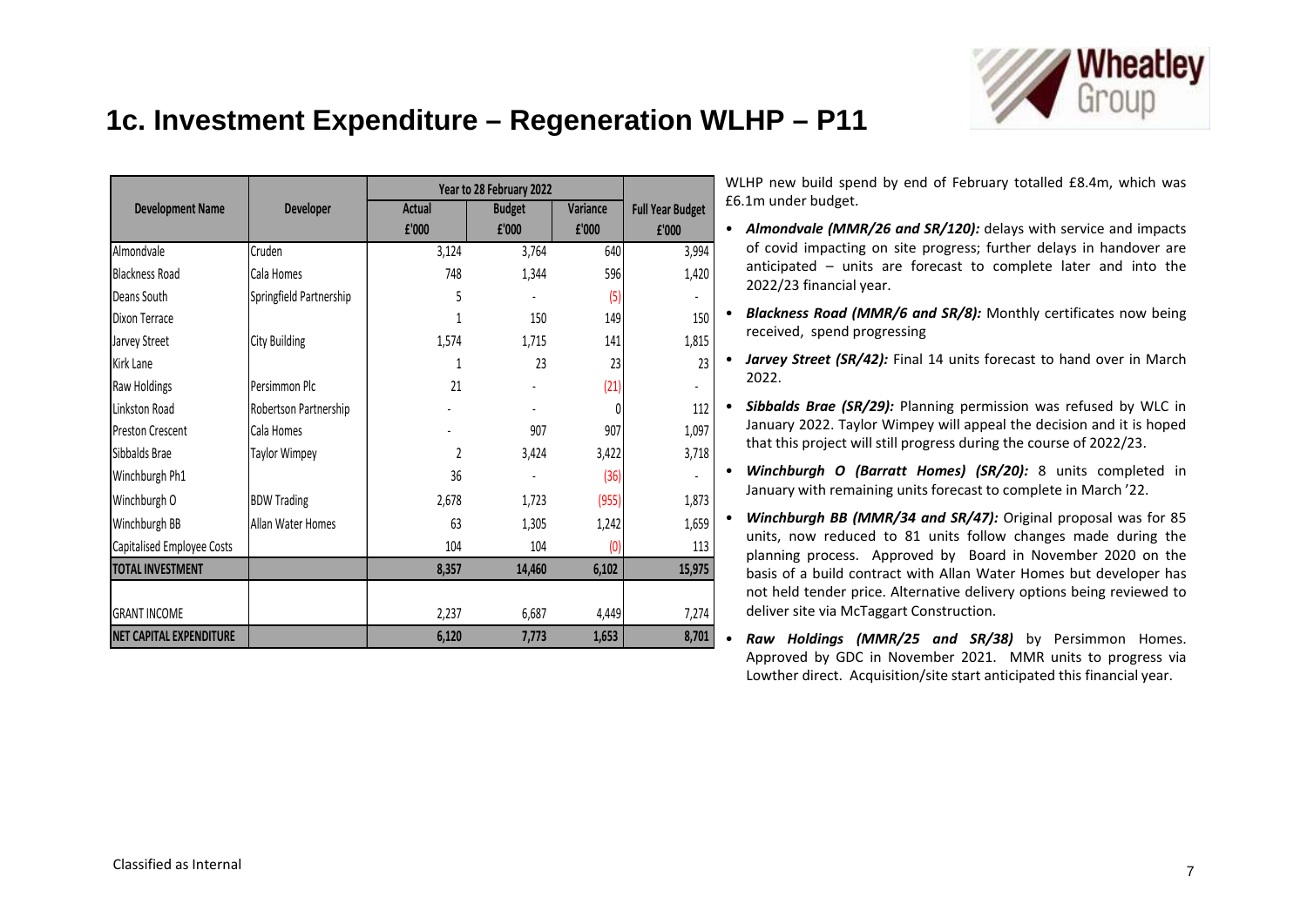# 1c. Investment Expenditure – Regeneration WLHP – P11

| Development Name | Developer | Year to 28 February 2022 | | | Full Year Budget |
|---|---|---|---|---|---|
| | | Actual £'000 | Budget £'000 | Variance £'000 | £'000 |
| Almondvale | Cruden | 3,124 | 3,764 | 640 | 3,994 |
| Blackness Road | Cala Homes | 748 | 1,344 | 596 | 1,420 |
| Deans South | Springfield Partnership | 5 | - | (5) | - |
| Dixon Terrace | | 1 | 150 | 149 | 150 |
| Jarvey Street | City Building | 1,574 | 1,715 | 141 | 1,815 |
| Kirk Lane | | 1 | 23 | 23 | 23 |
| Raw Holdings | Persimmon Plc | 21 | - | (21) | - |
| Linkston Road | Robertson Partnership | - | - | 0 | 112 |
| Preston Crescent | Cala Homes | - | 907 | 907 | 1,097 |
| Sibbalds Brae | Taylor Wimpey | 2 | 3,424 | 3,422 | 3,718 |
| Winchburgh Ph1 | | 36 | - | (36) | - |
| Winchburgh O | BDW Trading | 2,678 | 1,723 | (955) | 1,873 |
| Winchburgh BB | Allan Water Homes | 63 | 1,305 | 1,242 | 1,659 |
| Capitalised Employee Costs | | 104 | 104 | (0) | 113 |
| **TOTAL INVESTMENT** | | **8,357** | **14,460** | **6,102** | **15,975** |
| GRANT INCOME | | 2,237 | 6,687 | 4,449 | 7,274 |
| **NET CAPITAL EXPENDITURE** | | **6,120** | **7,773** | **1,653** | **8,701** |

WLHP new build spend by end of February totalled £8.4m, which was £6.1m under budget.

- ***Almondvale (MMR/26 and SR/120):*** delays with service and impacts of covid impacting on site progress; further delays in handover are anticipated – units are forecast to complete later and into the 2022/23 financial year.
- ***Blackness Road (MMR/6 and SR/8):*** Monthly certificates now being received, spend progressing
- ***Jarvey Street (SR/42):*** Final 14 units forecast to hand over in March 2022.
- ***Sibbalds Brae (SR/29):*** Planning permission was refused by WLC in January 2022. Taylor Wimpey will appeal the decision and it is hoped that this project will still progress during the course of 2022/23.
- ***Winchburgh O (Barratt Homes) (SR/20):*** 8 units completed in January with remaining units forecast to complete in March '22.
- ***Winchburgh BB (MMR/34 and SR/47):*** Original proposal was for 85 units, now reduced to 81 units follow changes made during the planning process. Approved by Board in November 2020 on the basis of a build contract with Allan Water Homes but developer has not held tender price. Alternative delivery options being reviewed to deliver site via McTaggart Construction.
- ***Raw Holdings (MMR/25 and SR/38)*** by Persimmon Homes. Approved by GDC in November 2021. MMR units to progress via Lowther direct. Acquisition/site start anticipated this financial year.

Classified as Internal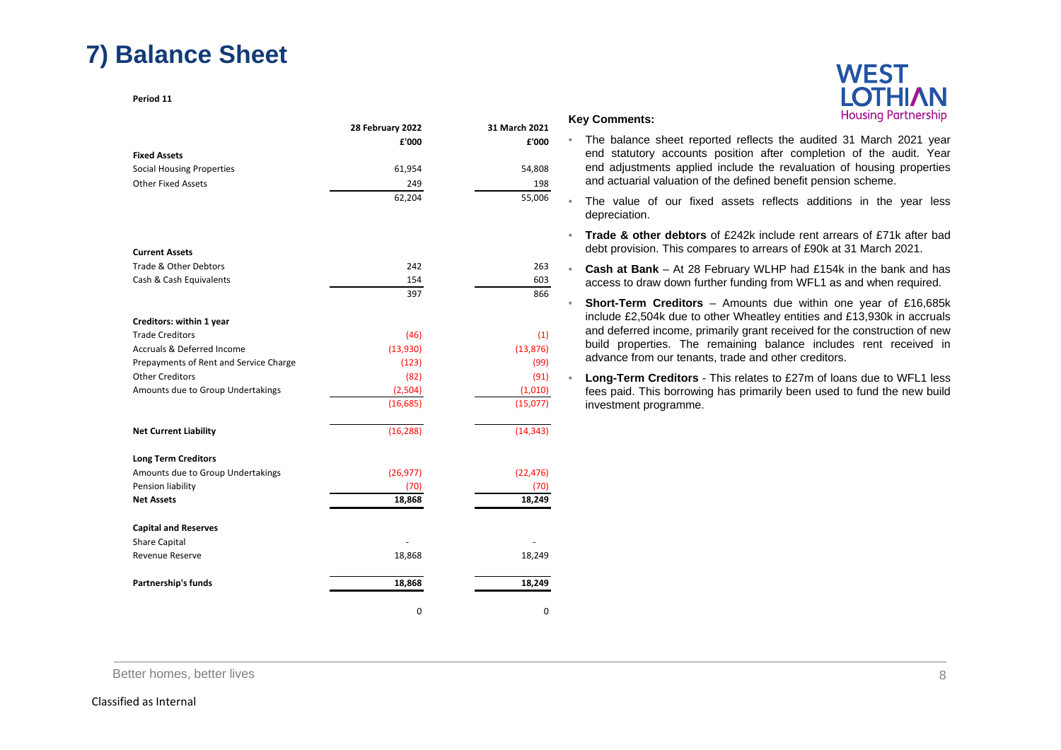# 7) Balance Sheet

**Period 11**

| | 28 February 2022 | 31 March 2021 |
|---|---|---|
| | £'000 | £'000 |
| **Fixed Assets** | | |
| Social Housing Properties | 61,954 | 54,808 |
| Other Fixed Assets | 249 | 198 |
| | 62,204 | 55,006 |
| **Current Assets** | | |
| Trade & Other Debtors | 242 | 263 |
| Cash & Cash Equivalents | 154 | 603 |
| | 397 | 866 |
| **Creditors: within 1 year** | | |
| Trade Creditors | (46) | (1) |
| Accruals & Deferred Income | (13,930) | (13,876) |
| Prepayments of Rent and Service Charge | (123) | (99) |
| Other Creditors | (82) | (91) |
| Amounts due to Group Undertakings | (2,504) | (1,010) |
| | (16,685) | (15,077) |
| **Net Current Liability** | (16,288) | (14,343) |
| **Long Term Creditors** | | |
| Amounts due to Group Undertakings | (26,977) | (22,476) |
| Pension liability | (70) | (70) |
| **Net Assets** | 18,868 | 18,249 |
| **Capital and Reserves** | | |
| Share Capital | - | - |
| Revenue Reserve | 18,868 | 18,249 |
| **Partnership's funds** | 18,868 | 18,249 |
| | 0 | 0 |

**Key Comments:**

- The balance sheet reported reflects the audited 31 March 2021 year end statutory accounts position after completion of the audit. Year end adjustments applied include the revaluation of housing properties and actuarial valuation of the defined benefit pension scheme.
- The value of our fixed assets reflects additions in the year less depreciation.
- **Trade & other debtors** of £242k include rent arrears of £71k after bad debt provision. This compares to arrears of £90k at 31 March 2021.
- **Cash at Bank** – At 28 February WLHP had £154k in the bank and has access to draw down further funding from WFL1 as and when required.
- **Short-Term Creditors** – Amounts due within one year of £16,685k include £2,504k due to other Wheatley entities and £13,930k in accruals and deferred income, primarily grant received for the construction of new build properties. The remaining balance includes rent received in advance from our tenants, trade and other creditors.
- **Long-Term Creditors** - This relates to £27m of loans due to WFL1 less fees paid. This borrowing has primarily been used to fund the new build investment programme.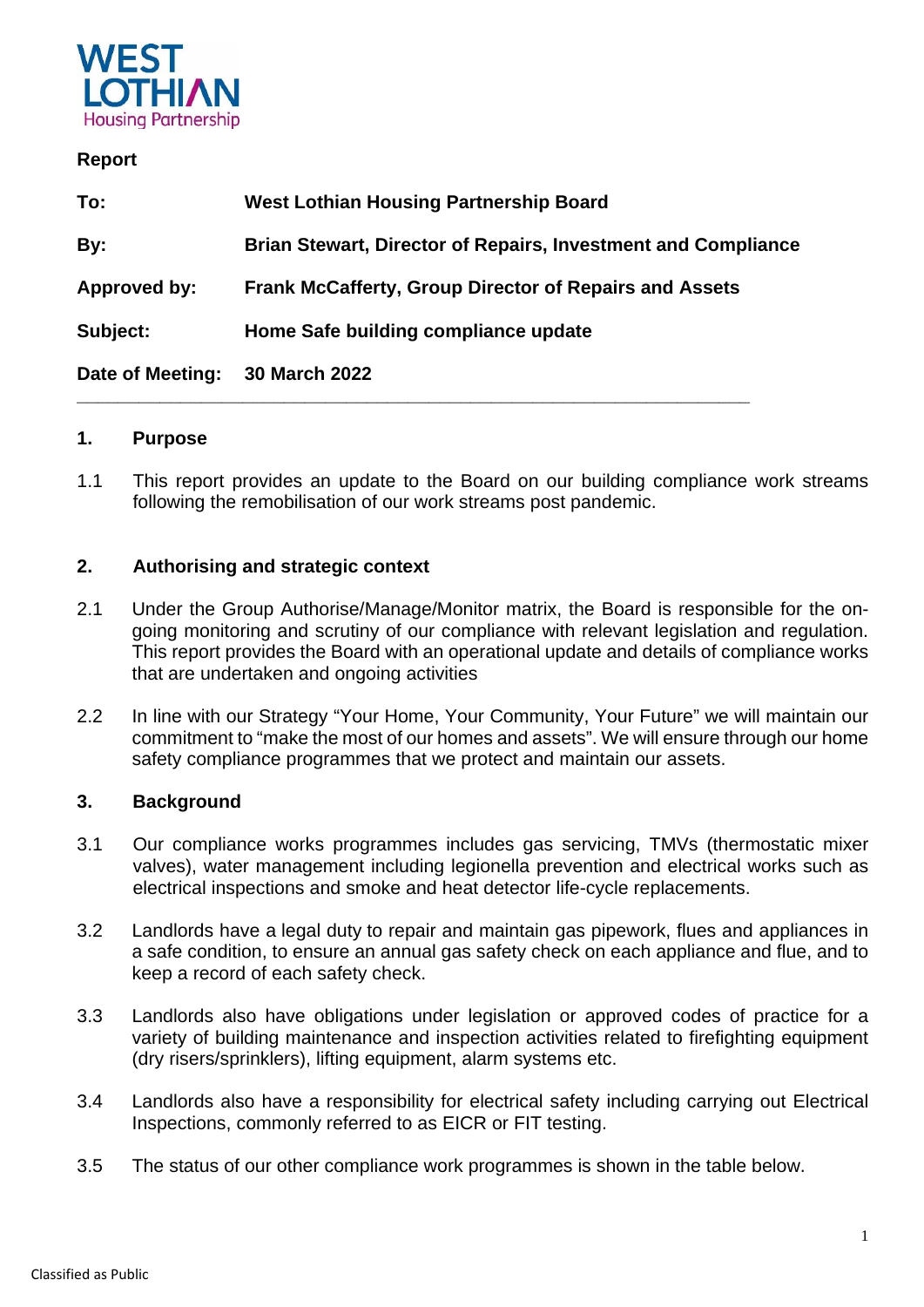**Report**

| | |
|---|---|
| **To:** | **West Lothian Housing Partnership Board** |
| **By:** | **Brian Stewart, Director of Repairs, Investment and Compliance** |
| **Approved by:** | **Frank McCafferty, Group Director of Repairs and Assets** |
| **Subject:** | **Home Safe building compliance update** |
| **Date of Meeting:** | **30 March 2022** |

---

## 1. Purpose

1.1 This report provides an update to the Board on our building compliance work streams following the remobilisation of our work streams post pandemic.

## 2. Authorising and strategic context

2.1 Under the Group Authorise/Manage/Monitor matrix, the Board is responsible for the on-going monitoring and scrutiny of our compliance with relevant legislation and regulation. This report provides the Board with an operational update and details of compliance works that are undertaken and ongoing activities

2.2 In line with our Strategy "Your Home, Your Community, Your Future" we will maintain our commitment to "make the most of our homes and assets". We will ensure through our home safety compliance programmes that we protect and maintain our assets.

## 3. Background

3.1 Our compliance works programmes includes gas servicing, TMVs (thermostatic mixer valves), water management including legionella prevention and electrical works such as electrical inspections and smoke and heat detector life-cycle replacements.

3.2 Landlords have a legal duty to repair and maintain gas pipework, flues and appliances in a safe condition, to ensure an annual gas safety check on each appliance and flue, and to keep a record of each safety check.

3.3 Landlords also have obligations under legislation or approved codes of practice for a variety of building maintenance and inspection activities related to firefighting equipment (dry risers/sprinklers), lifting equipment, alarm systems etc.

3.4 Landlords also have a responsibility for electrical safety including carrying out Electrical Inspections, commonly referred to as EICR or FIT testing.

3.5 The status of our other compliance work programmes is shown in the table below.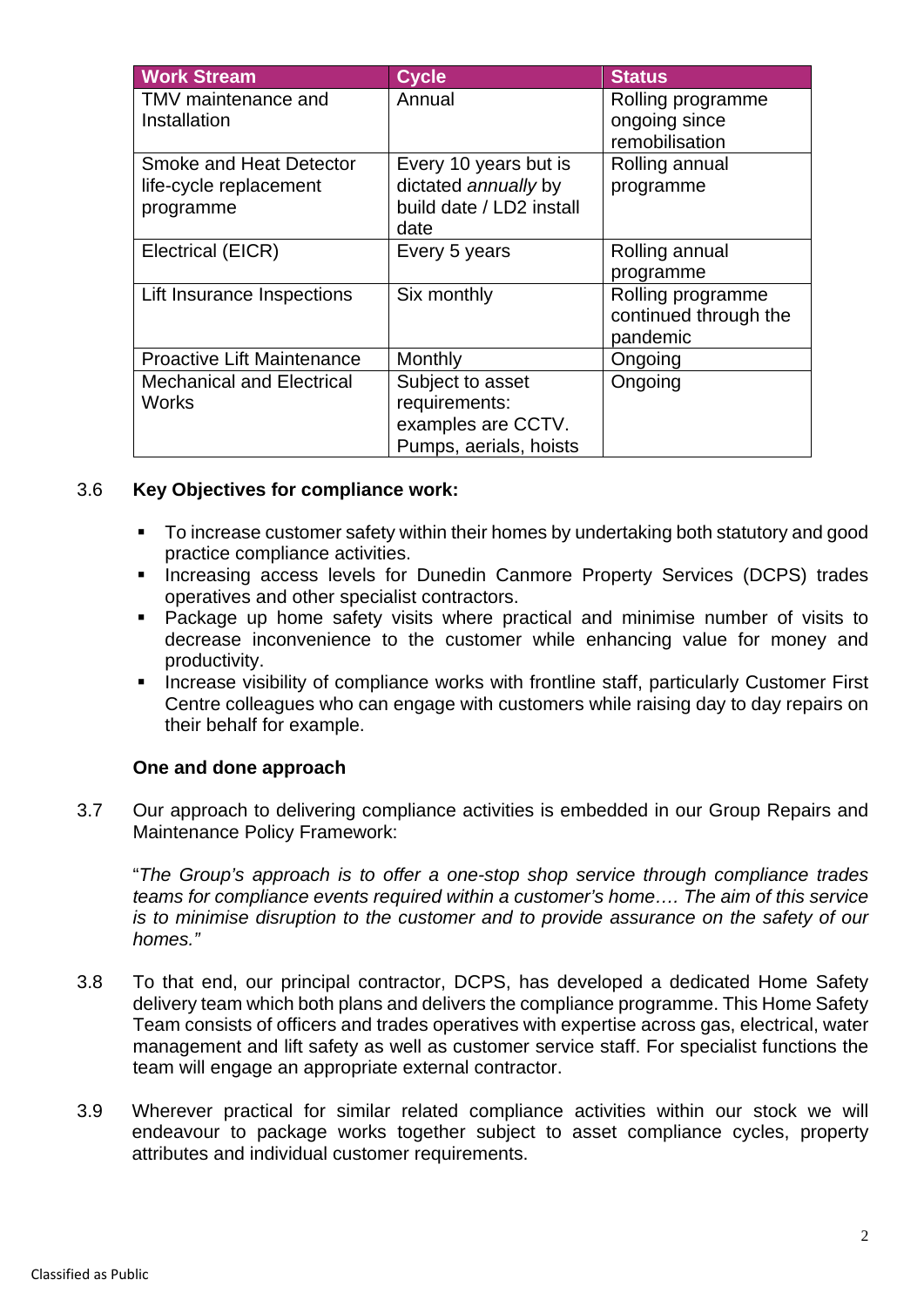| Work Stream | Cycle | Status |
|---|---|---|
| TMV maintenance and Installation | Annual | Rolling programme ongoing since remobilisation |
| Smoke and Heat Detector life-cycle replacement programme | Every 10 years but is dictated *annually* by build date / LD2 install date | Rolling annual programme |
| Electrical (EICR) | Every 5 years | Rolling annual programme |
| Lift Insurance Inspections | Six monthly | Rolling programme continued through the pandemic |
| Proactive Lift Maintenance | Monthly | Ongoing |
| Mechanical and Electrical Works | Subject to asset requirements: examples are CCTV. Pumps, aerials, hoists | Ongoing |

3.6 **Key Objectives for compliance work:**

- To increase customer safety within their homes by undertaking both statutory and good practice compliance activities.
- Increasing access levels for Dunedin Canmore Property Services (DCPS) trades operatives and other specialist contractors.
- Package up home safety visits where practical and minimise number of visits to decrease inconvenience to the customer while enhancing value for money and productivity.
- Increase visibility of compliance works with frontline staff, particularly Customer First Centre colleagues who can engage with customers while raising day to day repairs on their behalf for example.

**One and done approach**

3.7 Our approach to delivering compliance activities is embedded in our Group Repairs and Maintenance Policy Framework:

"*The Group's approach is to offer a one-stop shop service through compliance trades teams for compliance events required within a customer's home…. The aim of this service is to minimise disruption to the customer and to provide assurance on the safety of our homes."*

3.8 To that end, our principal contractor, DCPS, has developed a dedicated Home Safety delivery team which both plans and delivers the compliance programme. This Home Safety Team consists of officers and trades operatives with expertise across gas, electrical, water management and lift safety as well as customer service staff. For specialist functions the team will engage an appropriate external contractor.

3.9 Wherever practical for similar related compliance activities within our stock we will endeavour to package works together subject to asset compliance cycles, property attributes and individual customer requirements.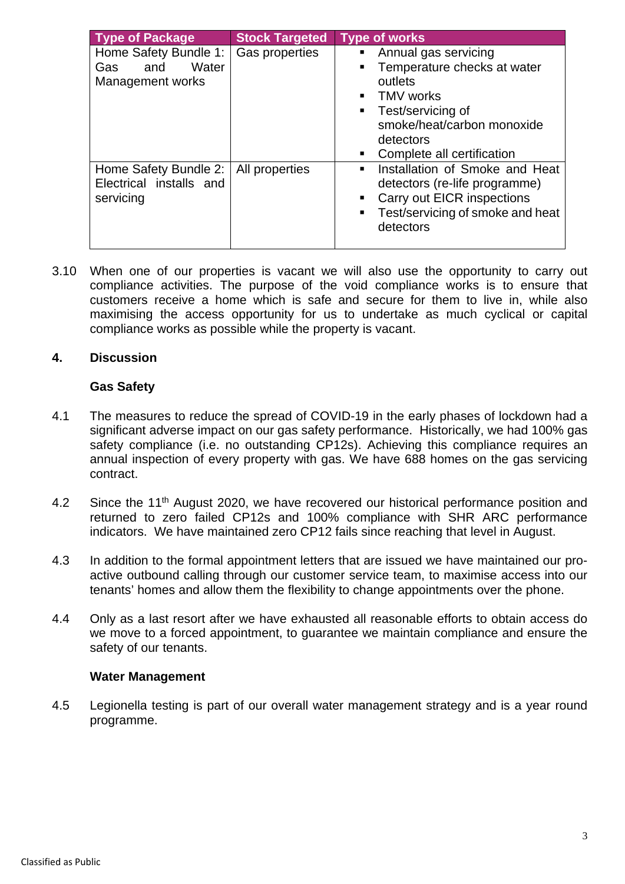| Type of Package | Stock Targeted | Type of works |
|---|---|---|
| Home Safety Bundle 1: Gas and Water Management works | Gas properties | ▪ Annual gas servicing<br>▪ Temperature checks at water outlets<br>▪ TMV works<br>▪ Test/servicing of smoke/heat/carbon monoxide detectors<br>▪ Complete all certification |
| Home Safety Bundle 2: Electrical installs and servicing | All properties | ▪ Installation of Smoke and Heat detectors (re-life programme)<br>▪ Carry out EICR inspections<br>▪ Test/servicing of smoke and heat detectors |

3.10 When one of our properties is vacant we will also use the opportunity to carry out compliance activities. The purpose of the void compliance works is to ensure that customers receive a home which is safe and secure for them to live in, while also maximising the access opportunity for us to undertake as much cyclical or capital compliance works as possible while the property is vacant.

## 4. Discussion

### Gas Safety

4.1 The measures to reduce the spread of COVID-19 in the early phases of lockdown had a significant adverse impact on our gas safety performance. Historically, we had 100% gas safety compliance (i.e. no outstanding CP12s). Achieving this compliance requires an annual inspection of every property with gas. We have 688 homes on the gas servicing contract.

4.2 Since the 11th August 2020, we have recovered our historical performance position and returned to zero failed CP12s and 100% compliance with SHR ARC performance indicators. We have maintained zero CP12 fails since reaching that level in August.

4.3 In addition to the formal appointment letters that are issued we have maintained our pro-active outbound calling through our customer service team, to maximise access into our tenants' homes and allow them the flexibility to change appointments over the phone.

4.4 Only as a last resort after we have exhausted all reasonable efforts to obtain access do we move to a forced appointment, to guarantee we maintain compliance and ensure the safety of our tenants.

### Water Management

4.5 Legionella testing is part of our overall water management strategy and is a year round programme.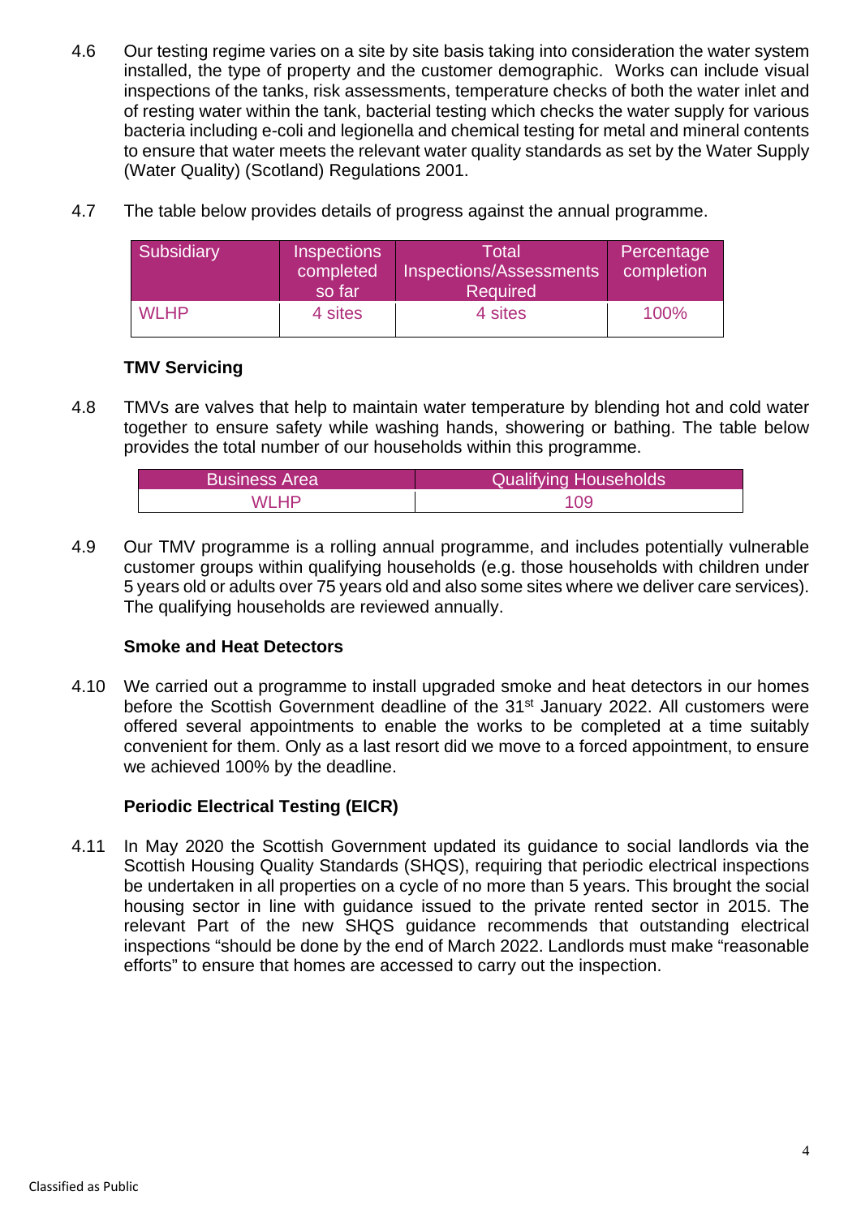4.6 Our testing regime varies on a site by site basis taking into consideration the water system installed, the type of property and the customer demographic. Works can include visual inspections of the tanks, risk assessments, temperature checks of both the water inlet and of resting water within the tank, bacterial testing which checks the water supply for various bacteria including e-coli and legionella and chemical testing for metal and mineral contents to ensure that water meets the relevant water quality standards as set by the Water Supply (Water Quality) (Scotland) Regulations 2001.

4.7 The table below provides details of progress against the annual programme.

| Subsidiary | Inspections completed so far | Total Inspections/Assessments Required | Percentage completion |
|---|---|---|---|
| WLHP | 4 sites | 4 sites | 100% |

**TMV Servicing**

4.8 TMVs are valves that help to maintain water temperature by blending hot and cold water together to ensure safety while washing hands, showering or bathing. The table below provides the total number of our households within this programme.

| Business Area | Qualifying Households |
|---|---|
| WLHP | 109 |

4.9 Our TMV programme is a rolling annual programme, and includes potentially vulnerable customer groups within qualifying households (e.g. those households with children under 5 years old or adults over 75 years old and also some sites where we deliver care services). The qualifying households are reviewed annually.

**Smoke and Heat Detectors**

4.10 We carried out a programme to install upgraded smoke and heat detectors in our homes before the Scottish Government deadline of the 31st January 2022. All customers were offered several appointments to enable the works to be completed at a time suitably convenient for them. Only as a last resort did we move to a forced appointment, to ensure we achieved 100% by the deadline.

**Periodic Electrical Testing (EICR)**

4.11 In May 2020 the Scottish Government updated its guidance to social landlords via the Scottish Housing Quality Standards (SHQS), requiring that periodic electrical inspections be undertaken in all properties on a cycle of no more than 5 years. This brought the social housing sector in line with guidance issued to the private rented sector in 2015. The relevant Part of the new SHQS guidance recommends that outstanding electrical inspections "should be done by the end of March 2022. Landlords must make "reasonable efforts" to ensure that homes are accessed to carry out the inspection.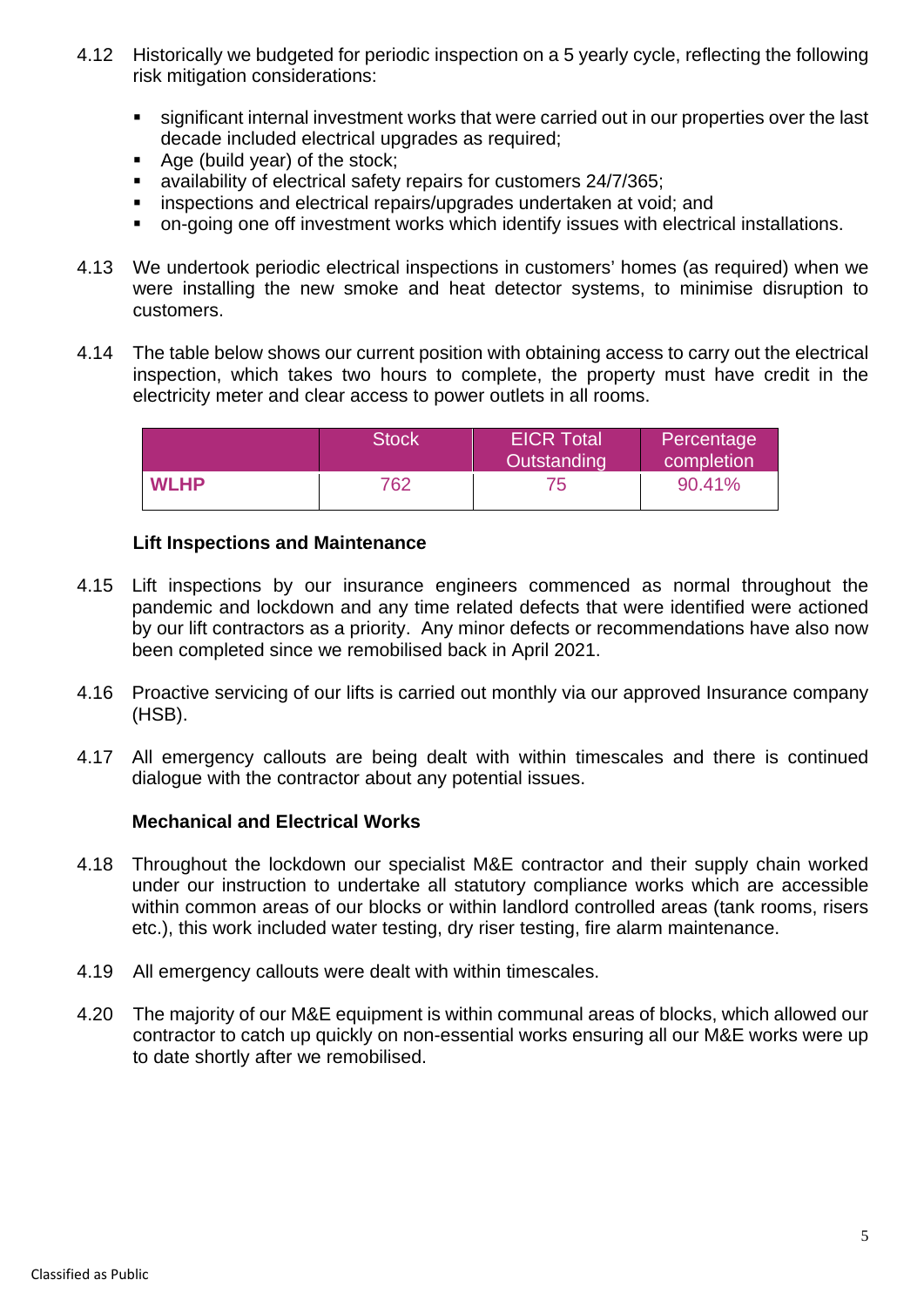4.12 Historically we budgeted for periodic inspection on a 5 yearly cycle, reflecting the following risk mitigation considerations:

- significant internal investment works that were carried out in our properties over the last decade included electrical upgrades as required;
- Age (build year) of the stock;
- availability of electrical safety repairs for customers 24/7/365;
- inspections and electrical repairs/upgrades undertaken at void; and
- on-going one off investment works which identify issues with electrical installations.

4.13 We undertook periodic electrical inspections in customers' homes (as required) when we were installing the new smoke and heat detector systems, to minimise disruption to customers.

4.14 The table below shows our current position with obtaining access to carry out the electrical inspection, which takes two hours to complete, the property must have credit in the electricity meter and clear access to power outlets in all rooms.

| | Stock | EICR Total Outstanding | Percentage completion |
|---|---|---|---|
| **WLHP** | 762 | 75 | 90.41% |

**Lift Inspections and Maintenance**

4.15 Lift inspections by our insurance engineers commenced as normal throughout the pandemic and lockdown and any time related defects that were identified were actioned by our lift contractors as a priority. Any minor defects or recommendations have also now been completed since we remobilised back in April 2021.

4.16 Proactive servicing of our lifts is carried out monthly via our approved Insurance company (HSB).

4.17 All emergency callouts are being dealt with within timescales and there is continued dialogue with the contractor about any potential issues.

**Mechanical and Electrical Works**

4.18 Throughout the lockdown our specialist M&E contractor and their supply chain worked under our instruction to undertake all statutory compliance works which are accessible within common areas of our blocks or within landlord controlled areas (tank rooms, risers etc.), this work included water testing, dry riser testing, fire alarm maintenance.

4.19 All emergency callouts were dealt with within timescales.

4.20 The majority of our M&E equipment is within communal areas of blocks, which allowed our contractor to catch up quickly on non-essential works ensuring all our M&E works were up to date shortly after we remobilised.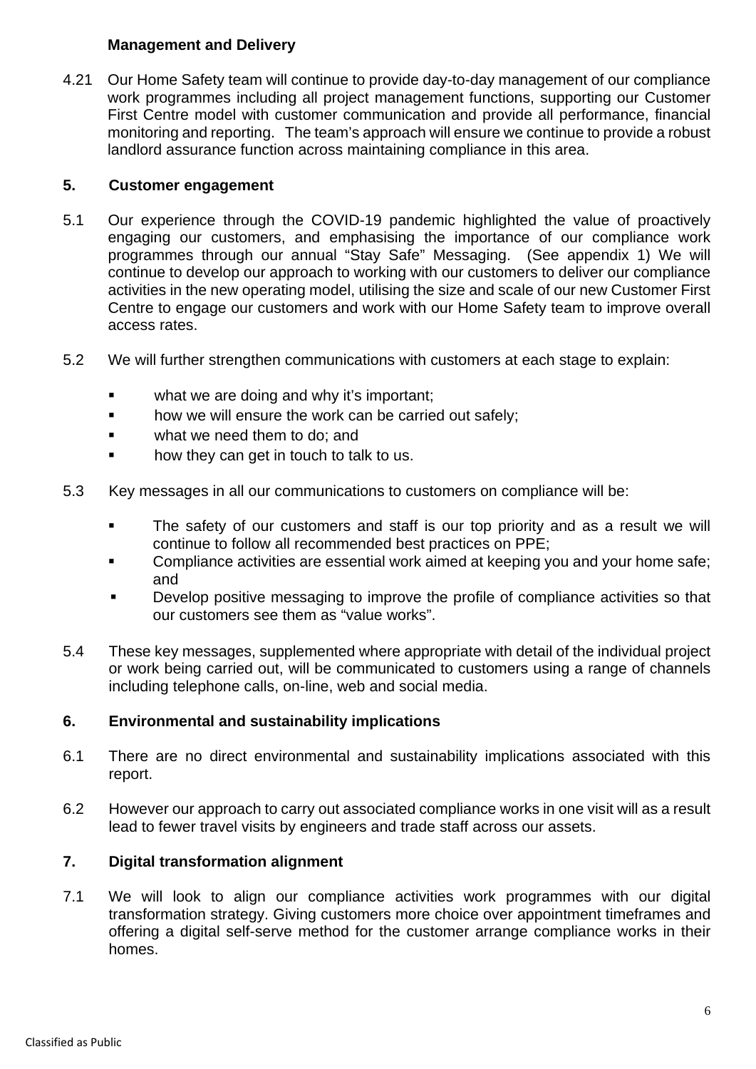**Management and Delivery**

4.21 Our Home Safety team will continue to provide day-to-day management of our compliance work programmes including all project management functions, supporting our Customer First Centre model with customer communication and provide all performance, financial monitoring and reporting. The team's approach will ensure we continue to provide a robust landlord assurance function across maintaining compliance in this area.

## 5. Customer engagement

5.1 Our experience through the COVID-19 pandemic highlighted the value of proactively engaging our customers, and emphasising the importance of our compliance work programmes through our annual "Stay Safe" Messaging. (See appendix 1) We will continue to develop our approach to working with our customers to deliver our compliance activities in the new operating model, utilising the size and scale of our new Customer First Centre to engage our customers and work with our Home Safety team to improve overall access rates.

5.2 We will further strengthen communications with customers at each stage to explain:

- what we are doing and why it's important;
- how we will ensure the work can be carried out safely;
- what we need them to do; and
- how they can get in touch to talk to us.

5.3 Key messages in all our communications to customers on compliance will be:

- The safety of our customers and staff is our top priority and as a result we will continue to follow all recommended best practices on PPE;
- Compliance activities are essential work aimed at keeping you and your home safe; and
- Develop positive messaging to improve the profile of compliance activities so that our customers see them as "value works".

5.4 These key messages, supplemented where appropriate with detail of the individual project or work being carried out, will be communicated to customers using a range of channels including telephone calls, on-line, web and social media.

## 6. Environmental and sustainability implications

6.1 There are no direct environmental and sustainability implications associated with this report.

6.2 However our approach to carry out associated compliance works in one visit will as a result lead to fewer travel visits by engineers and trade staff across our assets.

## 7. Digital transformation alignment

7.1 We will look to align our compliance activities work programmes with our digital transformation strategy. Giving customers more choice over appointment timeframes and offering a digital self-serve method for the customer arrange compliance works in their homes.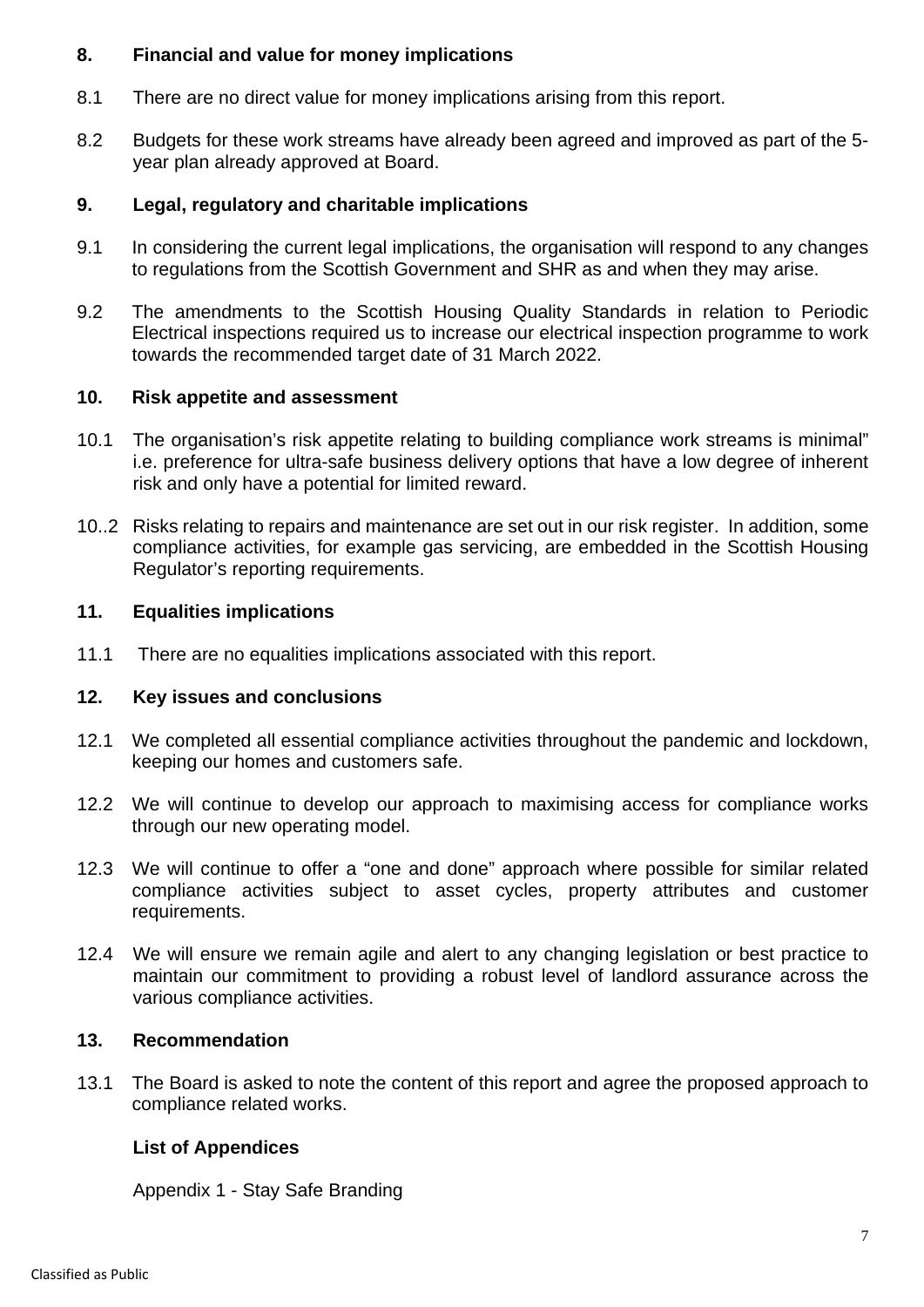## 8. Financial and value for money implications

8.1 There are no direct value for money implications arising from this report.

8.2 Budgets for these work streams have already been agreed and improved as part of the 5-year plan already approved at Board.

## 9. Legal, regulatory and charitable implications

9.1 In considering the current legal implications, the organisation will respond to any changes to regulations from the Scottish Government and SHR as and when they may arise.

9.2 The amendments to the Scottish Housing Quality Standards in relation to Periodic Electrical inspections required us to increase our electrical inspection programme to work towards the recommended target date of 31 March 2022.

## 10. Risk appetite and assessment

10.1 The organisation's risk appetite relating to building compliance work streams is minimal" i.e. preference for ultra-safe business delivery options that have a low degree of inherent risk and only have a potential for limited reward.

10..2 Risks relating to repairs and maintenance are set out in our risk register. In addition, some compliance activities, for example gas servicing, are embedded in the Scottish Housing Regulator's reporting requirements.

## 11. Equalities implications

11.1 There are no equalities implications associated with this report.

## 12. Key issues and conclusions

12.1 We completed all essential compliance activities throughout the pandemic and lockdown, keeping our homes and customers safe.

12.2 We will continue to develop our approach to maximising access for compliance works through our new operating model.

12.3 We will continue to offer a "one and done" approach where possible for similar related compliance activities subject to asset cycles, property attributes and customer requirements.

12.4 We will ensure we remain agile and alert to any changing legislation or best practice to maintain our commitment to providing a robust level of landlord assurance across the various compliance activities.

## 13. Recommendation

13.1 The Board is asked to note the content of this report and agree the proposed approach to compliance related works.

**List of Appendices**

Appendix 1 - Stay Safe Branding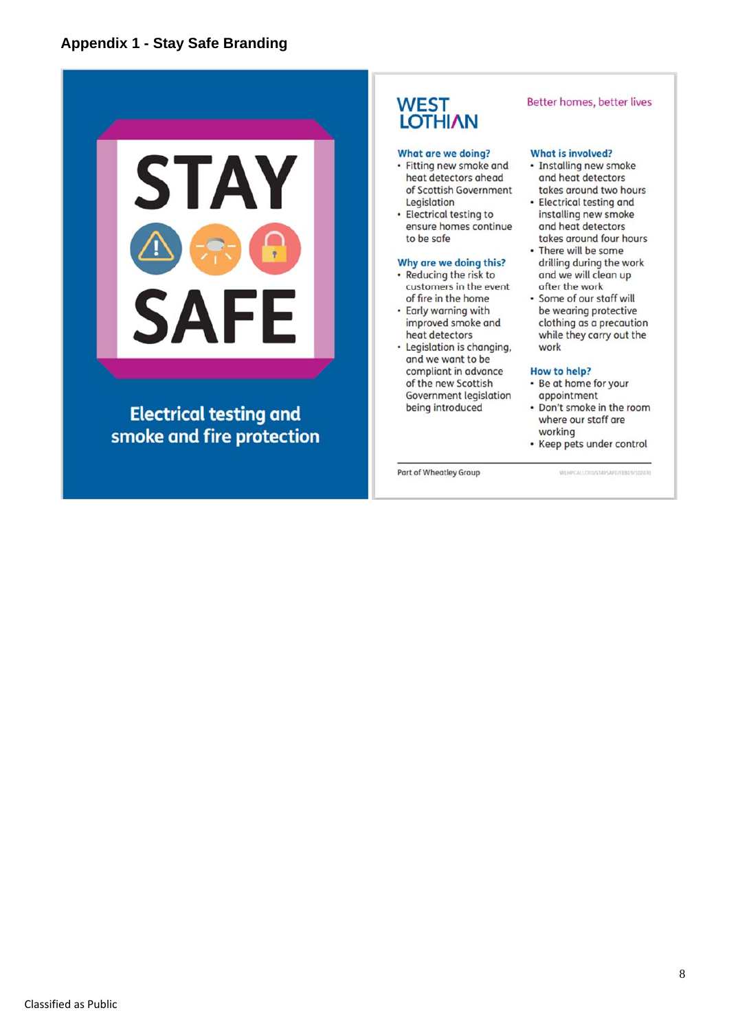## Appendix 1 - Stay Safe Branding

# STAY SAFE

**Electrical testing and smoke and fire protection**

**WEST LOTHIAN**

Better homes, better lives

### What are we doing?

- Fitting new smoke and heat detectors ahead of Scottish Government Legislation
- Electrical testing to ensure homes continue to be safe

### Why are we doing this?

- Reducing the risk to customers in the event of fire in the home
- Early warning with improved smoke and heat detectors
- Legislation is changing, and we want to be compliant in advance of the new Scottish Government legislation being introduced

### What is involved?

- Installing new smoke and heat detectors takes around two hours
- Electrical testing and installing new smoke and heat detectors takes around four hours
- There will be some drilling during the work and we will clean up after the work
- Some of our staff will be wearing protective clothing as a precaution while they carry out the work

### How to help?

- Be at home for your appointment
- Don't smoke in the room where our staff are working
- Keep pets under control

Part of Wheatley Group

WLHPCALLCRSSTAYSAFEFEB19/102031

Classified as Public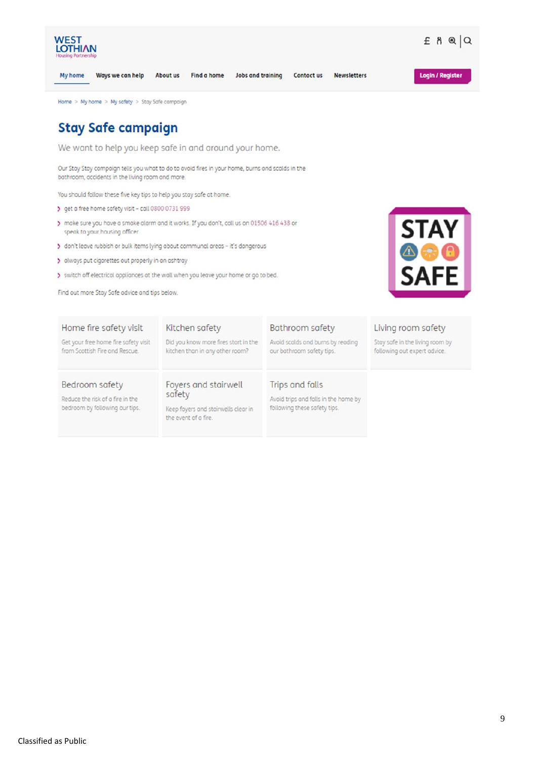WEST LOTHIAN Housing Partnership

My home | Ways we can help | About us | Find a home | Jobs and training | Contact us | Newsletters | Login / Register

Home > My home > My safety > Stay Safe campaign

# Stay Safe campaign

We want to help you keep safe in and around your home.

Our Stay Stay campaign tells you what to do to avoid fires in your home, burns and scalds in the bathroom, accidents in the living room and more.

You should follow these five key tips to help you stay safe at home.

- get a free home safety visit – call 0800 0731 999
- make sure you have a smoke alarm and it works. If you don't, call us on 01506 416 438 or speak to your housing officer
- don't leave rubbish or bulk items lying about communal areas – it's dangerous
- always put cigarettes out properly in an ashtray
- switch off electrical appliances at the wall when you leave your home or go to bed.

Find out more Stay Safe advice and tips below.

STAY SAFE

### Home fire safety visit
Get your free home fire safety visit from Scottish Fire and Rescue.

### Kitchen safety
Did you know more fires start in the kitchen than in any other room?

### Bathroom safety
Avoid scalds and burns by reading our bathroom safety tips.

### Living room safety
Stay safe in the living room by following out expert advice.

### Bedroom safety
Reduce the risk of a fire in the bedroom by following our tips.

### Foyers and stairwell safety
Keep foyers and stairwells clear in the event of a fire.

### Trips and falls
Avoid trips and falls in the home by following these safety tips.

Classified as Public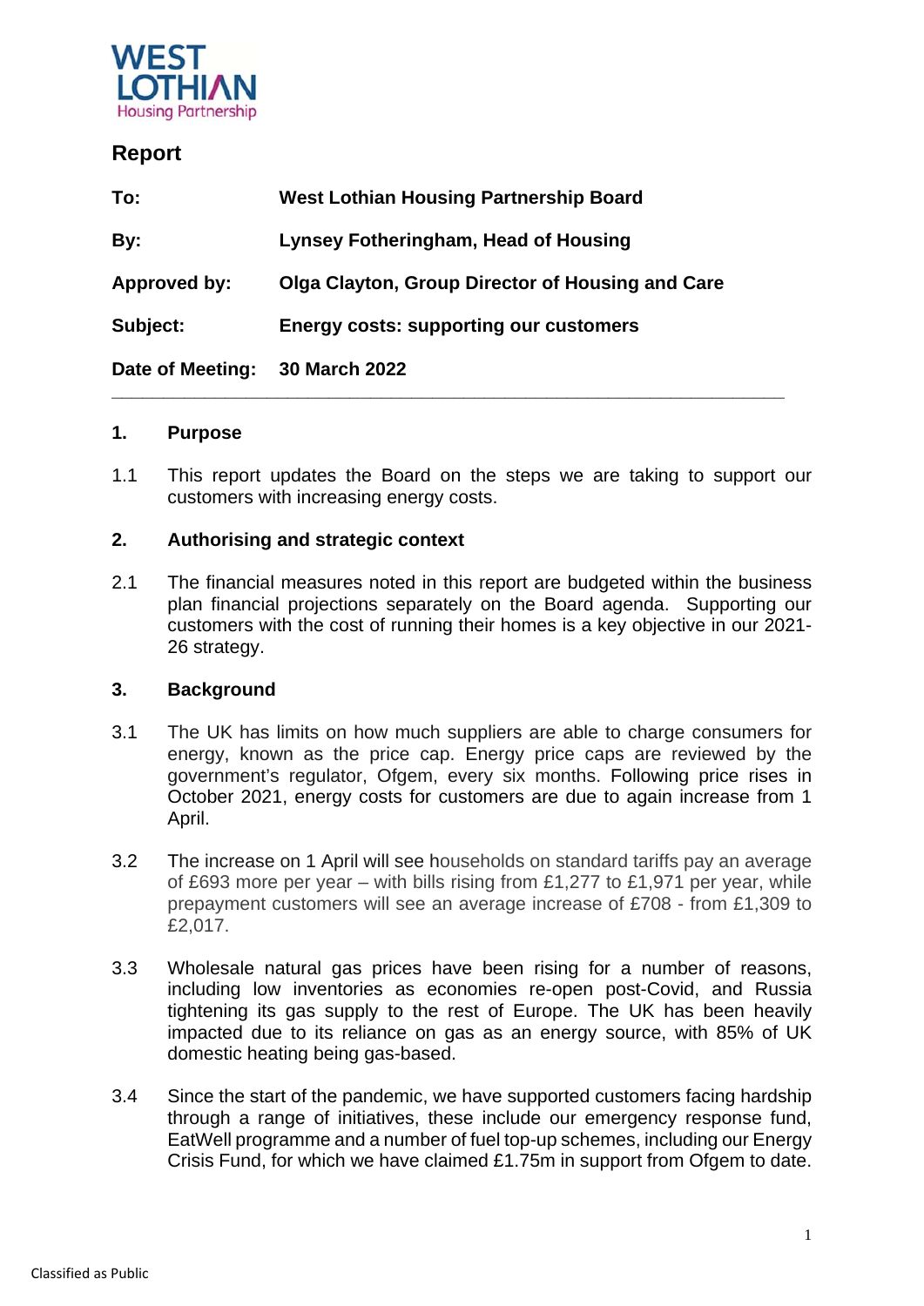WEST LOTHIAN Housing Partnership

# Report

| | |
|---|---|
| **To:** | **West Lothian Housing Partnership Board** |
| **By:** | **Lynsey Fotheringham, Head of Housing** |
| **Approved by:** | **Olga Clayton, Group Director of Housing and Care** |
| **Subject:** | **Energy costs: supporting our customers** |
| **Date of Meeting:** | **30 March 2022** |

## 1. Purpose

1.1 This report updates the Board on the steps we are taking to support our customers with increasing energy costs.

## 2. Authorising and strategic context

2.1 The financial measures noted in this report are budgeted within the business plan financial projections separately on the Board agenda. Supporting our customers with the cost of running their homes is a key objective in our 2021-26 strategy.

## 3. Background

3.1 The UK has limits on how much suppliers are able to charge consumers for energy, known as the price cap. Energy price caps are reviewed by the government's regulator, Ofgem, every six months. Following price rises in October 2021, energy costs for customers are due to again increase from 1 April.

3.2 The increase on 1 April will see households on standard tariffs pay an average of £693 more per year – with bills rising from £1,277 to £1,971 per year, while prepayment customers will see an average increase of £708 - from £1,309 to £2,017.

3.3 Wholesale natural gas prices have been rising for a number of reasons, including low inventories as economies re-open post-Covid, and Russia tightening its gas supply to the rest of Europe. The UK has been heavily impacted due to its reliance on gas as an energy source, with 85% of UK domestic heating being gas-based.

3.4 Since the start of the pandemic, we have supported customers facing hardship through a range of initiatives, these include our emergency response fund, EatWell programme and a number of fuel top-up schemes, including our Energy Crisis Fund, for which we have claimed £1.75m in support from Ofgem to date.

Classified as Public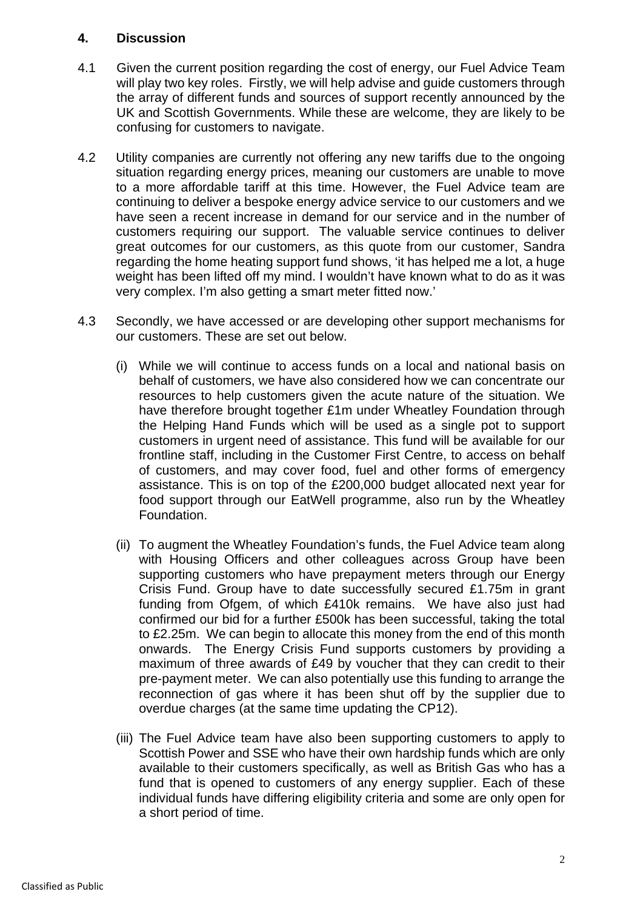## 4. Discussion

4.1 Given the current position regarding the cost of energy, our Fuel Advice Team will play two key roles. Firstly, we will help advise and guide customers through the array of different funds and sources of support recently announced by the UK and Scottish Governments. While these are welcome, they are likely to be confusing for customers to navigate.

4.2 Utility companies are currently not offering any new tariffs due to the ongoing situation regarding energy prices, meaning our customers are unable to move to a more affordable tariff at this time. However, the Fuel Advice team are continuing to deliver a bespoke energy advice service to our customers and we have seen a recent increase in demand for our service and in the number of customers requiring our support. The valuable service continues to deliver great outcomes for our customers, as this quote from our customer, Sandra regarding the home heating support fund shows, 'it has helped me a lot, a huge weight has been lifted off my mind. I wouldn't have known what to do as it was very complex. I'm also getting a smart meter fitted now.'

4.3 Secondly, we have accessed or are developing other support mechanisms for our customers. These are set out below.

(i) While we will continue to access funds on a local and national basis on behalf of customers, we have also considered how we can concentrate our resources to help customers given the acute nature of the situation. We have therefore brought together £1m under Wheatley Foundation through the Helping Hand Funds which will be used as a single pot to support customers in urgent need of assistance. This fund will be available for our frontline staff, including in the Customer First Centre, to access on behalf of customers, and may cover food, fuel and other forms of emergency assistance. This is on top of the £200,000 budget allocated next year for food support through our EatWell programme, also run by the Wheatley Foundation.

(ii) To augment the Wheatley Foundation's funds, the Fuel Advice team along with Housing Officers and other colleagues across Group have been supporting customers who have prepayment meters through our Energy Crisis Fund. Group have to date successfully secured £1.75m in grant funding from Ofgem, of which £410k remains. We have also just had confirmed our bid for a further £500k has been successful, taking the total to £2.25m. We can begin to allocate this money from the end of this month onwards. The Energy Crisis Fund supports customers by providing a maximum of three awards of £49 by voucher that they can credit to their pre-payment meter. We can also potentially use this funding to arrange the reconnection of gas where it has been shut off by the supplier due to overdue charges (at the same time updating the CP12).

(iii) The Fuel Advice team have also been supporting customers to apply to Scottish Power and SSE who have their own hardship funds which are only available to their customers specifically, as well as British Gas who has a fund that is opened to customers of any energy supplier. Each of these individual funds have differing eligibility criteria and some are only open for a short period of time.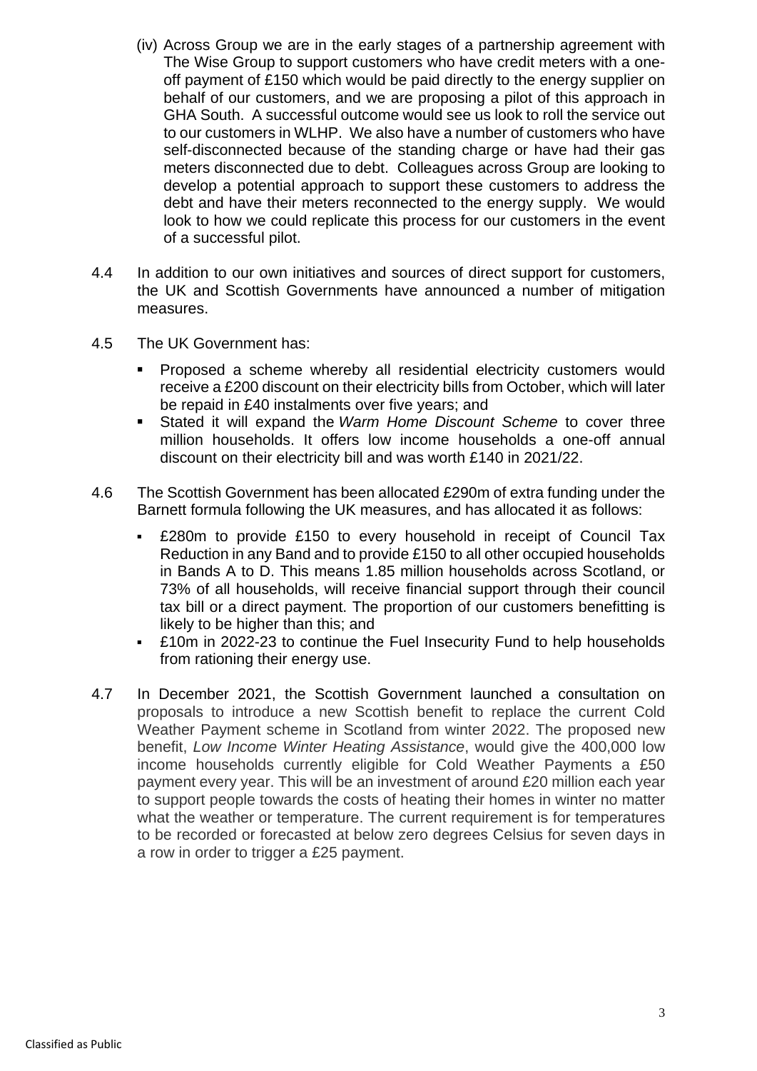(iv) Across Group we are in the early stages of a partnership agreement with The Wise Group to support customers who have credit meters with a one-off payment of £150 which would be paid directly to the energy supplier on behalf of our customers, and we are proposing a pilot of this approach in GHA South. A successful outcome would see us look to roll the service out to our customers in WLHP. We also have a number of customers who have self-disconnected because of the standing charge or have had their gas meters disconnected due to debt. Colleagues across Group are looking to develop a potential approach to support these customers to address the debt and have their meters reconnected to the energy supply. We would look to how we could replicate this process for our customers in the event of a successful pilot.

4.4 In addition to our own initiatives and sources of direct support for customers, the UK and Scottish Governments have announced a number of mitigation measures.

4.5 The UK Government has:

- Proposed a scheme whereby all residential electricity customers would receive a £200 discount on their electricity bills from October, which will later be repaid in £40 instalments over five years; and
- Stated it will expand the *Warm Home Discount Scheme* to cover three million households. It offers low income households a one-off annual discount on their electricity bill and was worth £140 in 2021/22.

4.6 The Scottish Government has been allocated £290m of extra funding under the Barnett formula following the UK measures, and has allocated it as follows:

- £280m to provide £150 to every household in receipt of Council Tax Reduction in any Band and to provide £150 to all other occupied households in Bands A to D. This means 1.85 million households across Scotland, or 73% of all households, will receive financial support through their council tax bill or a direct payment. The proportion of our customers benefitting is likely to be higher than this; and
- £10m in 2022-23 to continue the Fuel Insecurity Fund to help households from rationing their energy use.

4.7 In December 2021, the Scottish Government launched a consultation on proposals to introduce a new Scottish benefit to replace the current Cold Weather Payment scheme in Scotland from winter 2022. The proposed new benefit, *Low Income Winter Heating Assistance*, would give the 400,000 low income households currently eligible for Cold Weather Payments a £50 payment every year. This will be an investment of around £20 million each year to support people towards the costs of heating their homes in winter no matter what the weather or temperature. The current requirement is for temperatures to be recorded or forecasted at below zero degrees Celsius for seven days in a row in order to trigger a £25 payment.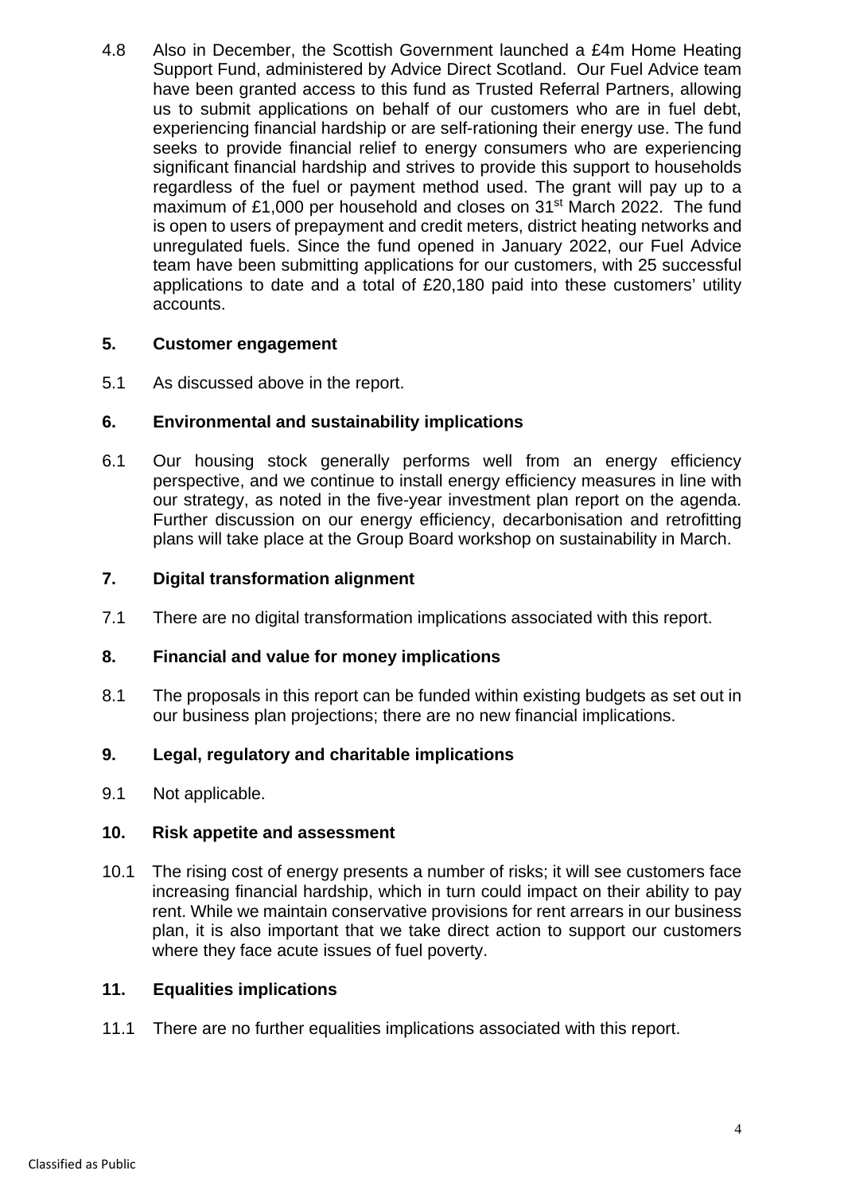4.8 Also in December, the Scottish Government launched a £4m Home Heating Support Fund, administered by Advice Direct Scotland. Our Fuel Advice team have been granted access to this fund as Trusted Referral Partners, allowing us to submit applications on behalf of our customers who are in fuel debt, experiencing financial hardship or are self-rationing their energy use. The fund seeks to provide financial relief to energy consumers who are experiencing significant financial hardship and strives to provide this support to households regardless of the fuel or payment method used. The grant will pay up to a maximum of £1,000 per household and closes on 31st March 2022. The fund is open to users of prepayment and credit meters, district heating networks and unregulated fuels. Since the fund opened in January 2022, our Fuel Advice team have been submitting applications for our customers, with 25 successful applications to date and a total of £20,180 paid into these customers' utility accounts.

## 5. Customer engagement

5.1 As discussed above in the report.

## 6. Environmental and sustainability implications

6.1 Our housing stock generally performs well from an energy efficiency perspective, and we continue to install energy efficiency measures in line with our strategy, as noted in the five-year investment plan report on the agenda. Further discussion on our energy efficiency, decarbonisation and retrofitting plans will take place at the Group Board workshop on sustainability in March.

## 7. Digital transformation alignment

7.1 There are no digital transformation implications associated with this report.

## 8. Financial and value for money implications

8.1 The proposals in this report can be funded within existing budgets as set out in our business plan projections; there are no new financial implications.

## 9. Legal, regulatory and charitable implications

9.1 Not applicable.

## 10. Risk appetite and assessment

10.1 The rising cost of energy presents a number of risks; it will see customers face increasing financial hardship, which in turn could impact on their ability to pay rent. While we maintain conservative provisions for rent arrears in our business plan, it is also important that we take direct action to support our customers where they face acute issues of fuel poverty.

## 11. Equalities implications

11.1 There are no further equalities implications associated with this report.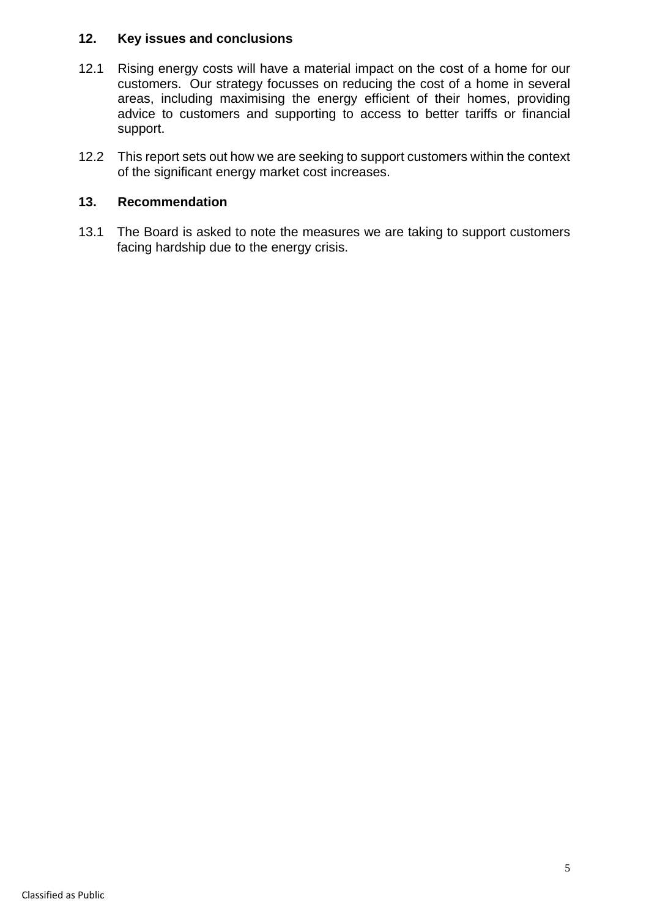## 12. Key issues and conclusions

12.1 Rising energy costs will have a material impact on the cost of a home for our customers. Our strategy focusses on reducing the cost of a home in several areas, including maximising the energy efficient of their homes, providing advice to customers and supporting to access to better tariffs or financial support.

12.2 This report sets out how we are seeking to support customers within the context of the significant energy market cost increases.

## 13. Recommendation

13.1 The Board is asked to note the measures we are taking to support customers facing hardship due to the energy crisis.

Classified as Public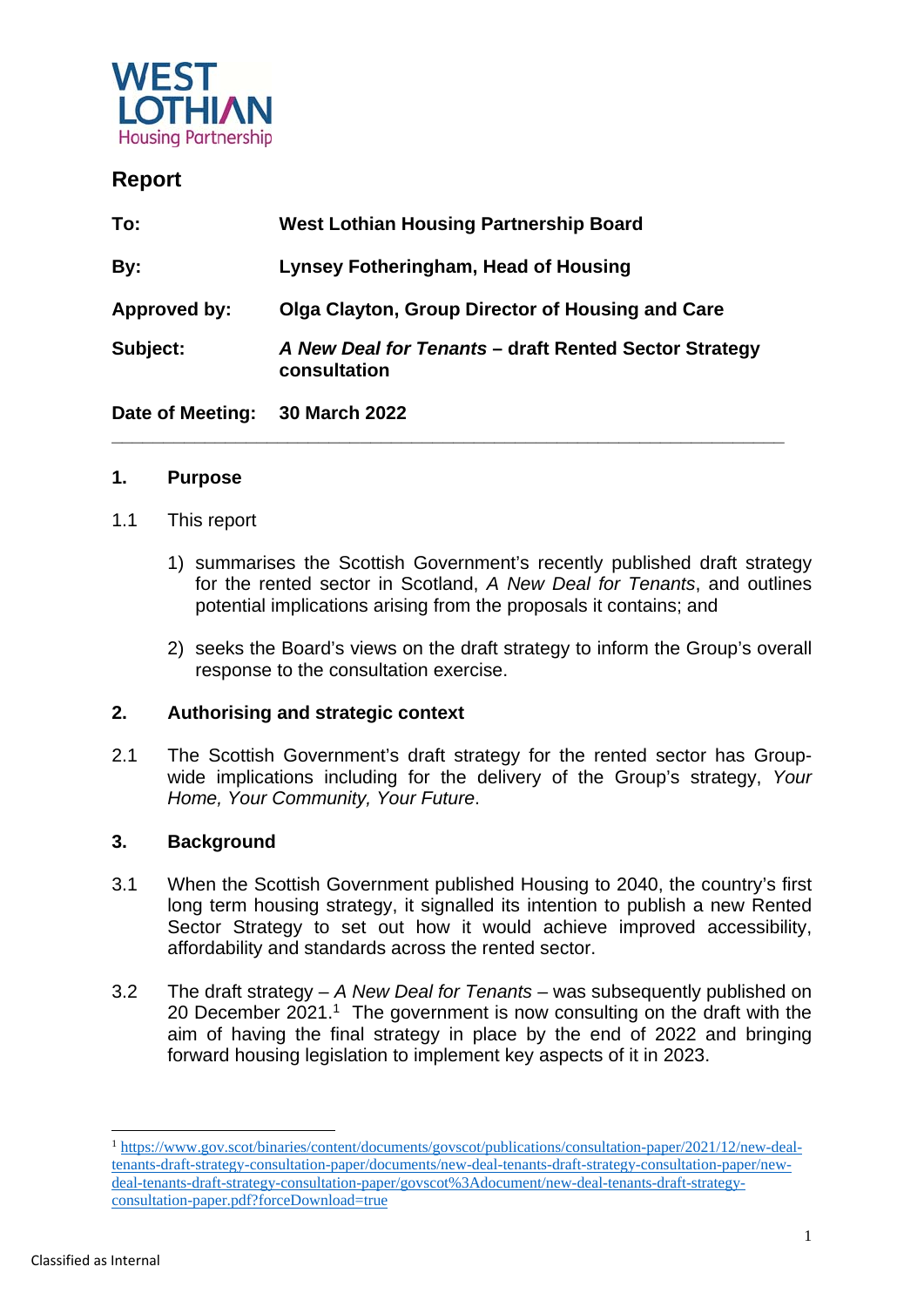WEST LOTHIAN
Housing Partnership

## Report

| | |
|---|---|
| **To:** | **West Lothian Housing Partnership Board** |
| **By:** | **Lynsey Fotheringham, Head of Housing** |
| **Approved by:** | **Olga Clayton, Group Director of Housing and Care** |
| **Subject:** | ***A New Deal for Tenants* – draft Rented Sector Strategy consultation** |
| **Date of Meeting:** | **30 March 2022** |

---

### 1. Purpose

1.1 This report

1) summarises the Scottish Government's recently published draft strategy for the rented sector in Scotland, *A New Deal for Tenants*, and outlines potential implications arising from the proposals it contains; and

2) seeks the Board's views on the draft strategy to inform the Group's overall response to the consultation exercise.

### 2. Authorising and strategic context

2.1 The Scottish Government's draft strategy for the rented sector has Group-wide implications including for the delivery of the Group's strategy, *Your Home, Your Community, Your Future*.

### 3. Background

3.1 When the Scottish Government published Housing to 2040, the country's first long term housing strategy, it signalled its intention to publish a new Rented Sector Strategy to set out how it would achieve improved accessibility, affordability and standards across the rented sector.

3.2 The draft strategy – *A New Deal for Tenants* – was subsequently published on 20 December 2021.[1] The government is now consulting on the draft with the aim of having the final strategy in place by the end of 2022 and bringing forward housing legislation to implement key aspects of it in 2023.

---

[1] https://www.gov.scot/binaries/content/documents/govscot/publications/consultation-paper/2021/12/new-deal-tenants-draft-strategy-consultation-paper/documents/new-deal-tenants-draft-strategy-consultation-paper/new-deal-tenants-draft-strategy-consultation-paper/govscot%3Adocument/new-deal-tenants-draft-strategy-consultation-paper.pdf?forceDownload=true

Classified as Internal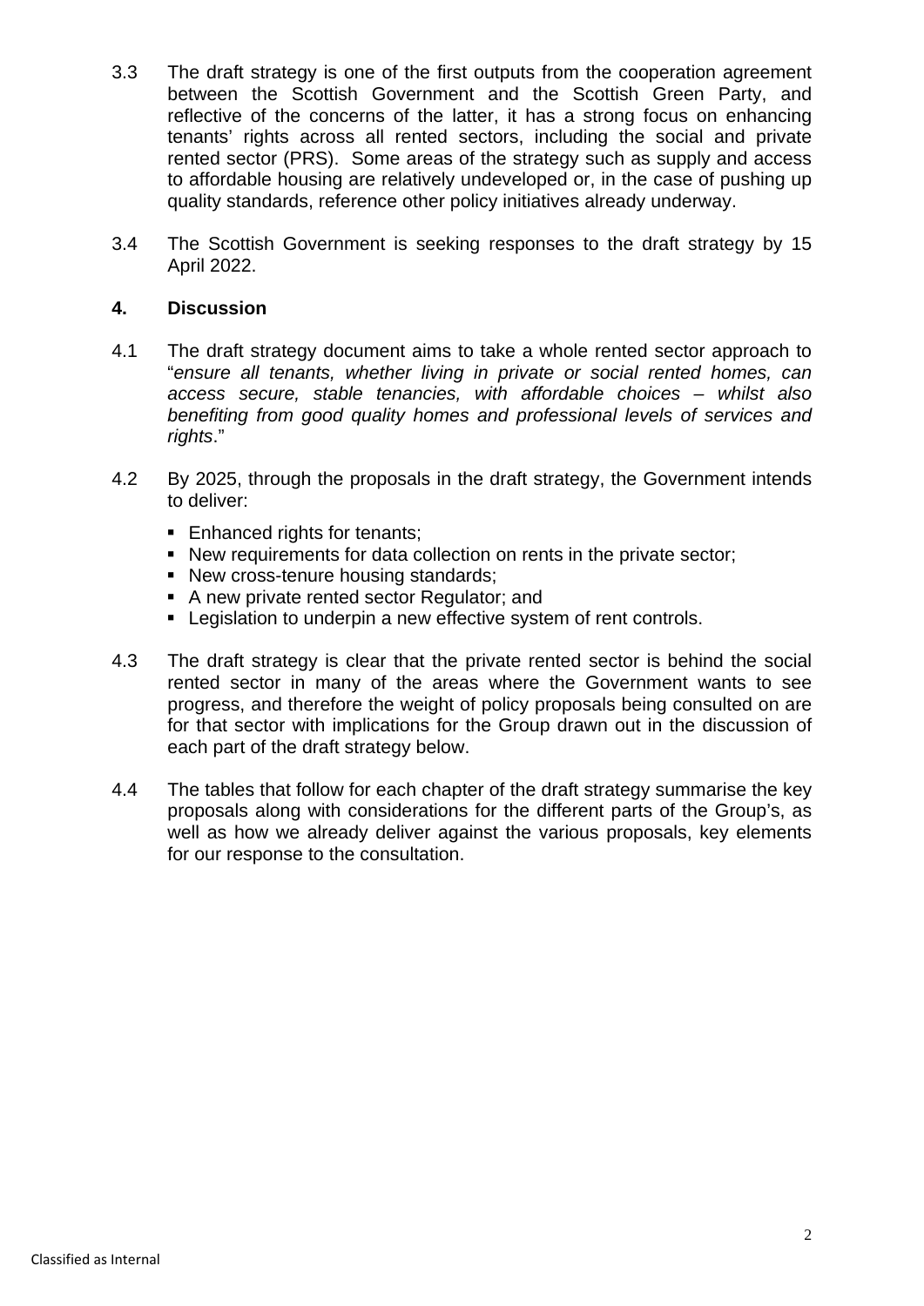3.3 The draft strategy is one of the first outputs from the cooperation agreement between the Scottish Government and the Scottish Green Party, and reflective of the concerns of the latter, it has a strong focus on enhancing tenants' rights across all rented sectors, including the social and private rented sector (PRS). Some areas of the strategy such as supply and access to affordable housing are relatively undeveloped or, in the case of pushing up quality standards, reference other policy initiatives already underway.

3.4 The Scottish Government is seeking responses to the draft strategy by 15 April 2022.

## 4. Discussion

4.1 The draft strategy document aims to take a whole rented sector approach to "*ensure all tenants, whether living in private or social rented homes, can access secure, stable tenancies, with affordable choices – whilst also benefiting from good quality homes and professional levels of services and rights*."

4.2 By 2025, through the proposals in the draft strategy, the Government intends to deliver:

- Enhanced rights for tenants;
- New requirements for data collection on rents in the private sector;
- New cross-tenure housing standards;
- A new private rented sector Regulator; and
- Legislation to underpin a new effective system of rent controls.

4.3 The draft strategy is clear that the private rented sector is behind the social rented sector in many of the areas where the Government wants to see progress, and therefore the weight of policy proposals being consulted on are for that sector with implications for the Group drawn out in the discussion of each part of the draft strategy below.

4.4 The tables that follow for each chapter of the draft strategy summarise the key proposals along with considerations for the different parts of the Group's, as well as how we already deliver against the various proposals, key elements for our response to the consultation.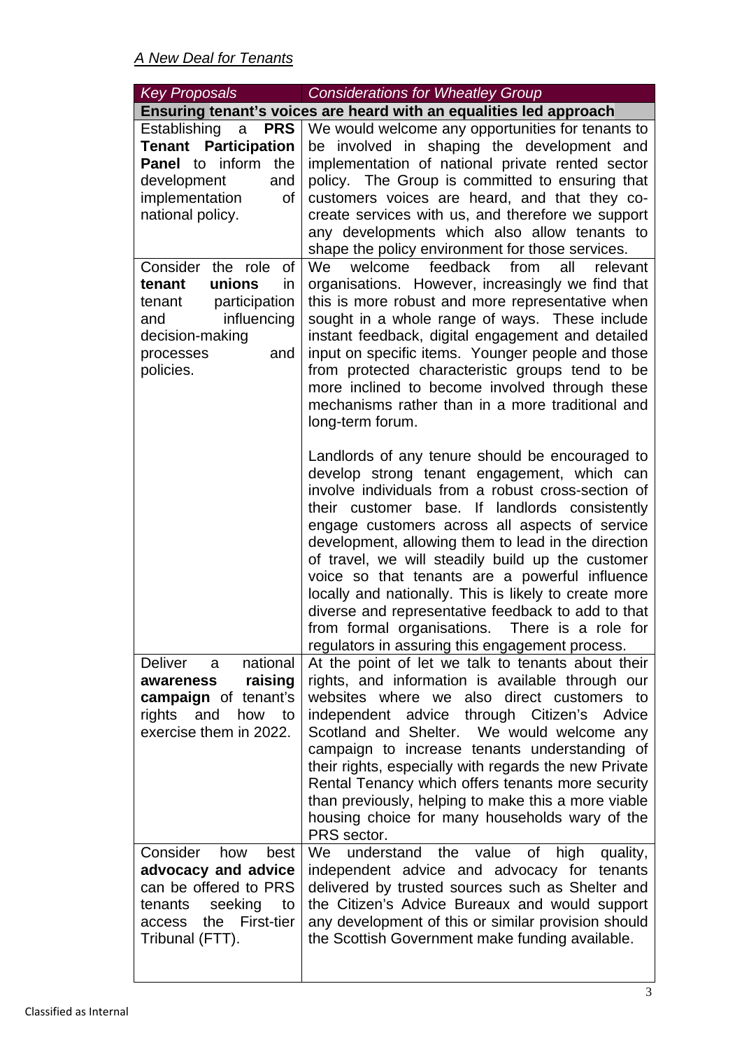*A New Deal for Tenants*

| *Key Proposals* | *Considerations for Wheatley Group* |
|---|---|
| **Ensuring tenant's voices are heard with an equalities led approach** | |
| Establishing a **PRS Tenant Participation Panel** to inform the development and implementation of national policy. | We would welcome any opportunities for tenants to be involved in shaping the development and implementation of national private rented sector policy. The Group is committed to ensuring that customers voices are heard, and that they co-create services with us, and therefore we support any developments which also allow tenants to shape the policy environment for those services. |
| Consider the role of **tenant unions** in tenant participation and influencing decision-making processes and policies. | We welcome feedback from all relevant organisations. However, increasingly we find that this is more robust and more representative when sought in a whole range of ways. These include instant feedback, digital engagement and detailed input on specific items. Younger people and those from protected characteristic groups tend to be more inclined to become involved through these mechanisms rather than in a more traditional and long-term forum.<br><br>Landlords of any tenure should be encouraged to develop strong tenant engagement, which can involve individuals from a robust cross-section of their customer base. If landlords consistently engage customers across all aspects of service development, allowing them to lead in the direction of travel, we will steadily build up the customer voice so that tenants are a powerful influence locally and nationally. This is likely to create more diverse and representative feedback to add to that from formal organisations. There is a role for regulators in assuring this engagement process. |
| Deliver a national **awareness raising campaign** of tenant's rights and how to exercise them in 2022. | At the point of let we talk to tenants about their rights, and information is available through our websites where we also direct customers to independent advice through Citizen's Advice Scotland and Shelter. We would welcome any campaign to increase tenants understanding of their rights, especially with regards the new Private Rental Tenancy which offers tenants more security than previously, helping to make this a more viable housing choice for many households wary of the PRS sector. |
| Consider how best **advocacy and advice** can be offered to PRS tenants seeking to access the First-tier Tribunal (FTT). | We understand the value of high quality, independent advice and advocacy for tenants delivered by trusted sources such as Shelter and the Citizen's Advice Bureaux and would support any development of this or similar provision should the Scottish Government make funding available. |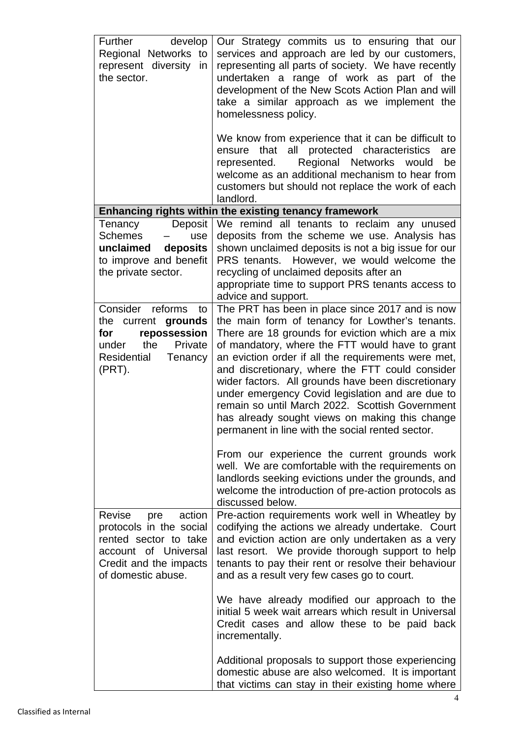| | |
|---|---|
| Further develop Regional Networks to represent diversity in the sector. | Our Strategy commits us to ensuring that our services and approach are led by our customers, representing all parts of society. We have recently undertaken a range of work as part of the development of the New Scots Action Plan and will take a similar approach as we implement the homelessness policy.<br><br>We know from experience that it can be difficult to ensure that all protected characteristics are represented. Regional Networks would be welcome as an additional mechanism to hear from customers but should not replace the work of each landlord. |
| **Enhancing rights within the existing tenancy framework** | |
| Tenancy Deposit Schemes – use **unclaimed deposits** to improve and benefit the private sector. | We remind all tenants to reclaim any unused deposits from the scheme we use. Analysis has shown unclaimed deposits is not a big issue for our PRS tenants. However, we would welcome the recycling of unclaimed deposits after an appropriate time to support PRS tenants access to advice and support. |
| Consider reforms to the current **grounds for repossession** under the Private Residential Tenancy (PRT). | The PRT has been in place since 2017 and is now the main form of tenancy for Lowther's tenants. There are 18 grounds for eviction which are a mix of mandatory, where the FTT would have to grant an eviction order if all the requirements were met, and discretionary, where the FTT could consider wider factors. All grounds have been discretionary under emergency Covid legislation and are due to remain so until March 2022. Scottish Government has already sought views on making this change permanent in line with the social rented sector.<br><br>From our experience the current grounds work well. We are comfortable with the requirements on landlords seeking evictions under the grounds, and welcome the introduction of pre-action protocols as discussed below. |
| Revise pre action protocols in the social rented sector to take account of Universal Credit and the impacts of domestic abuse. | Pre-action requirements work well in Wheatley by codifying the actions we already undertake. Court and eviction action are only undertaken as a very last resort. We provide thorough support to help tenants to pay their rent or resolve their behaviour and as a result very few cases go to court.<br><br>We have already modified our approach to the initial 5 week wait arrears which result in Universal Credit cases and allow these to be paid back incrementally.<br><br>Additional proposals to support those experiencing domestic abuse are also welcomed. It is important that victims can stay in their existing home where |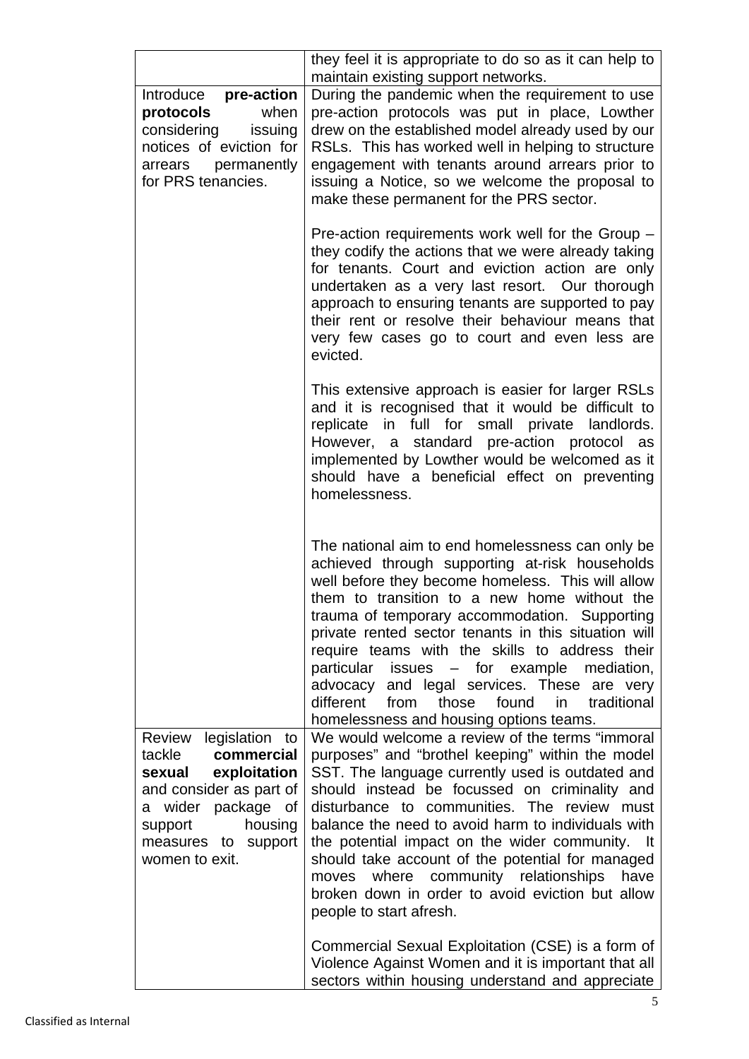| | |
|---|---|
| | they feel it is appropriate to do so as it can help to maintain existing support networks. |
| Introduce **pre-action protocols** when considering issuing notices of eviction for arrears permanently for PRS tenancies. | During the pandemic when the requirement to use pre-action protocols was put in place, Lowther drew on the established model already used by our RSLs. This has worked well in helping to structure engagement with tenants around arrears prior to issuing a Notice, so we welcome the proposal to make these permanent for the PRS sector.<br><br>Pre-action requirements work well for the Group – they codify the actions that we were already taking for tenants. Court and eviction action are only undertaken as a very last resort. Our thorough approach to ensuring tenants are supported to pay their rent or resolve their behaviour means that very few cases go to court and even less are evicted.<br><br>This extensive approach is easier for larger RSLs and it is recognised that it would be difficult to replicate in full for small private landlords. However, a standard pre-action protocol as implemented by Lowther would be welcomed as it should have a beneficial effect on preventing homelessness.<br><br>The national aim to end homelessness can only be achieved through supporting at-risk households well before they become homeless. This will allow them to transition to a new home without the trauma of temporary accommodation. Supporting private rented sector tenants in this situation will require teams with the skills to address their particular issues – for example mediation, advocacy and legal services. These are very different from those found in traditional homelessness and housing options teams. |
| Review legislation to tackle **commercial sexual exploitation** and consider as part of a wider package of support housing measures to support women to exit. | We would welcome a review of the terms "immoral purposes" and "brothel keeping" within the model SST. The language currently used is outdated and should instead be focussed on criminality and disturbance to communities. The review must balance the need to avoid harm to individuals with the potential impact on the wider community. It should take account of the potential for managed moves where community relationships have broken down in order to avoid eviction but allow people to start afresh.<br><br>Commercial Sexual Exploitation (CSE) is a form of Violence Against Women and it is important that all sectors within housing understand and appreciate |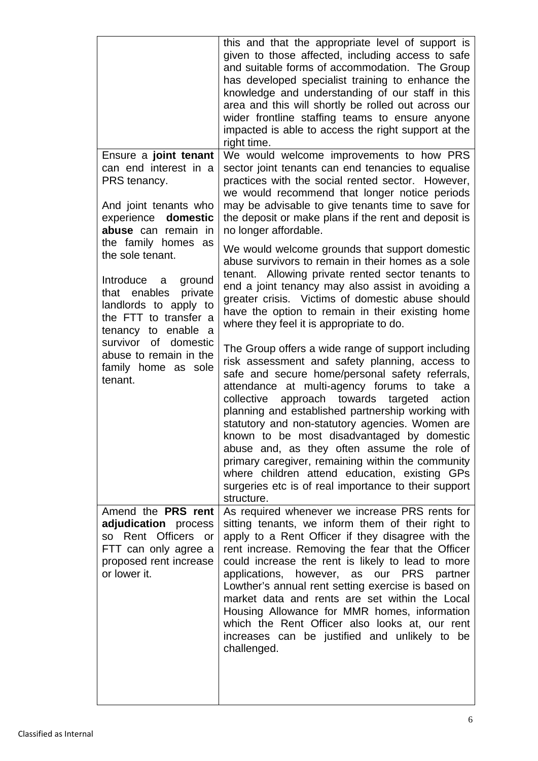| | |
|---|---|
| | this and that the appropriate level of support is given to those affected, including access to safe and suitable forms of accommodation. The Group has developed specialist training to enhance the knowledge and understanding of our staff in this area and this will shortly be rolled out across our wider frontline staffing teams to ensure anyone impacted is able to access the right support at the right time. |
| Ensure a **joint tenant** can end interest in a PRS tenancy.<br><br>And joint tenants who experience **domestic abuse** can remain in the family homes as the sole tenant.<br><br>Introduce a ground that enables private landlords to apply to the FTT to transfer a tenancy to enable a survivor of domestic abuse to remain in the family home as sole tenant. | We would welcome improvements to how PRS sector joint tenants can end tenancies to equalise practices with the social rented sector. However, we would recommend that longer notice periods may be advisable to give tenants time to save for the deposit or make plans if the rent and deposit is no longer affordable.<br><br>We would welcome grounds that support domestic abuse survivors to remain in their homes as a sole tenant. Allowing private rented sector tenants to end a joint tenancy may also assist in avoiding a greater crisis. Victims of domestic abuse should have the option to remain in their existing home where they feel it is appropriate to do.<br><br>The Group offers a wide range of support including risk assessment and safety planning, access to safe and secure home/personal safety referrals, attendance at multi-agency forums to take a collective approach towards targeted action planning and established partnership working with statutory and non-statutory agencies. Women are known to be most disadvantaged by domestic abuse and, as they often assume the role of primary caregiver, remaining within the community where children attend education, existing GPs surgeries etc is of real importance to their support structure. |
| Amend the **PRS rent adjudication** process so Rent Officers or FTT can only agree a proposed rent increase or lower it. | As required whenever we increase PRS rents for sitting tenants, we inform them of their right to apply to a Rent Officer if they disagree with the rent increase. Removing the fear that the Officer could increase the rent is likely to lead to more applications, however, as our PRS partner Lowther's annual rent setting exercise is based on market data and rents are set within the Local Housing Allowance for MMR homes, information which the Rent Officer also looks at, our rent increases can be justified and unlikely to be challenged. |

Classified as Internal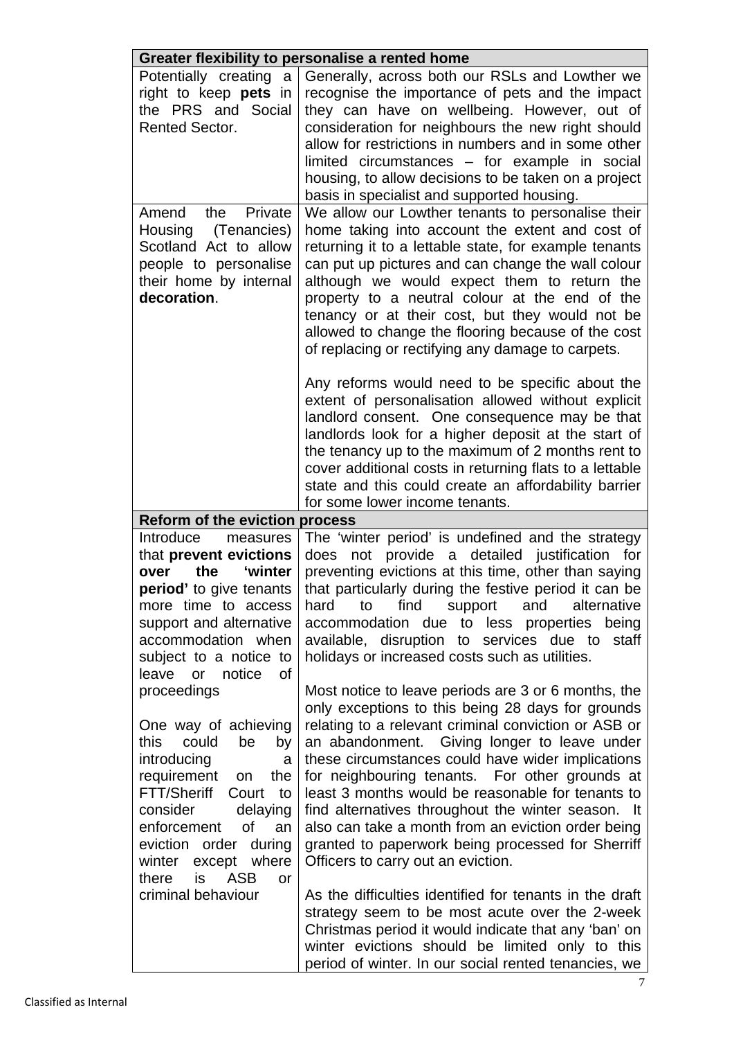| Greater flexibility to personalise a rented home | |
|---|---|
| Potentially creating a right to keep **pets** in the PRS and Social Rented Sector. | Generally, across both our RSLs and Lowther we recognise the importance of pets and the impact they can have on wellbeing. However, out of consideration for neighbours the new right should allow for restrictions in numbers and in some other limited circumstances – for example in social housing, to allow decisions to be taken on a project basis in specialist and supported housing. |
| Amend the Private Housing (Tenancies) Scotland Act to allow people to personalise their home by internal **decoration**. | We allow our Lowther tenants to personalise their home taking into account the extent and cost of returning it to a lettable state, for example tenants can put up pictures and can change the wall colour although we would expect them to return the property to a neutral colour at the end of the tenancy or at their cost, but they would not be allowed to change the flooring because of the cost of replacing or rectifying any damage to carpets.<br><br>Any reforms would need to be specific about the extent of personalisation allowed without explicit landlord consent. One consequence may be that landlords look for a higher deposit at the start of the tenancy up to the maximum of 2 months rent to cover additional costs in returning flats to a lettable state and this could create an affordability barrier for some lower income tenants. |
| **Reform of the eviction process** | |
| Introduce measures that **prevent evictions over the 'winter period'** to give tenants more time to access support and alternative accommodation when subject to a notice to leave or notice of proceedings<br><br>One way of achieving this could be by introducing a requirement on the FTT/Sheriff Court to consider delaying enforcement of an eviction order during winter except where there is ASB or criminal behaviour | The 'winter period' is undefined and the strategy does not provide a detailed justification for preventing evictions at this time, other than saying that particularly during the festive period it can be hard to find support and alternative accommodation due to less properties being available, disruption to services due to staff holidays or increased costs such as utilities.<br><br>Most notice to leave periods are 3 or 6 months, the only exceptions to this being 28 days for grounds relating to a relevant criminal conviction or ASB or an abandonment. Giving longer to leave under these circumstances could have wider implications for neighbouring tenants. For other grounds at least 3 months would be reasonable for tenants to find alternatives throughout the winter season. It also can take a month from an eviction order being granted to paperwork being processed for Sherriff Officers to carry out an eviction.<br><br>As the difficulties identified for tenants in the draft strategy seem to be most acute over the 2-week Christmas period it would indicate that any 'ban' on winter evictions should be limited only to this period of winter. In our social rented tenancies, we |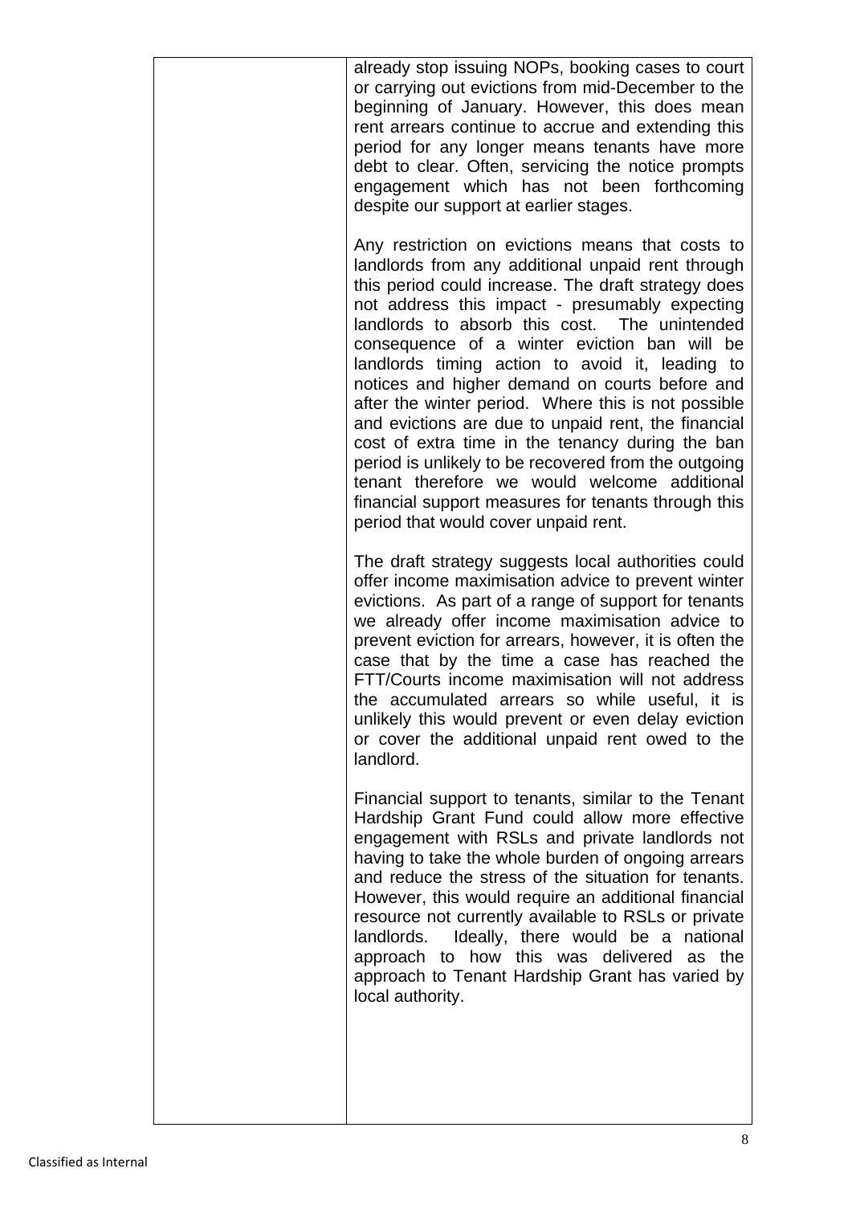| | |
|---|---|
| | already stop issuing NOPs, booking cases to court or carrying out evictions from mid-December to the beginning of January. However, this does mean rent arrears continue to accrue and extending this period for any longer means tenants have more debt to clear. Often, servicing the notice prompts engagement which has not been forthcoming despite our support at earlier stages.<br><br>Any restriction on evictions means that costs to landlords from any additional unpaid rent through this period could increase. The draft strategy does not address this impact - presumably expecting landlords to absorb this cost. The unintended consequence of a winter eviction ban will be landlords timing action to avoid it, leading to notices and higher demand on courts before and after the winter period. Where this is not possible and evictions are due to unpaid rent, the financial cost of extra time in the tenancy during the ban period is unlikely to be recovered from the outgoing tenant therefore we would welcome additional financial support measures for tenants through this period that would cover unpaid rent.<br><br>The draft strategy suggests local authorities could offer income maximisation advice to prevent winter evictions. As part of a range of support for tenants we already offer income maximisation advice to prevent eviction for arrears, however, it is often the case that by the time a case has reached the FTT/Courts income maximisation will not address the accumulated arrears so while useful, it is unlikely this would prevent or even delay eviction or cover the additional unpaid rent owed to the landlord.<br><br>Financial support to tenants, similar to the Tenant Hardship Grant Fund could allow more effective engagement with RSLs and private landlords not having to take the whole burden of ongoing arrears and reduce the stress of the situation for tenants. However, this would require an additional financial resource not currently available to RSLs or private landlords. Ideally, there would be a national approach to how this was delivered as the approach to Tenant Hardship Grant has varied by local authority. |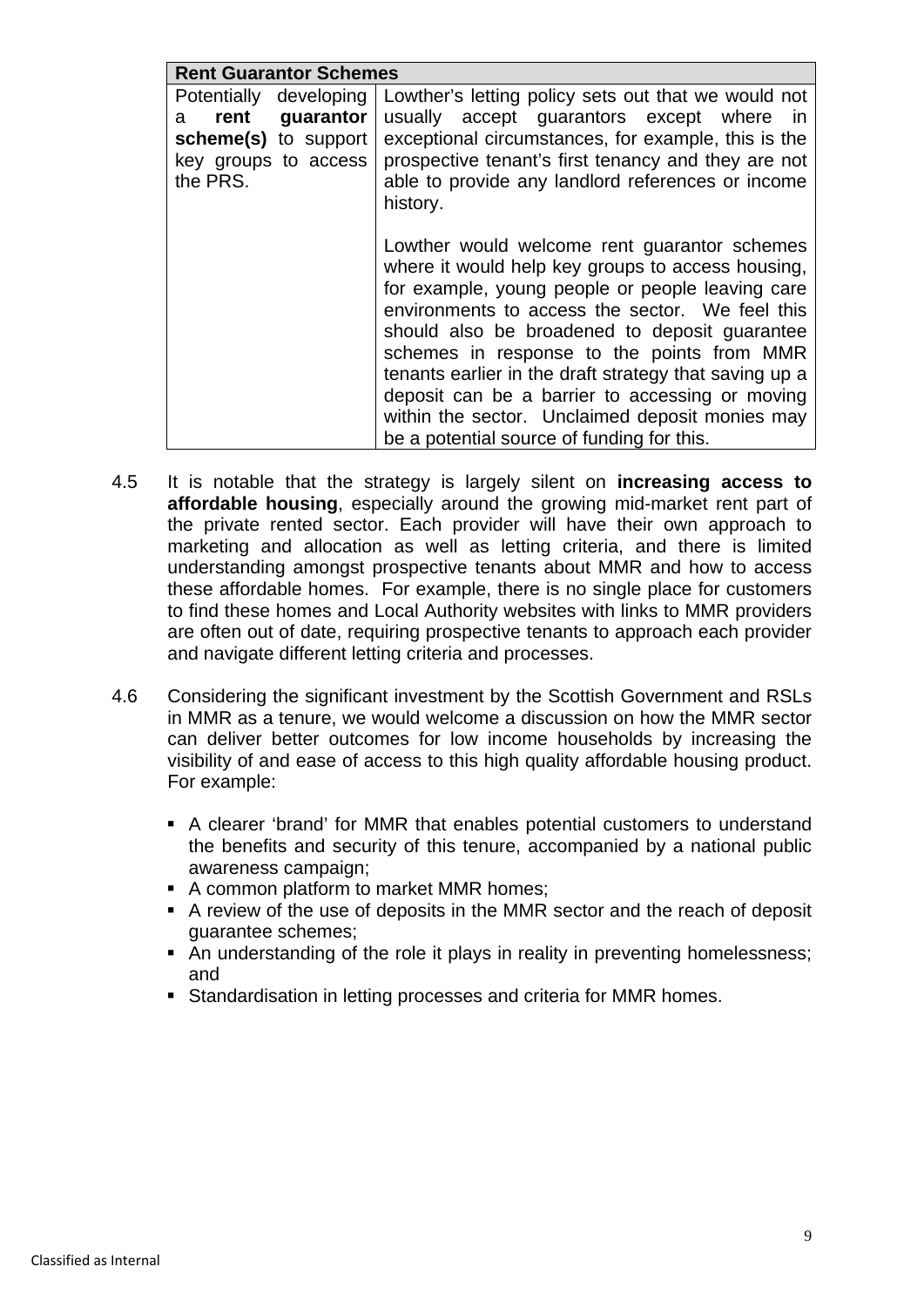| Rent Guarantor Schemes | |
|---|---|
| Potentially developing a **rent guarantor scheme(s)** to support key groups to access the PRS. | Lowther's letting policy sets out that we would not usually accept guarantors except where in exceptional circumstances, for example, this is the prospective tenant's first tenancy and they are not able to provide any landlord references or income history.<br><br>Lowther would welcome rent guarantor schemes where it would help key groups to access housing, for example, young people or people leaving care environments to access the sector. We feel this should also be broadened to deposit guarantee schemes in response to the points from MMR tenants earlier in the draft strategy that saving up a deposit can be a barrier to accessing or moving within the sector. Unclaimed deposit monies may be a potential source of funding for this. |

4.5 It is notable that the strategy is largely silent on **increasing access to affordable housing**, especially around the growing mid-market rent part of the private rented sector. Each provider will have their own approach to marketing and allocation as well as letting criteria, and there is limited understanding amongst prospective tenants about MMR and how to access these affordable homes. For example, there is no single place for customers to find these homes and Local Authority websites with links to MMR providers are often out of date, requiring prospective tenants to approach each provider and navigate different letting criteria and processes.

4.6 Considering the significant investment by the Scottish Government and RSLs in MMR as a tenure, we would welcome a discussion on how the MMR sector can deliver better outcomes for low income households by increasing the visibility of and ease of access to this high quality affordable housing product. For example:

- A clearer 'brand' for MMR that enables potential customers to understand the benefits and security of this tenure, accompanied by a national public awareness campaign;
- A common platform to market MMR homes;
- A review of the use of deposits in the MMR sector and the reach of deposit guarantee schemes;
- An understanding of the role it plays in reality in preventing homelessness; and
- Standardisation in letting processes and criteria for MMR homes.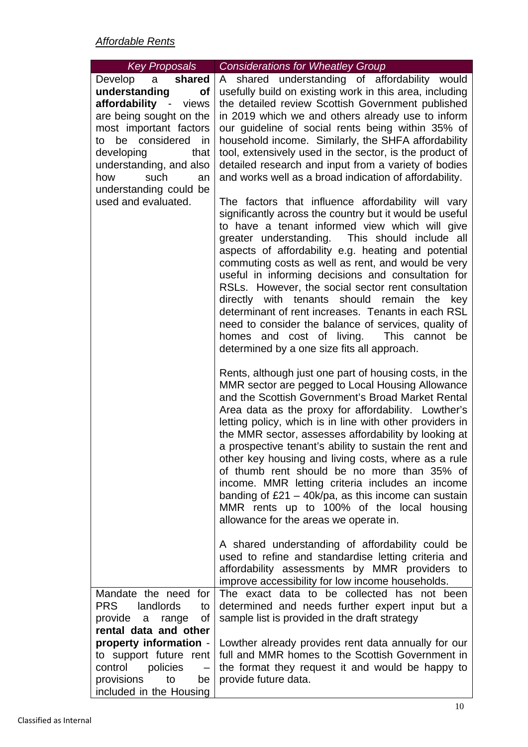*Affordable Rents*

| *Key Proposals* | *Considerations for Wheatley Group* |
|---|---|
| Develop a **shared understanding of affordability** - views are being sought on the most important factors to be considered in developing that understanding, and also how such an understanding could be used and evaluated. | A shared understanding of affordability would usefully build on existing work in this area, including the detailed review Scottish Government published in 2019 which we and others already use to inform our guideline of social rents being within 35% of household income. Similarly, the SHFA affordability tool, extensively used in the sector, is the product of detailed research and input from a variety of bodies and works well as a broad indication of affordability.<br><br>The factors that influence affordability will vary significantly across the country but it would be useful to have a tenant informed view which will give greater understanding. This should include all aspects of affordability e.g. heating and potential commuting costs as well as rent, and would be very useful in informing decisions and consultation for RSLs. However, the social sector rent consultation directly with tenants should remain the key determinant of rent increases. Tenants in each RSL need to consider the balance of services, quality of homes and cost of living. This cannot be determined by a one size fits all approach.<br><br>Rents, although just one part of housing costs, in the MMR sector are pegged to Local Housing Allowance and the Scottish Government's Broad Market Rental Area data as the proxy for affordability. Lowther's letting policy, which is in line with other providers in the MMR sector, assesses affordability by looking at a prospective tenant's ability to sustain the rent and other key housing and living costs, where as a rule of thumb rent should be no more than 35% of income. MMR letting criteria includes an income banding of £21 – 40k/pa, as this income can sustain MMR rents up to 100% of the local housing allowance for the areas we operate in.<br><br>A shared understanding of affordability could be used to refine and standardise letting criteria and affordability assessments by MMR providers to improve accessibility for low income households. |
| Mandate the need for PRS landlords to provide a range of **rental data and other property information** - to support future rent control policies – provisions to be included in the Housing | The exact data to be collected has not been determined and needs further expert input but a sample list is provided in the draft strategy<br><br>Lowther already provides rent data annually for our full and MMR homes to the Scottish Government in the format they request it and would be happy to provide future data. |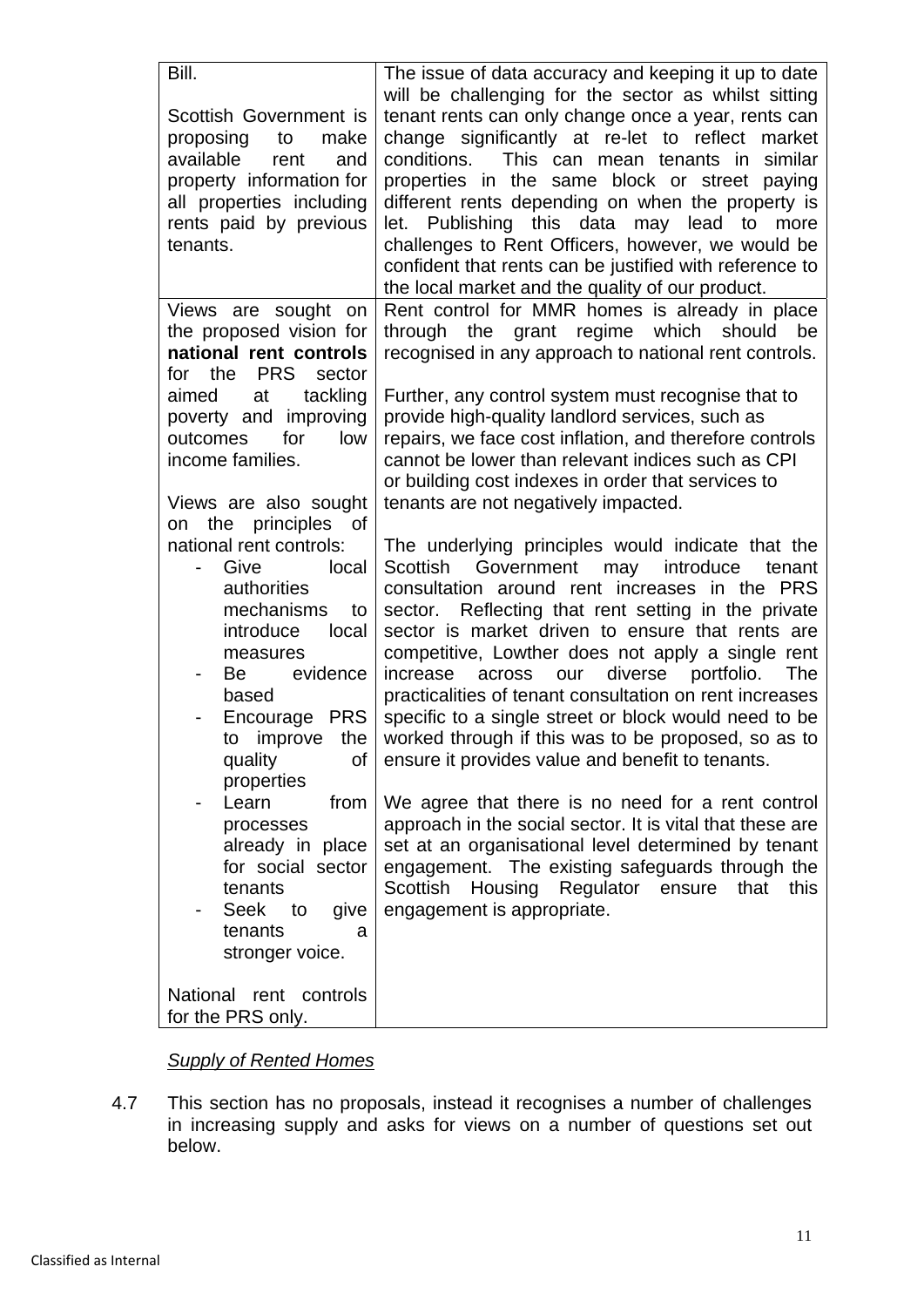| | |
|---|---|
| Bill.<br><br>Scottish Government is proposing to make available rent and property information for all properties including rents paid by previous tenants. | The issue of data accuracy and keeping it up to date will be challenging for the sector as whilst sitting tenant rents can only change once a year, rents can change significantly at re-let to reflect market conditions. This can mean tenants in similar properties in the same block or street paying different rents depending on when the property is let. Publishing this data may lead to more challenges to Rent Officers, however, we would be confident that rents can be justified with reference to the local market and the quality of our product. |
| Views are sought on the proposed vision for **national rent controls** for the PRS sector aimed at tackling poverty and improving outcomes for low income families.<br><br>Views are also sought on the principles of national rent controls:<br>- Give local authorities mechanisms to introduce local measures<br>- Be evidence based<br>- Encourage PRS to improve the quality of properties<br>- Learn from processes already in place for social sector tenants<br>- Seek to give tenants a stronger voice.<br><br>National rent controls for the PRS only. | Rent control for MMR homes is already in place through the grant regime which should be recognised in any approach to national rent controls.<br><br>Further, any control system must recognise that to provide high-quality landlord services, such as repairs, we face cost inflation, and therefore controls cannot be lower than relevant indices such as CPI or building cost indexes in order that services to tenants are not negatively impacted.<br><br>The underlying principles would indicate that the Scottish Government may introduce tenant consultation around rent increases in the PRS sector. Reflecting that rent setting in the private sector is market driven to ensure that rents are competitive, Lowther does not apply a single rent increase across our diverse portfolio. The practicalities of tenant consultation on rent increases specific to a single street or block would need to be worked through if this was to be proposed, so as to ensure it provides value and benefit to tenants.<br><br>We agree that there is no need for a rent control approach in the social sector. It is vital that these are set at an organisational level determined by tenant engagement. The existing safeguards through the Scottish Housing Regulator ensure that this engagement is appropriate. |

*Supply of Rented Homes*

4.7 This section has no proposals, instead it recognises a number of challenges in increasing supply and asks for views on a number of questions set out below.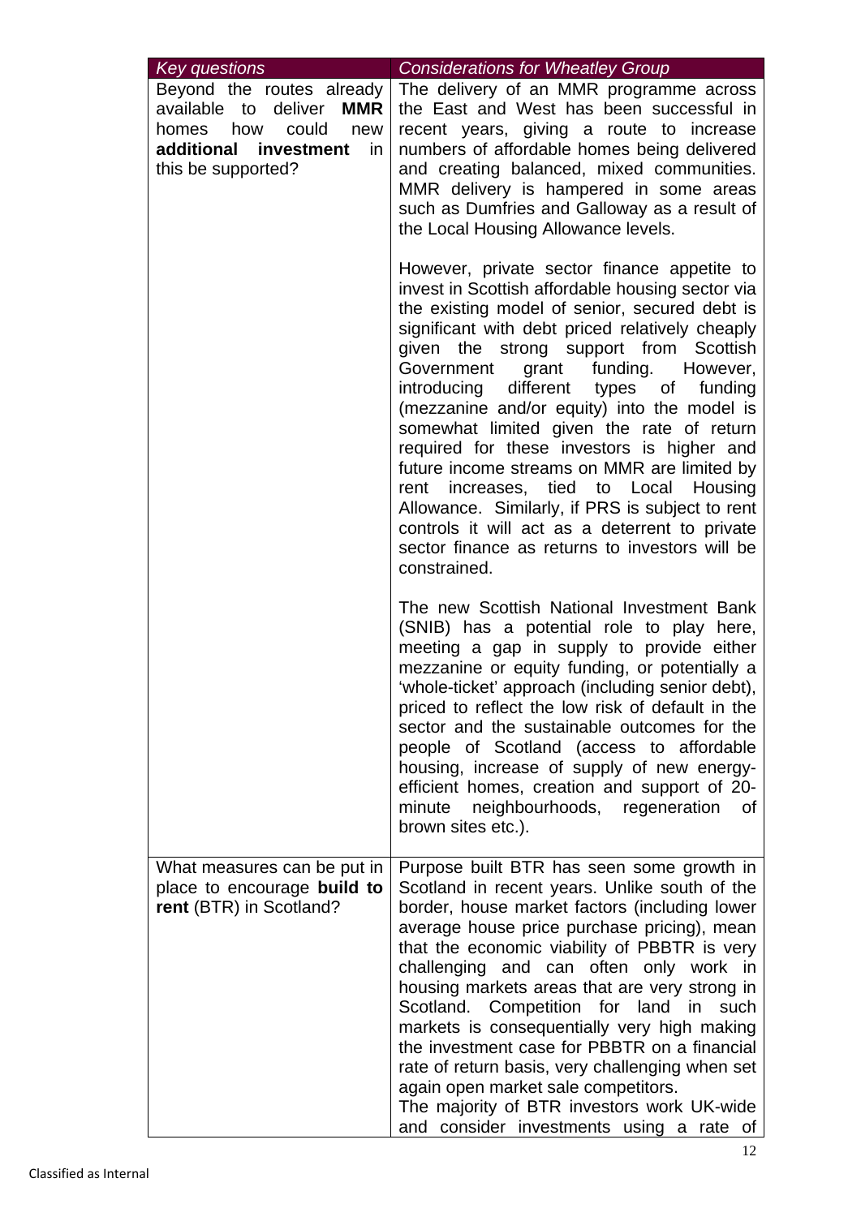| *Key questions* | *Considerations for Wheatley Group* |
|---|---|
| Beyond the routes already available to deliver **MMR** homes how could new **additional investment** in this be supported? | The delivery of an MMR programme across the East and West has been successful in recent years, giving a route to increase numbers of affordable homes being delivered and creating balanced, mixed communities. MMR delivery is hampered in some areas such as Dumfries and Galloway as a result of the Local Housing Allowance levels.<br><br>However, private sector finance appetite to invest in Scottish affordable housing sector via the existing model of senior, secured debt is significant with debt priced relatively cheaply given the strong support from Scottish Government grant funding. However, introducing different types of funding (mezzanine and/or equity) into the model is somewhat limited given the rate of return required for these investors is higher and future income streams on MMR are limited by rent increases, tied to Local Housing Allowance. Similarly, if PRS is subject to rent controls it will act as a deterrent to private sector finance as returns to investors will be constrained.<br><br>The new Scottish National Investment Bank (SNIB) has a potential role to play here, meeting a gap in supply to provide either mezzanine or equity funding, or potentially a 'whole-ticket' approach (including senior debt), priced to reflect the low risk of default in the sector and the sustainable outcomes for the people of Scotland (access to affordable housing, increase of supply of new energy-efficient homes, creation and support of 20-minute neighbourhoods, regeneration of brown sites etc.). |
| What measures can be put in place to encourage **build to rent** (BTR) in Scotland? | Purpose built BTR has seen some growth in Scotland in recent years. Unlike south of the border, house market factors (including lower average house price purchase pricing), mean that the economic viability of PBBTR is very challenging and can often only work in housing markets areas that are very strong in Scotland. Competition for land in such markets is consequentially very high making the investment case for PBBTR on a financial rate of return basis, very challenging when set again open market sale competitors.<br>The majority of BTR investors work UK-wide and consider investments using a rate of |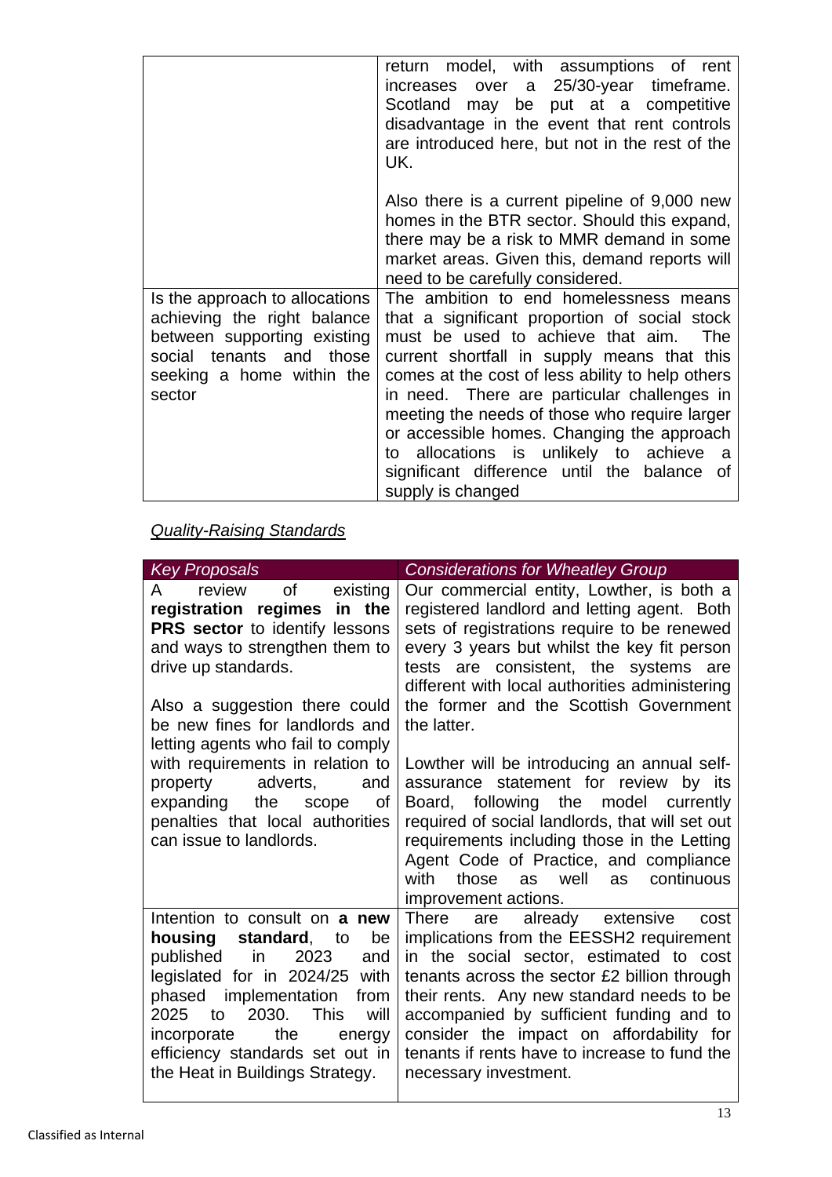| | |
|---|---|
| | return model, with assumptions of rent increases over a 25/30-year timeframe. Scotland may be put at a competitive disadvantage in the event that rent controls are introduced here, but not in the rest of the UK.<br><br>Also there is a current pipeline of 9,000 new homes in the BTR sector. Should this expand, there may be a risk to MMR demand in some market areas. Given this, demand reports will need to be carefully considered. |
| Is the approach to allocations achieving the right balance between supporting existing social tenants and those seeking a home within the sector | The ambition to end homelessness means that a significant proportion of social stock must be used to achieve that aim. The current shortfall in supply means that this comes at the cost of less ability to help others in need. There are particular challenges in meeting the needs of those who require larger or accessible homes. Changing the approach to allocations is unlikely to achieve a significant difference until the balance of supply is changed |

*Quality-Raising Standards*

| *Key Proposals* | *Considerations for Wheatley Group* |
|---|---|
| A review of existing **registration regimes in the PRS sector** to identify lessons and ways to strengthen them to drive up standards.<br><br>Also a suggestion there could be new fines for landlords and letting agents who fail to comply with requirements in relation to property adverts, and expanding the scope of penalties that local authorities can issue to landlords. | Our commercial entity, Lowther, is both a registered landlord and letting agent. Both sets of registrations require to be renewed every 3 years but whilst the key fit person tests are consistent, the systems are different with local authorities administering the former and the Scottish Government the latter.<br><br>Lowther will be introducing an annual self-assurance statement for review by its Board, following the model currently required of social landlords, that will set out requirements including those in the Letting Agent Code of Practice, and compliance with those as well as continuous improvement actions. |
| Intention to consult on **a new housing standard**, to be published in 2023 and legislated for in 2024/25 with phased implementation from 2025 to 2030. This will incorporate the energy efficiency standards set out in the Heat in Buildings Strategy. | There are already extensive cost implications from the EESSH2 requirement in the social sector, estimated to cost tenants across the sector £2 billion through their rents. Any new standard needs to be accompanied by sufficient funding and to consider the impact on affordability for tenants if rents have to increase to fund the necessary investment. |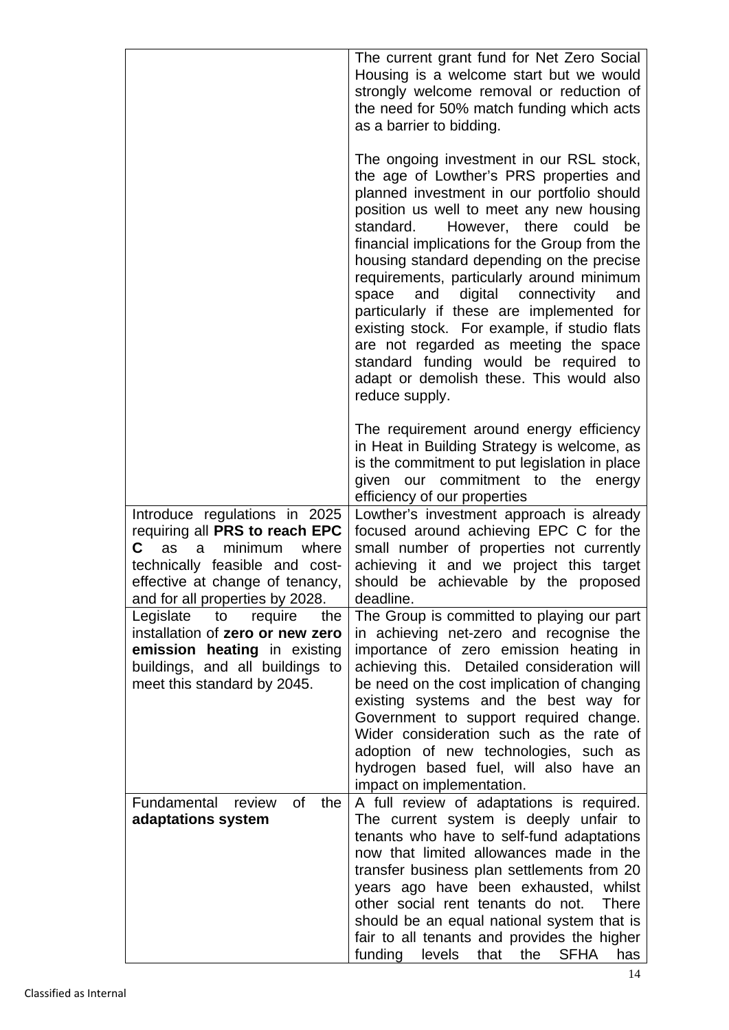| | |
|---|---|
| | The current grant fund for Net Zero Social Housing is a welcome start but we would strongly welcome removal or reduction of the need for 50% match funding which acts as a barrier to bidding.<br><br>The ongoing investment in our RSL stock, the age of Lowther's PRS properties and planned investment in our portfolio should position us well to meet any new housing standard. However, there could be financial implications for the Group from the housing standard depending on the precise requirements, particularly around minimum space and digital connectivity and particularly if these are implemented for existing stock. For example, if studio flats are not regarded as meeting the space standard funding would be required to adapt or demolish these. This would also reduce supply.<br><br>The requirement around energy efficiency in Heat in Building Strategy is welcome, as is the commitment to put legislation in place given our commitment to the energy efficiency of our properties |
| Introduce regulations in 2025 requiring all **PRS to reach EPC C** as a minimum where technically feasible and cost-effective at change of tenancy, and for all properties by 2028. | Lowther's investment approach is already focused around achieving EPC C for the small number of properties not currently achieving it and we project this target should be achievable by the proposed deadline. |
| Legislate to require the installation of **zero or new zero emission heating** in existing buildings, and all buildings to meet this standard by 2045. | The Group is committed to playing our part in achieving net-zero and recognise the importance of zero emission heating in achieving this. Detailed consideration will be need on the cost implication of changing existing systems and the best way for Government to support required change. Wider consideration such as the rate of adoption of new technologies, such as hydrogen based fuel, will also have an impact on implementation. |
| Fundamental review of the **adaptations system** | A full review of adaptations is required. The current system is deeply unfair to tenants who have to self-fund adaptations now that limited allowances made in the transfer business plan settlements from 20 years ago have been exhausted, whilst other social rent tenants do not. There should be an equal national system that is fair to all tenants and provides the higher funding levels that the SFHA has |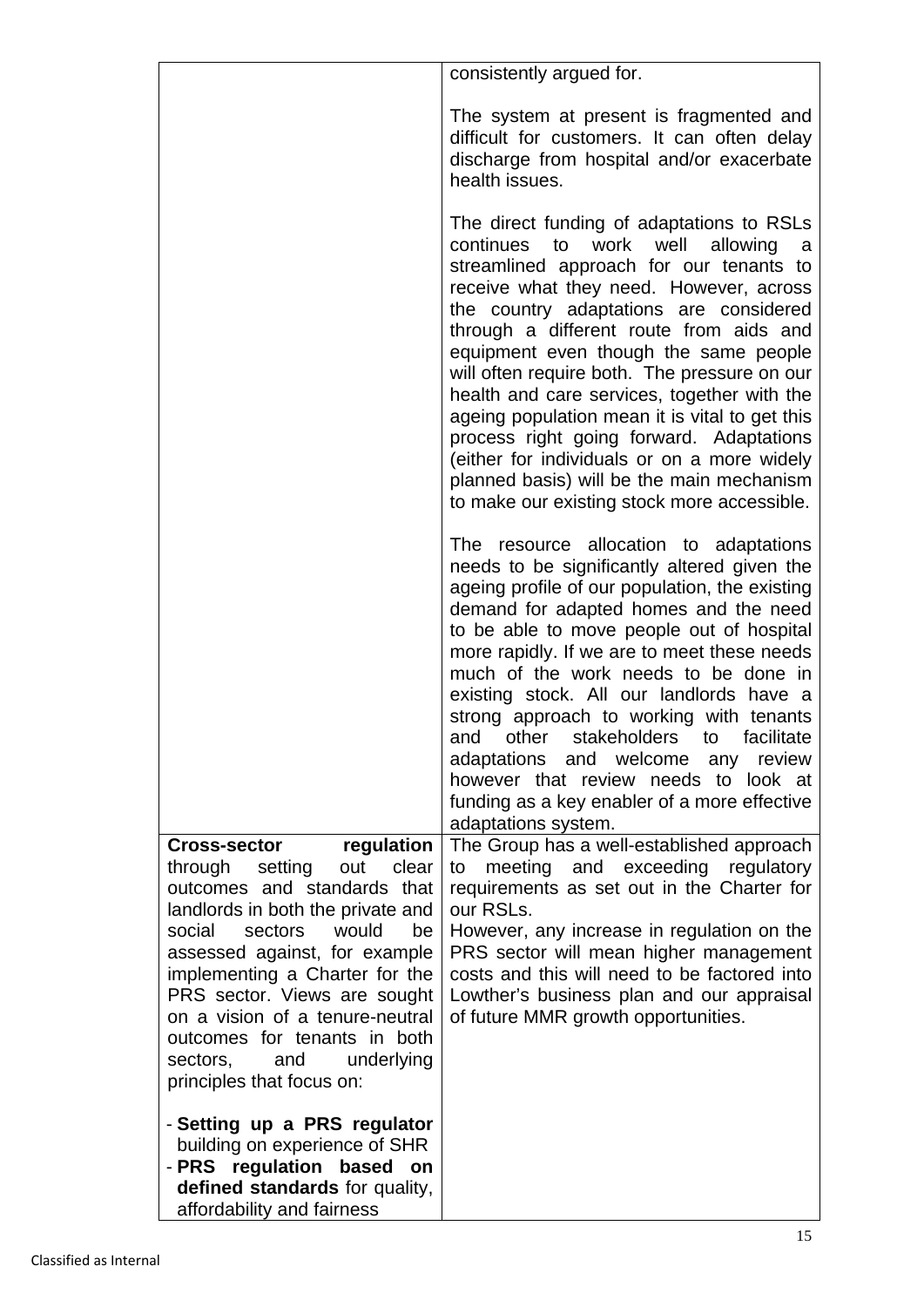| | |
|---|---|
| | consistently argued for.<br><br>The system at present is fragmented and difficult for customers. It can often delay discharge from hospital and/or exacerbate health issues.<br><br>The direct funding of adaptations to RSLs continues to work well allowing a streamlined approach for our tenants to receive what they need. However, across the country adaptations are considered through a different route from aids and equipment even though the same people will often require both. The pressure on our health and care services, together with the ageing population mean it is vital to get this process right going forward. Adaptations (either for individuals or on a more widely planned basis) will be the main mechanism to make our existing stock more accessible.<br><br>The resource allocation to adaptations needs to be significantly altered given the ageing profile of our population, the existing demand for adapted homes and the need to be able to move people out of hospital more rapidly. If we are to meet these needs much of the work needs to be done in existing stock. All our landlords have a strong approach to working with tenants and other stakeholders to facilitate adaptations and welcome any review however that review needs to look at funding as a key enabler of a more effective adaptations system. |
| **Cross-sector regulation** through setting out clear outcomes and standards that landlords in both the private and social sectors would be assessed against, for example implementing a Charter for the PRS sector. Views are sought on a vision of a tenure-neutral outcomes for tenants in both sectors, and underlying principles that focus on:<br><br>- **Setting up a PRS regulator** building on experience of SHR<br>- **PRS regulation based on defined standards** for quality, affordability and fairness | The Group has a well-established approach to meeting and exceeding regulatory requirements as set out in the Charter for our RSLs.<br>However, any increase in regulation on the PRS sector will mean higher management costs and this will need to be factored into Lowther's business plan and our appraisal of future MMR growth opportunities. |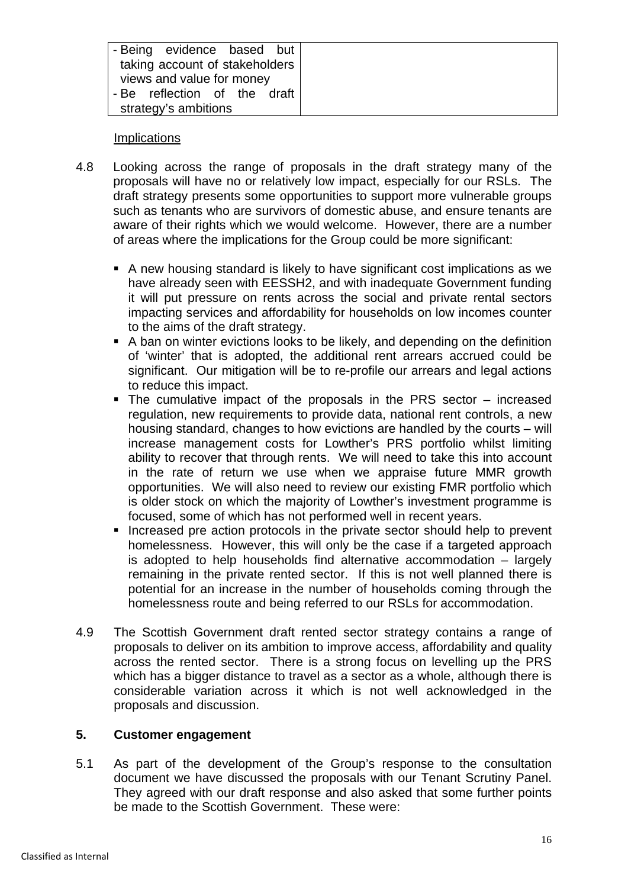| | |
|---|---|
| - Being evidence based but taking account of stakeholders views and value for money<br>- Be reflection of the draft strategy's ambitions | |

Implications

4.8 Looking across the range of proposals in the draft strategy many of the proposals will have no or relatively low impact, especially for our RSLs. The draft strategy presents some opportunities to support more vulnerable groups such as tenants who are survivors of domestic abuse, and ensure tenants are aware of their rights which we would welcome. However, there are a number of areas where the implications for the Group could be more significant:

- A new housing standard is likely to have significant cost implications as we have already seen with EESSH2, and with inadequate Government funding it will put pressure on rents across the social and private rental sectors impacting services and affordability for households on low incomes counter to the aims of the draft strategy.
- A ban on winter evictions looks to be likely, and depending on the definition of 'winter' that is adopted, the additional rent arrears accrued could be significant. Our mitigation will be to re-profile our arrears and legal actions to reduce this impact.
- The cumulative impact of the proposals in the PRS sector – increased regulation, new requirements to provide data, national rent controls, a new housing standard, changes to how evictions are handled by the courts – will increase management costs for Lowther's PRS portfolio whilst limiting ability to recover that through rents. We will need to take this into account in the rate of return we use when we appraise future MMR growth opportunities. We will also need to review our existing FMR portfolio which is older stock on which the majority of Lowther's investment programme is focused, some of which has not performed well in recent years.
- Increased pre action protocols in the private sector should help to prevent homelessness. However, this will only be the case if a targeted approach is adopted to help households find alternative accommodation – largely remaining in the private rented sector. If this is not well planned there is potential for an increase in the number of households coming through the homelessness route and being referred to our RSLs for accommodation.

4.9 The Scottish Government draft rented sector strategy contains a range of proposals to deliver on its ambition to improve access, affordability and quality across the rented sector. There is a strong focus on levelling up the PRS which has a bigger distance to travel as a sector as a whole, although there is considerable variation across it which is not well acknowledged in the proposals and discussion.

## 5. Customer engagement

5.1 As part of the development of the Group's response to the consultation document we have discussed the proposals with our Tenant Scrutiny Panel. They agreed with our draft response and also asked that some further points be made to the Scottish Government. These were: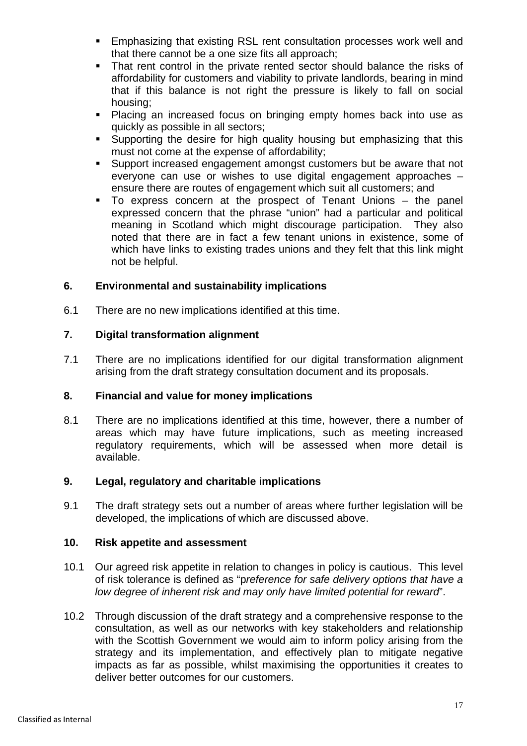- Emphasizing that existing RSL rent consultation processes work well and that there cannot be a one size fits all approach;
- That rent control in the private rented sector should balance the risks of affordability for customers and viability to private landlords, bearing in mind that if this balance is not right the pressure is likely to fall on social housing;
- Placing an increased focus on bringing empty homes back into use as quickly as possible in all sectors;
- Supporting the desire for high quality housing but emphasizing that this must not come at the expense of affordability;
- Support increased engagement amongst customers but be aware that not everyone can use or wishes to use digital engagement approaches – ensure there are routes of engagement which suit all customers; and
- To express concern at the prospect of Tenant Unions – the panel expressed concern that the phrase "union" had a particular and political meaning in Scotland which might discourage participation. They also noted that there are in fact a few tenant unions in existence, some of which have links to existing trades unions and they felt that this link might not be helpful.

## 6. Environmental and sustainability implications

6.1 There are no new implications identified at this time.

## 7. Digital transformation alignment

7.1 There are no implications identified for our digital transformation alignment arising from the draft strategy consultation document and its proposals.

## 8. Financial and value for money implications

8.1 There are no implications identified at this time, however, there a number of areas which may have future implications, such as meeting increased regulatory requirements, which will be assessed when more detail is available.

## 9. Legal, regulatory and charitable implications

9.1 The draft strategy sets out a number of areas where further legislation will be developed, the implications of which are discussed above.

## 10. Risk appetite and assessment

10.1 Our agreed risk appetite in relation to changes in policy is cautious. This level of risk tolerance is defined as "*preference for safe delivery options that have a low degree of inherent risk and may only have limited potential for reward*".

10.2 Through discussion of the draft strategy and a comprehensive response to the consultation, as well as our networks with key stakeholders and relationship with the Scottish Government we would aim to inform policy arising from the strategy and its implementation, and effectively plan to mitigate negative impacts as far as possible, whilst maximising the opportunities it creates to deliver better outcomes for our customers.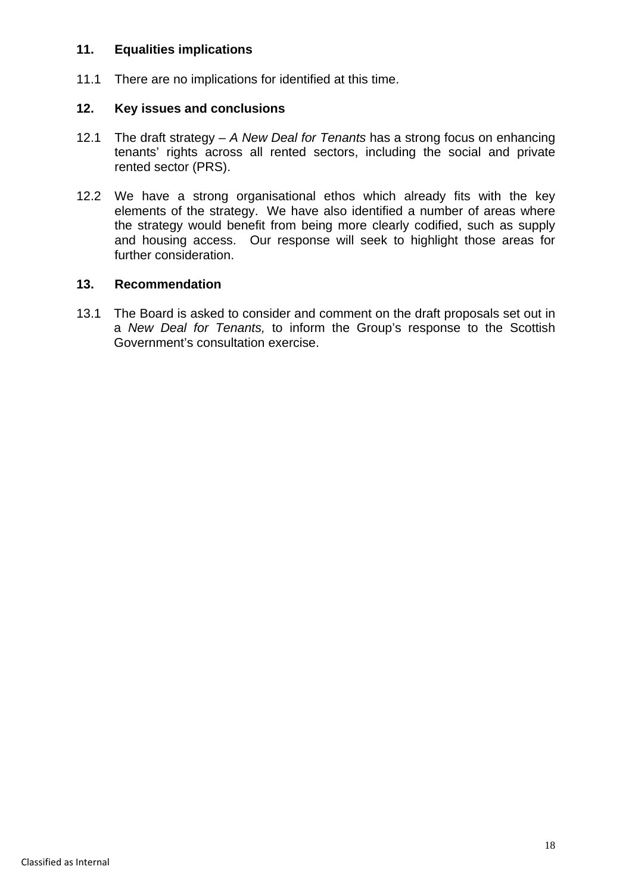## 11. Equalities implications

11.1 There are no implications for identified at this time.

## 12. Key issues and conclusions

12.1 The draft strategy – *A New Deal for Tenants* has a strong focus on enhancing tenants' rights across all rented sectors, including the social and private rented sector (PRS).

12.2 We have a strong organisational ethos which already fits with the key elements of the strategy. We have also identified a number of areas where the strategy would benefit from being more clearly codified, such as supply and housing access. Our response will seek to highlight those areas for further consideration.

## 13. Recommendation

13.1 The Board is asked to consider and comment on the draft proposals set out in a *New Deal for Tenants,* to inform the Group's response to the Scottish Government's consultation exercise.

Classified as Internal